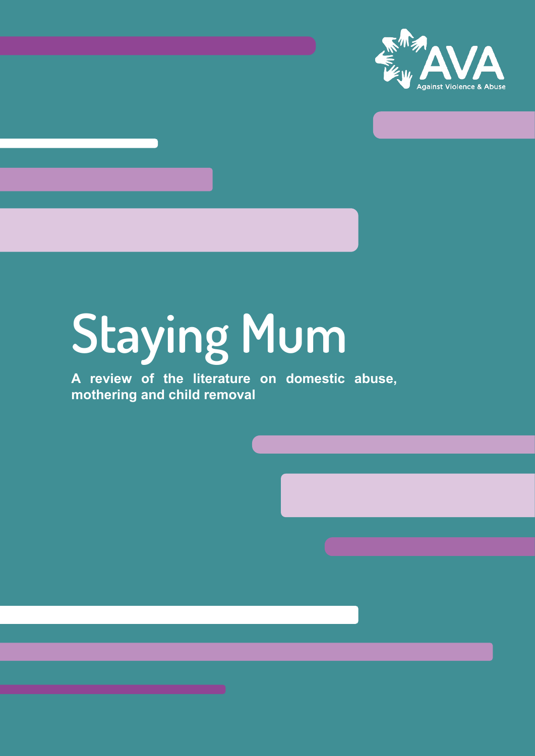AVA
Against Violence & Abuse

# Staying Mum

**A review of the literature on domestic abuse, mothering and child removal**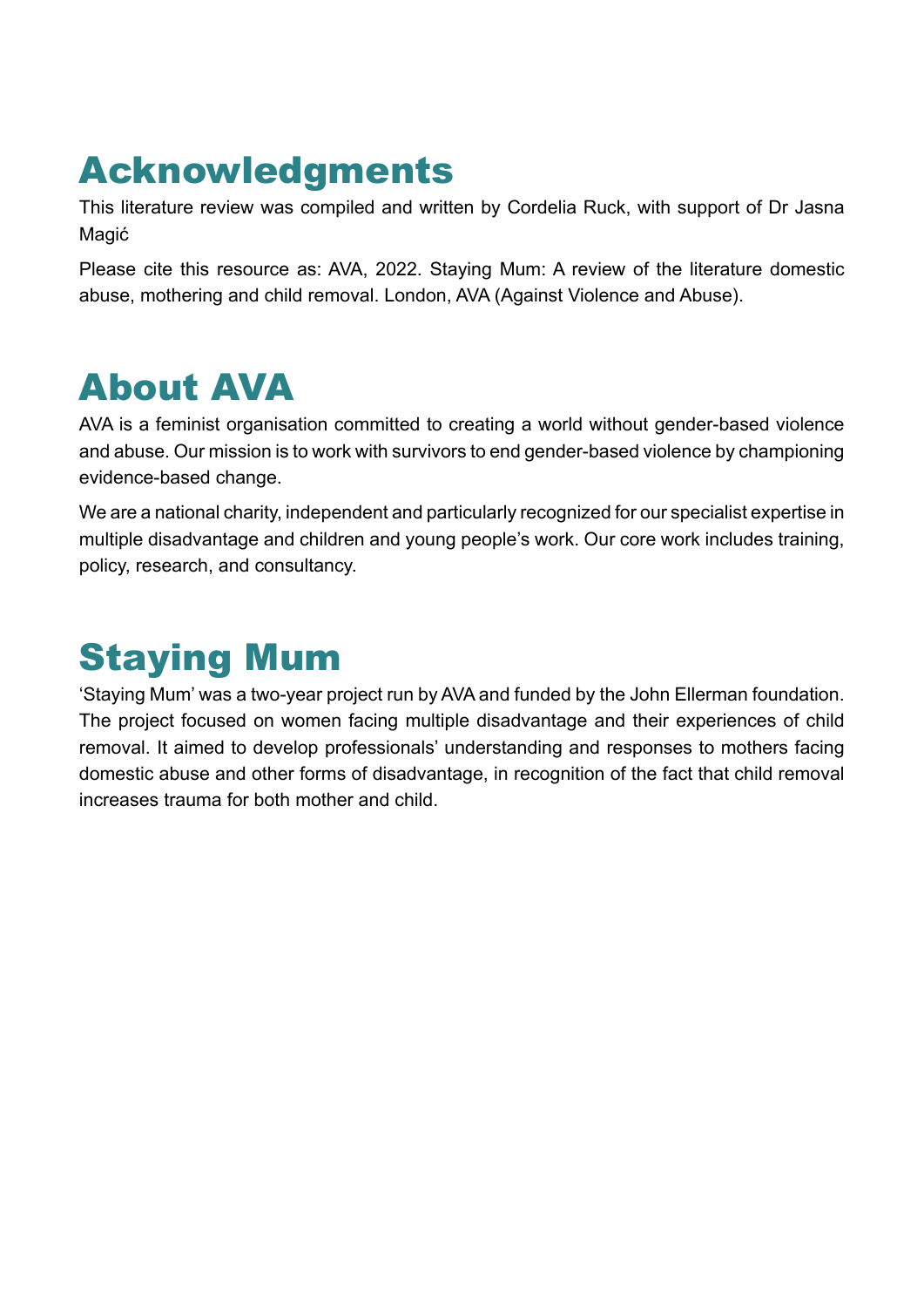# Acknowledgments

This literature review was compiled and written by Cordelia Ruck, with support of Dr Jasna Magić

Please cite this resource as: AVA, 2022. Staying Mum: A review of the literature domestic abuse, mothering and child removal. London, AVA (Against Violence and Abuse).

# About AVA

AVA is a feminist organisation committed to creating a world without gender-based violence and abuse. Our mission is to work with survivors to end gender-based violence by championing evidence-based change.

We are a national charity, independent and particularly recognized for our specialist expertise in multiple disadvantage and children and young people's work. Our core work includes training, policy, research, and consultancy.

# Staying Mum

'Staying Mum' was a two-year project run by AVA and funded by the John Ellerman foundation. The project focused on women facing multiple disadvantage and their experiences of child removal. It aimed to develop professionals' understanding and responses to mothers facing domestic abuse and other forms of disadvantage, in recognition of the fact that child removal increases trauma for both mother and child.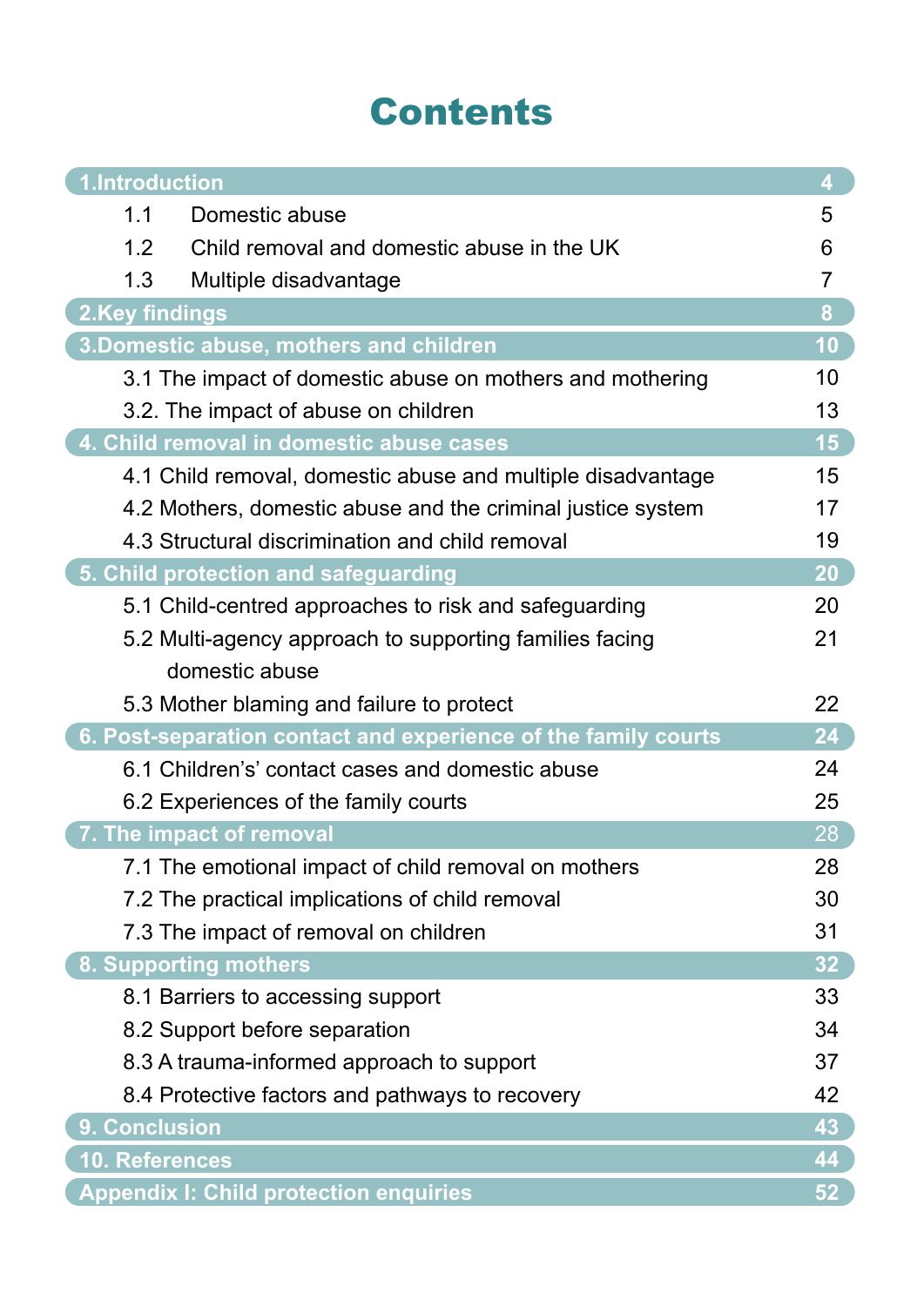# Contents

| | |
|---|---|
| **1.Introduction** | **4** |
| 1.1 Domestic abuse | 5 |
| 1.2 Child removal and domestic abuse in the UK | 6 |
| 1.3 Multiple disadvantage | 7 |
| **2.Key findings** | **8** |
| **3.Domestic abuse, mothers and children** | **10** |
| 3.1 The impact of domestic abuse on mothers and mothering | 10 |
| 3.2. The impact of abuse on children | 13 |
| **4. Child removal in domestic abuse cases** | **15** |
| 4.1 Child removal, domestic abuse and multiple disadvantage | 15 |
| 4.2 Mothers, domestic abuse and the criminal justice system | 17 |
| 4.3 Structural discrimination and child removal | 19 |
| **5. Child protection and safeguarding** | **20** |
| 5.1 Child-centred approaches to risk and safeguarding | 20 |
| 5.2 Multi-agency approach to supporting families facing domestic abuse | 21 |
| 5.3 Mother blaming and failure to protect | 22 |
| **6. Post-separation contact and experience of the family courts** | **24** |
| 6.1 Children's' contact cases and domestic abuse | 24 |
| 6.2 Experiences of the family courts | 25 |
| **7. The impact of removal** | **28** |
| 7.1 The emotional impact of child removal on mothers | 28 |
| 7.2 The practical implications of child removal | 30 |
| 7.3 The impact of removal on children | 31 |
| **8. Supporting mothers** | **32** |
| 8.1 Barriers to accessing support | 33 |
| 8.2 Support before separation | 34 |
| 8.3 A trauma-informed approach to support | 37 |
| 8.4 Protective factors and pathways to recovery | 42 |
| **9. Conclusion** | **43** |
| **10. References** | **44** |
| **Appendix I: Child protection enquiries** | **52** |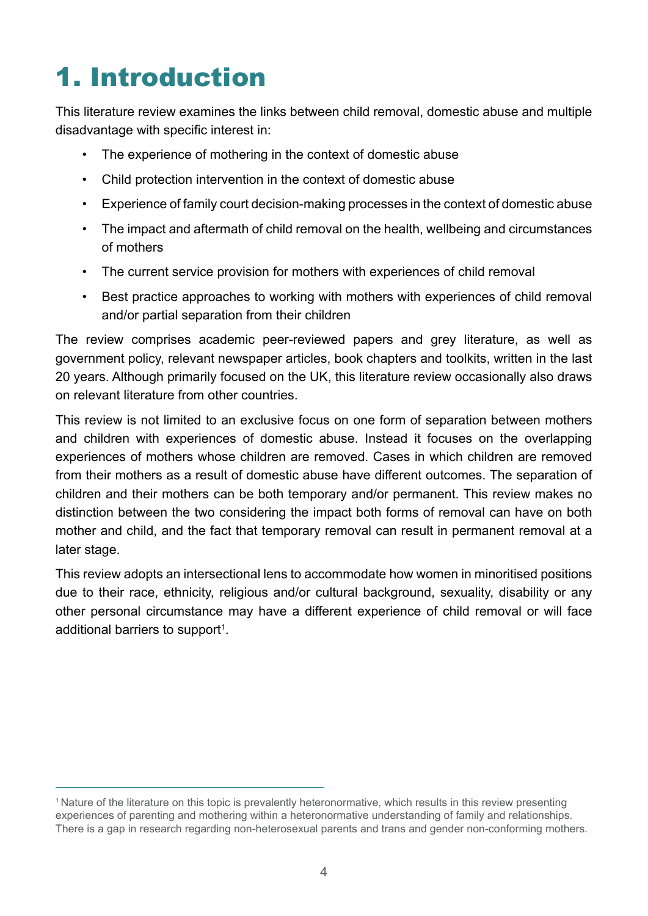# 1. Introduction

This literature review examines the links between child removal, domestic abuse and multiple disadvantage with specific interest in:

- The experience of mothering in the context of domestic abuse
- Child protection intervention in the context of domestic abuse
- Experience of family court decision-making processes in the context of domestic abuse
- The impact and aftermath of child removal on the health, wellbeing and circumstances of mothers
- The current service provision for mothers with experiences of child removal
- Best practice approaches to working with mothers with experiences of child removal and/or partial separation from their children

The review comprises academic peer-reviewed papers and grey literature, as well as government policy, relevant newspaper articles, book chapters and toolkits, written in the last 20 years. Although primarily focused on the UK, this literature review occasionally also draws on relevant literature from other countries.

This review is not limited to an exclusive focus on one form of separation between mothers and children with experiences of domestic abuse. Instead it focuses on the overlapping experiences of mothers whose children are removed. Cases in which children are removed from their mothers as a result of domestic abuse have different outcomes. The separation of children and their mothers can be both temporary and/or permanent. This review makes no distinction between the two considering the impact both forms of removal can have on both mother and child, and the fact that temporary removal can result in permanent removal at a later stage.

This review adopts an intersectional lens to accommodate how women in minoritised positions due to their race, ethnicity, religious and/or cultural background, sexuality, disability or any other personal circumstance may have a different experience of child removal or will face additional barriers to support[1].

[1] Nature of the literature on this topic is prevalently heteronormative, which results in this review presenting experiences of parenting and mothering within a heteronormative understanding of family and relationships. There is a gap in research regarding non-heterosexual parents and trans and gender non-conforming mothers.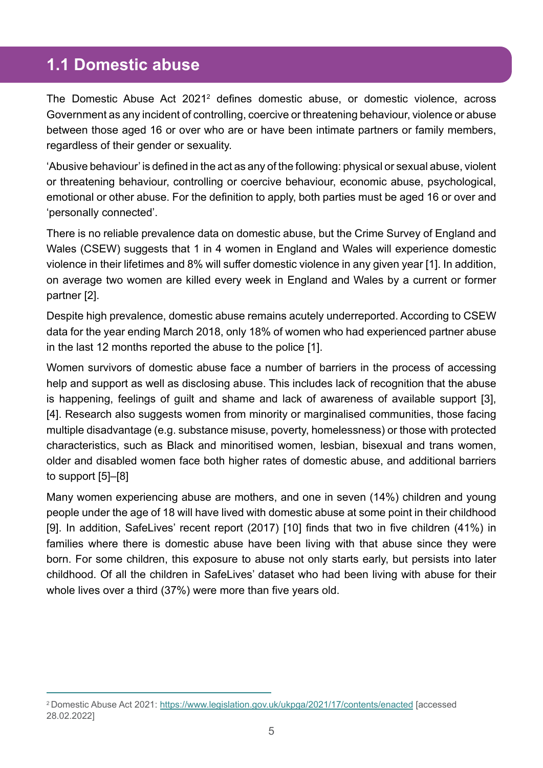## 1.1 Domestic abuse

The Domestic Abuse Act 2021[2] defines domestic abuse, or domestic violence, across Government as any incident of controlling, coercive or threatening behaviour, violence or abuse between those aged 16 or over who are or have been intimate partners or family members, regardless of their gender or sexuality.

'Abusive behaviour' is defined in the act as any of the following: physical or sexual abuse, violent or threatening behaviour, controlling or coercive behaviour, economic abuse, psychological, emotional or other abuse. For the definition to apply, both parties must be aged 16 or over and 'personally connected'.

There is no reliable prevalence data on domestic abuse, but the Crime Survey of England and Wales (CSEW) suggests that 1 in 4 women in England and Wales will experience domestic violence in their lifetimes and 8% will suffer domestic violence in any given year [1]. In addition, on average two women are killed every week in England and Wales by a current or former partner [2].

Despite high prevalence, domestic abuse remains acutely underreported. According to CSEW data for the year ending March 2018, only 18% of women who had experienced partner abuse in the last 12 months reported the abuse to the police [1].

Women survivors of domestic abuse face a number of barriers in the process of accessing help and support as well as disclosing abuse. This includes lack of recognition that the abuse is happening, feelings of guilt and shame and lack of awareness of available support [3], [4]. Research also suggests women from minority or marginalised communities, those facing multiple disadvantage (e.g. substance misuse, poverty, homelessness) or those with protected characteristics, such as Black and minoritised women, lesbian, bisexual and trans women, older and disabled women face both higher rates of domestic abuse, and additional barriers to support [5]–[8]

Many women experiencing abuse are mothers, and one in seven (14%) children and young people under the age of 18 will have lived with domestic abuse at some point in their childhood [9]. In addition, SafeLives' recent report (2017) [10] finds that two in five children (41%) in families where there is domestic abuse have been living with that abuse since they were born. For some children, this exposure to abuse not only starts early, but persists into later childhood. Of all the children in SafeLives' dataset who had been living with abuse for their whole lives over a third (37%) were more than five years old.

[2] Domestic Abuse Act 2021: https://www.legislation.gov.uk/ukpga/2021/17/contents/enacted [accessed 28.02.2022]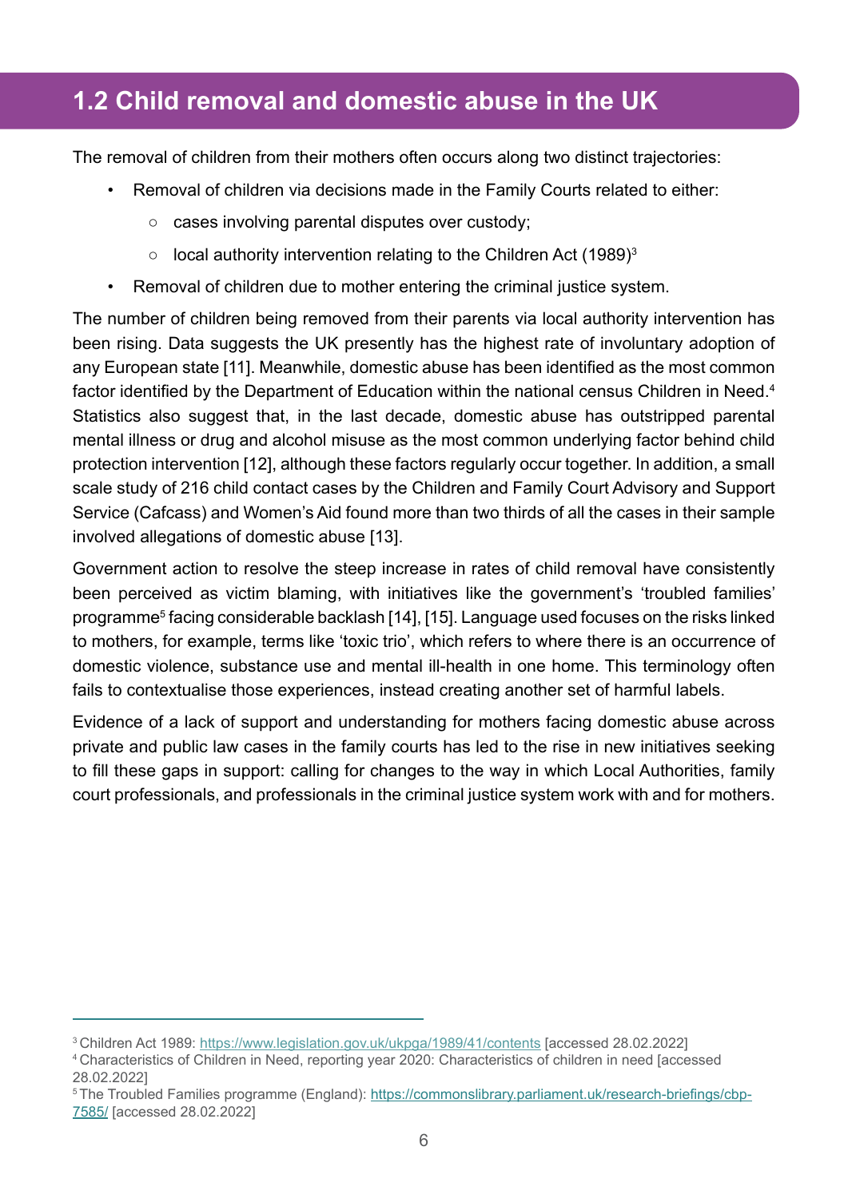## 1.2 Child removal and domestic abuse in the UK

The removal of children from their mothers often occurs along two distinct trajectories:

- Removal of children via decisions made in the Family Courts related to either:
  - cases involving parental disputes over custody;
  - local authority intervention relating to the Children Act (1989)[3]
- Removal of children due to mother entering the criminal justice system.

The number of children being removed from their parents via local authority intervention has been rising. Data suggests the UK presently has the highest rate of involuntary adoption of any European state [11]. Meanwhile, domestic abuse has been identified as the most common factor identified by the Department of Education within the national census Children in Need.[4] Statistics also suggest that, in the last decade, domestic abuse has outstripped parental mental illness or drug and alcohol misuse as the most common underlying factor behind child protection intervention [12], although these factors regularly occur together. In addition, a small scale study of 216 child contact cases by the Children and Family Court Advisory and Support Service (Cafcass) and Women's Aid found more than two thirds of all the cases in their sample involved allegations of domestic abuse [13].

Government action to resolve the steep increase in rates of child removal have consistently been perceived as victim blaming, with initiatives like the government's 'troubled families' programme[5] facing considerable backlash [14], [15]. Language used focuses on the risks linked to mothers, for example, terms like 'toxic trio', which refers to where there is an occurrence of domestic violence, substance use and mental ill-health in one home. This terminology often fails to contextualise those experiences, instead creating another set of harmful labels.

Evidence of a lack of support and understanding for mothers facing domestic abuse across private and public law cases in the family courts has led to the rise in new initiatives seeking to fill these gaps in support: calling for changes to the way in which Local Authorities, family court professionals, and professionals in the criminal justice system work with and for mothers.

---

[3] Children Act 1989: https://www.legislation.gov.uk/ukpga/1989/41/contents [accessed 28.02.2022]

[4] Characteristics of Children in Need, reporting year 2020: Characteristics of children in need [accessed 28.02.2022]

[5] The Troubled Families programme (England): https://commonslibrary.parliament.uk/research-briefings/cbp-7585/ [accessed 28.02.2022]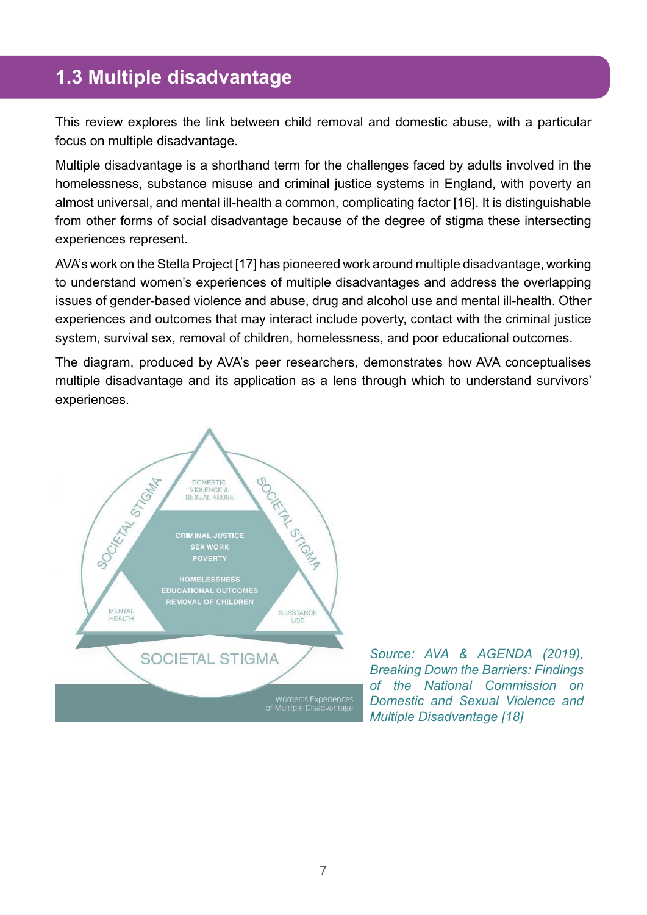## 1.3 Multiple disadvantage

This review explores the link between child removal and domestic abuse, with a particular focus on multiple disadvantage.

Multiple disadvantage is a shorthand term for the challenges faced by adults involved in the homelessness, substance misuse and criminal justice systems in England, with poverty an almost universal, and mental ill-health a common, complicating factor [16]. It is distinguishable from other forms of social disadvantage because of the degree of stigma these intersecting experiences represent.

AVA's work on the Stella Project [17] has pioneered work around multiple disadvantage, working to understand women's experiences of multiple disadvantages and address the overlapping issues of gender-based violence and abuse, drug and alcohol use and mental ill-health. Other experiences and outcomes that may interact include poverty, contact with the criminal justice system, survival sex, removal of children, homelessness, and poor educational outcomes.

The diagram, produced by AVA's peer researchers, demonstrates how AVA conceptualises multiple disadvantage and its application as a lens through which to understand survivors' experiences.

DOMESTIC VIOLENCE & SEXUAL ABUSE

CRIMINAL JUSTICE
SEX WORK
POVERTY

HOMELESSNESS
EDUCATIONAL OUTCOMES
REMOVAL OF CHILDREN

MENTAL HEALTH

SUBSTANCE USE

SOCIETAL STIGMA

Women's Experiences of Multiple Disadvantage

*Source: AVA & AGENDA (2019), Breaking Down the Barriers: Findings of the National Commission on Domestic and Sexual Violence and Multiple Disadvantage [18]*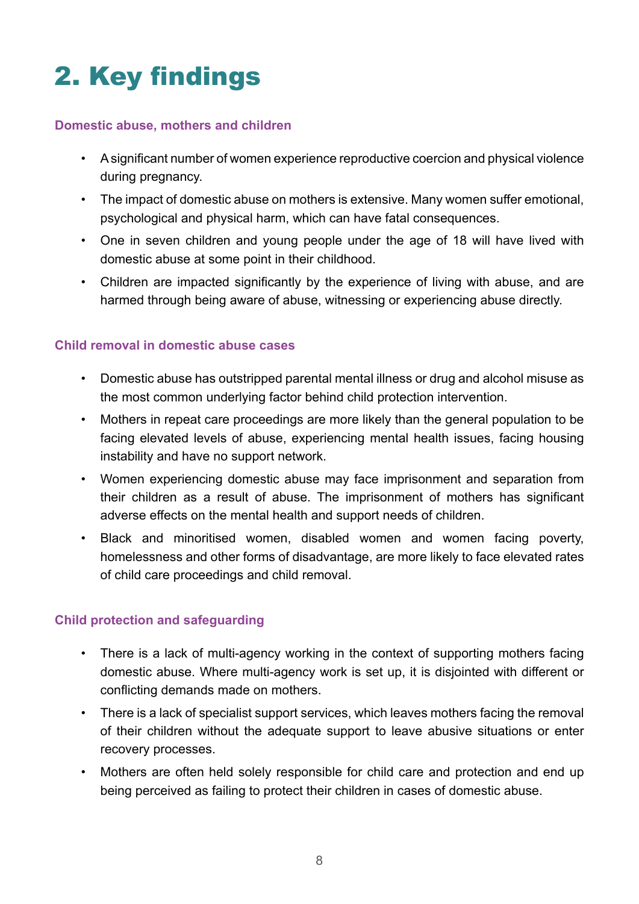# 2. Key findings

### Domestic abuse, mothers and children

- A significant number of women experience reproductive coercion and physical violence during pregnancy.
- The impact of domestic abuse on mothers is extensive. Many women suffer emotional, psychological and physical harm, which can have fatal consequences.
- One in seven children and young people under the age of 18 will have lived with domestic abuse at some point in their childhood.
- Children are impacted significantly by the experience of living with abuse, and are harmed through being aware of abuse, witnessing or experiencing abuse directly.

### Child removal in domestic abuse cases

- Domestic abuse has outstripped parental mental illness or drug and alcohol misuse as the most common underlying factor behind child protection intervention.
- Mothers in repeat care proceedings are more likely than the general population to be facing elevated levels of abuse, experiencing mental health issues, facing housing instability and have no support network.
- Women experiencing domestic abuse may face imprisonment and separation from their children as a result of abuse. The imprisonment of mothers has significant adverse effects on the mental health and support needs of children.
- Black and minoritised women, disabled women and women facing poverty, homelessness and other forms of disadvantage, are more likely to face elevated rates of child care proceedings and child removal.

### Child protection and safeguarding

- There is a lack of multi-agency working in the context of supporting mothers facing domestic abuse. Where multi-agency work is set up, it is disjointed with different or conflicting demands made on mothers.
- There is a lack of specialist support services, which leaves mothers facing the removal of their children without the adequate support to leave abusive situations or enter recovery processes.
- Mothers are often held solely responsible for child care and protection and end up being perceived as failing to protect their children in cases of domestic abuse.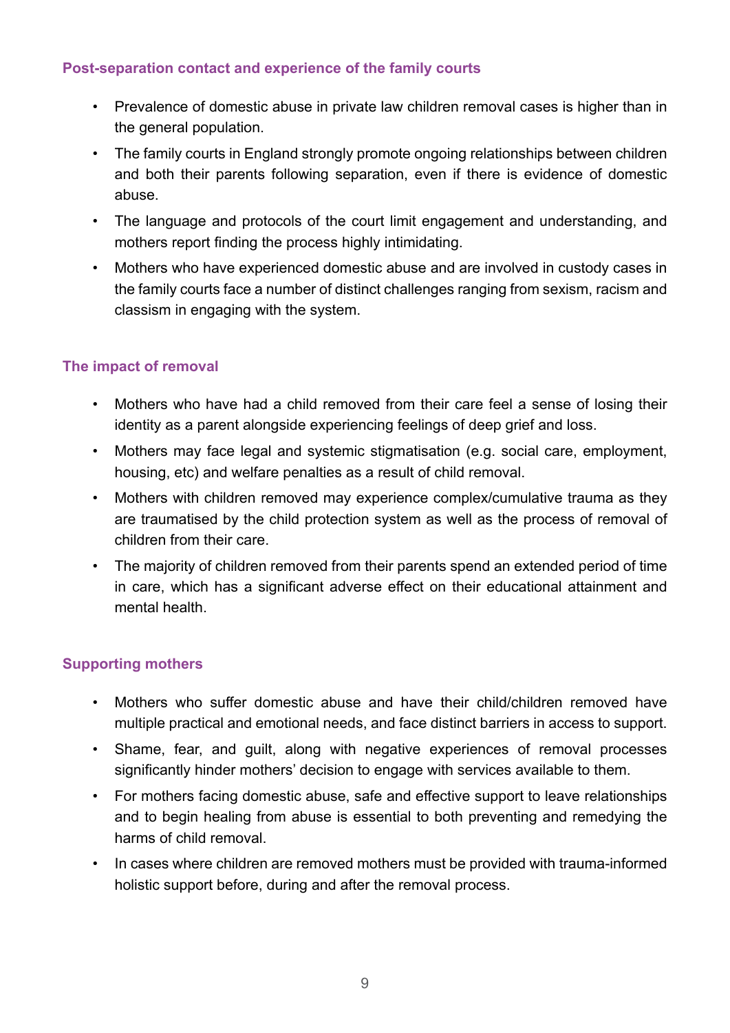### Post-separation contact and experience of the family courts

- Prevalence of domestic abuse in private law children removal cases is higher than in the general population.
- The family courts in England strongly promote ongoing relationships between children and both their parents following separation, even if there is evidence of domestic abuse.
- The language and protocols of the court limit engagement and understanding, and mothers report finding the process highly intimidating.
- Mothers who have experienced domestic abuse and are involved in custody cases in the family courts face a number of distinct challenges ranging from sexism, racism and classism in engaging with the system.

### The impact of removal

- Mothers who have had a child removed from their care feel a sense of losing their identity as a parent alongside experiencing feelings of deep grief and loss.
- Mothers may face legal and systemic stigmatisation (e.g. social care, employment, housing, etc) and welfare penalties as a result of child removal.
- Mothers with children removed may experience complex/cumulative trauma as they are traumatised by the child protection system as well as the process of removal of children from their care.
- The majority of children removed from their parents spend an extended period of time in care, which has a significant adverse effect on their educational attainment and mental health.

### Supporting mothers

- Mothers who suffer domestic abuse and have their child/children removed have multiple practical and emotional needs, and face distinct barriers in access to support.
- Shame, fear, and guilt, along with negative experiences of removal processes significantly hinder mothers' decision to engage with services available to them.
- For mothers facing domestic abuse, safe and effective support to leave relationships and to begin healing from abuse is essential to both preventing and remedying the harms of child removal.
- In cases where children are removed mothers must be provided with trauma-informed holistic support before, during and after the removal process.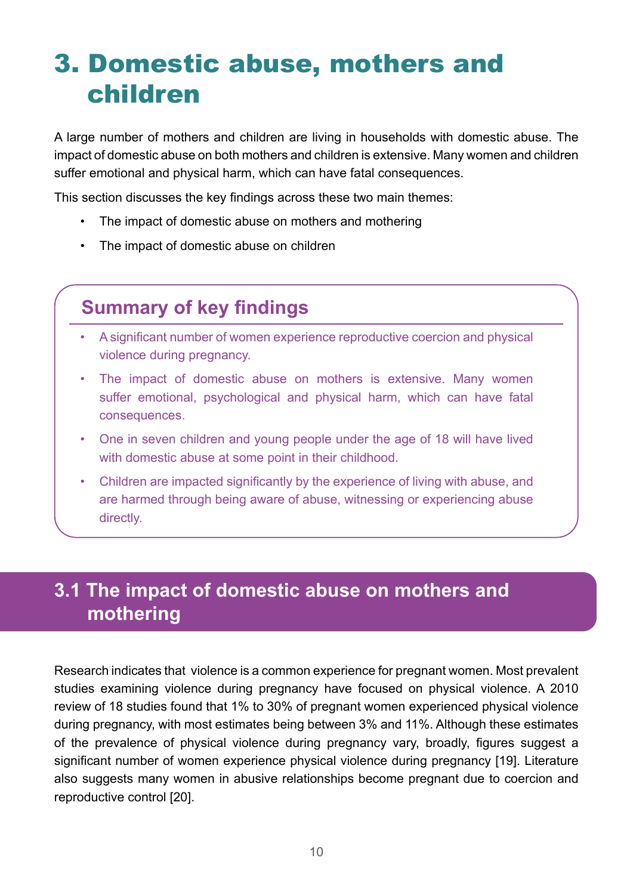# 3. Domestic abuse, mothers and children

A large number of mothers and children are living in households with domestic abuse. The impact of domestic abuse on both mothers and children is extensive. Many women and children suffer emotional and physical harm, which can have fatal consequences.

This section discusses the key findings across these two main themes:

- The impact of domestic abuse on mothers and mothering
- The impact of domestic abuse on children

## Summary of key findings

- A significant number of women experience reproductive coercion and physical violence during pregnancy.
- The impact of domestic abuse on mothers is extensive. Many women suffer emotional, psychological and physical harm, which can have fatal consequences.
- One in seven children and young people under the age of 18 will have lived with domestic abuse at some point in their childhood.
- Children are impacted significantly by the experience of living with abuse, and are harmed through being aware of abuse, witnessing or experiencing abuse directly.

## 3.1 The impact of domestic abuse on mothers and mothering

Research indicates that violence is a common experience for pregnant women. Most prevalent studies examining violence during pregnancy have focused on physical violence. A 2010 review of 18 studies found that 1% to 30% of pregnant women experienced physical violence during pregnancy, with most estimates being between 3% and 11%. Although these estimates of the prevalence of physical violence during pregnancy vary, broadly, figures suggest a significant number of women experience physical violence during pregnancy [19]. Literature also suggests many women in abusive relationships become pregnant due to coercion and reproductive control [20].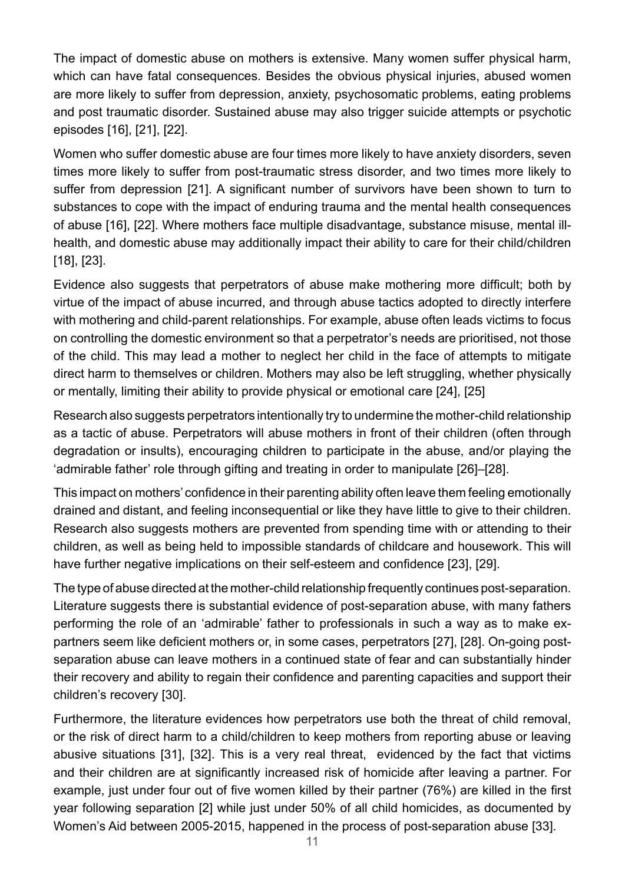The impact of domestic abuse on mothers is extensive. Many women suffer physical harm, which can have fatal consequences. Besides the obvious physical injuries, abused women are more likely to suffer from depression, anxiety, psychosomatic problems, eating problems and post traumatic disorder. Sustained abuse may also trigger suicide attempts or psychotic episodes [16], [21], [22].

Women who suffer domestic abuse are four times more likely to have anxiety disorders, seven times more likely to suffer from post-traumatic stress disorder, and two times more likely to suffer from depression [21]. A significant number of survivors have been shown to turn to substances to cope with the impact of enduring trauma and the mental health consequences of abuse [16], [22]. Where mothers face multiple disadvantage, substance misuse, mental ill-health, and domestic abuse may additionally impact their ability to care for their child/children [18], [23].

Evidence also suggests that perpetrators of abuse make mothering more difficult; both by virtue of the impact of abuse incurred, and through abuse tactics adopted to directly interfere with mothering and child-parent relationships. For example, abuse often leads victims to focus on controlling the domestic environment so that a perpetrator's needs are prioritised, not those of the child. This may lead a mother to neglect her child in the face of attempts to mitigate direct harm to themselves or children. Mothers may also be left struggling, whether physically or mentally, limiting their ability to provide physical or emotional care [24], [25]

Research also suggests perpetrators intentionally try to undermine the mother-child relationship as a tactic of abuse. Perpetrators will abuse mothers in front of their children (often through degradation or insults), encouraging children to participate in the abuse, and/or playing the 'admirable father' role through gifting and treating in order to manipulate [26]–[28].

This impact on mothers' confidence in their parenting ability often leave them feeling emotionally drained and distant, and feeling inconsequential or like they have little to give to their children. Research also suggests mothers are prevented from spending time with or attending to their children, as well as being held to impossible standards of childcare and housework. This will have further negative implications on their self-esteem and confidence [23], [29].

The type of abuse directed at the mother-child relationship frequently continues post-separation. Literature suggests there is substantial evidence of post-separation abuse, with many fathers performing the role of an 'admirable' father to professionals in such a way as to make ex-partners seem like deficient mothers or, in some cases, perpetrators [27], [28]. On-going post-separation abuse can leave mothers in a continued state of fear and can substantially hinder their recovery and ability to regain their confidence and parenting capacities and support their children's recovery [30].

Furthermore, the literature evidences how perpetrators use both the threat of child removal, or the risk of direct harm to a child/children to keep mothers from reporting abuse or leaving abusive situations [31], [32]. This is a very real threat, evidenced by the fact that victims and their children are at significantly increased risk of homicide after leaving a partner. For example, just under four out of five women killed by their partner (76%) are killed in the first year following separation [2] while just under 50% of all child homicides, as documented by Women's Aid between 2005-2015, happened in the process of post-separation abuse [33].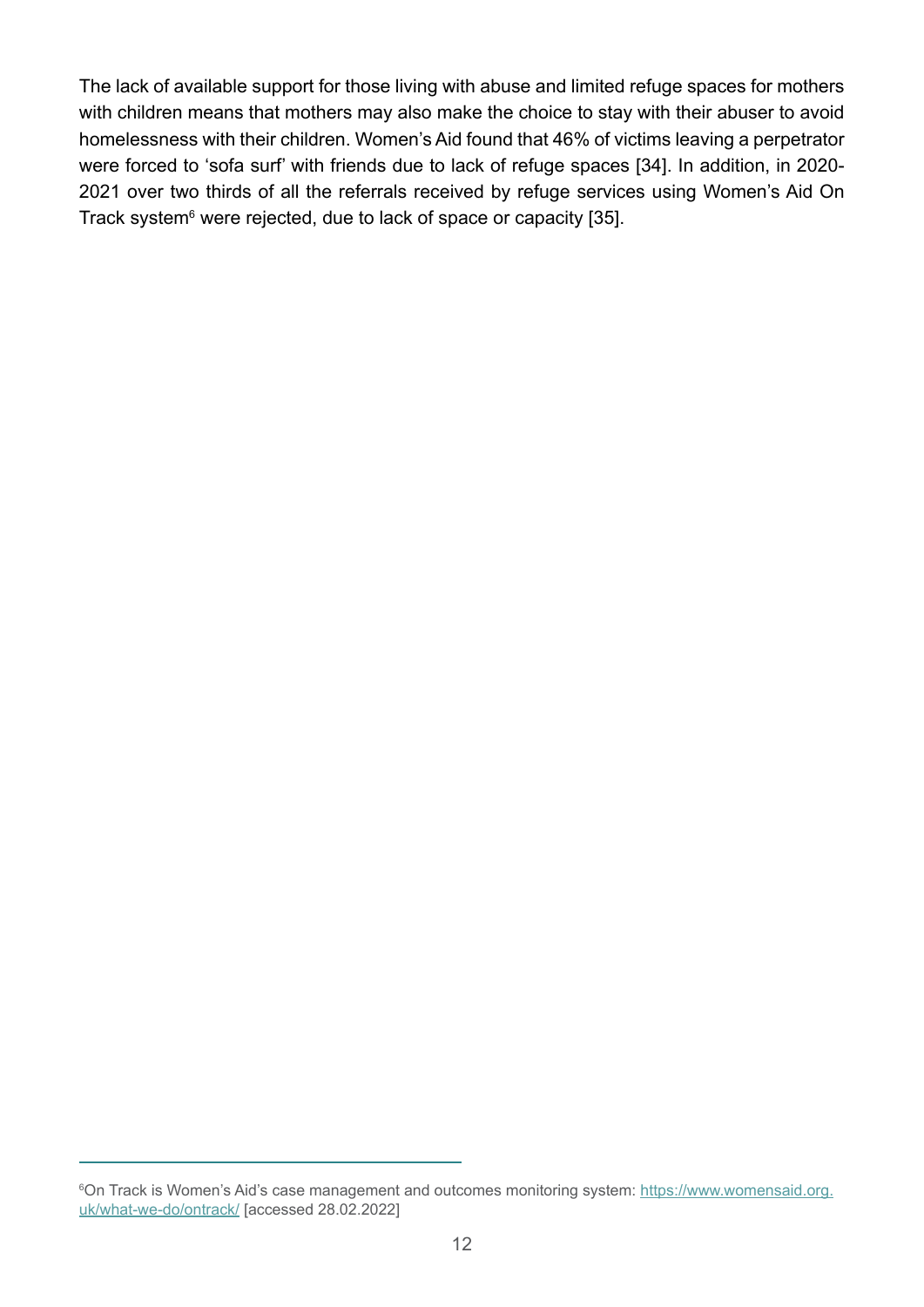The lack of available support for those living with abuse and limited refuge spaces for mothers with children means that mothers may also make the choice to stay with their abuser to avoid homelessness with their children. Women's Aid found that 46% of victims leaving a perpetrator were forced to 'sofa surf' with friends due to lack of refuge spaces [34]. In addition, in 2020-2021 over two thirds of all the referrals received by refuge services using Women's Aid On Track system[6] were rejected, due to lack of space or capacity [35].

---

[6] On Track is Women's Aid's case management and outcomes monitoring system: https://www.womensaid.org.uk/what-we-do/ontrack/ [accessed 28.02.2022]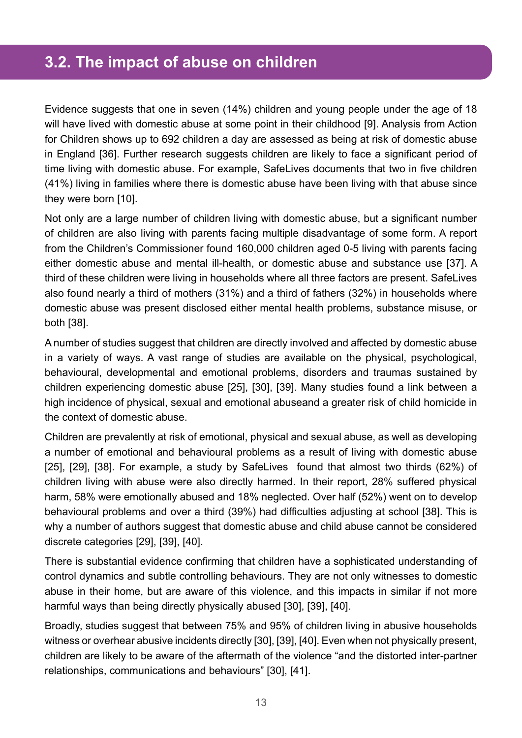## 3.2. The impact of abuse on children

Evidence suggests that one in seven (14%) children and young people under the age of 18 will have lived with domestic abuse at some point in their childhood [9]. Analysis from Action for Children shows up to 692 children a day are assessed as being at risk of domestic abuse in England [36]. Further research suggests children are likely to face a significant period of time living with domestic abuse. For example, SafeLives documents that two in five children (41%) living in families where there is domestic abuse have been living with that abuse since they were born [10].

Not only are a large number of children living with domestic abuse, but a significant number of children are also living with parents facing multiple disadvantage of some form. A report from the Children's Commissioner found 160,000 children aged 0-5 living with parents facing either domestic abuse and mental ill-health, or domestic abuse and substance use [37]. A third of these children were living in households where all three factors are present. SafeLives also found nearly a third of mothers (31%) and a third of fathers (32%) in households where domestic abuse was present disclosed either mental health problems, substance misuse, or both [38].

A number of studies suggest that children are directly involved and affected by domestic abuse in a variety of ways. A vast range of studies are available on the physical, psychological, behavioural, developmental and emotional problems, disorders and traumas sustained by children experiencing domestic abuse [25], [30], [39]. Many studies found a link between a high incidence of physical, sexual and emotional abuseand a greater risk of child homicide in the context of domestic abuse.

Children are prevalently at risk of emotional, physical and sexual abuse, as well as developing a number of emotional and behavioural problems as a result of living with domestic abuse [25], [29], [38]. For example, a study by SafeLives found that almost two thirds (62%) of children living with abuse were also directly harmed. In their report, 28% suffered physical harm, 58% were emotionally abused and 18% neglected. Over half (52%) went on to develop behavioural problems and over a third (39%) had difficulties adjusting at school [38]. This is why a number of authors suggest that domestic abuse and child abuse cannot be considered discrete categories [29], [39], [40].

There is substantial evidence confirming that children have a sophisticated understanding of control dynamics and subtle controlling behaviours. They are not only witnesses to domestic abuse in their home, but are aware of this violence, and this impacts in similar if not more harmful ways than being directly physically abused [30], [39], [40].

Broadly, studies suggest that between 75% and 95% of children living in abusive households witness or overhear abusive incidents directly [30], [39], [40]. Even when not physically present, children are likely to be aware of the aftermath of the violence "and the distorted inter-partner relationships, communications and behaviours" [30], [41].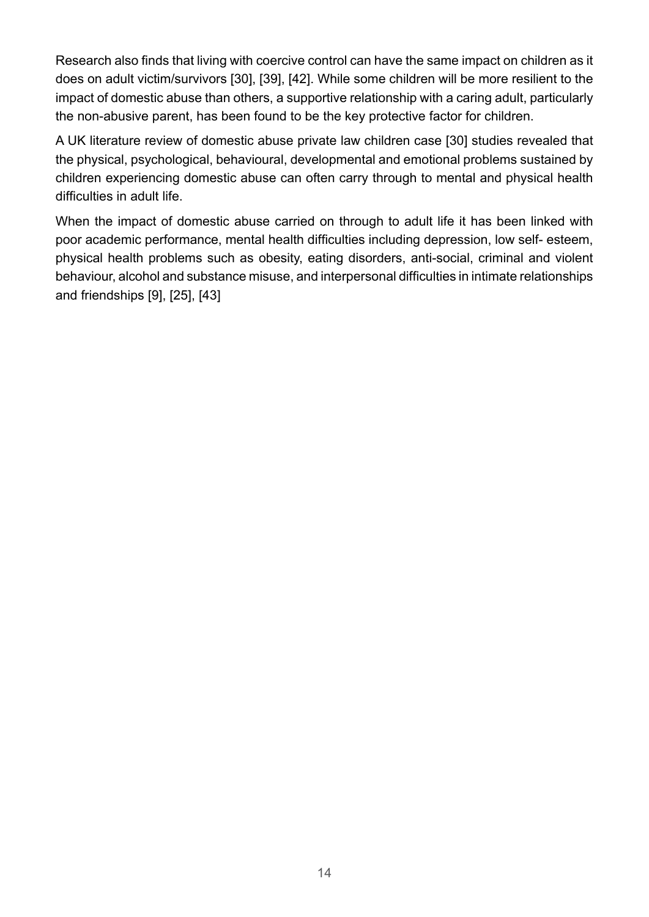Research also finds that living with coercive control can have the same impact on children as it does on adult victim/survivors [30], [39], [42]. While some children will be more resilient to the impact of domestic abuse than others, a supportive relationship with a caring adult, particularly the non-abusive parent, has been found to be the key protective factor for children.

A UK literature review of domestic abuse private law children case [30] studies revealed that the physical, psychological, behavioural, developmental and emotional problems sustained by children experiencing domestic abuse can often carry through to mental and physical health difficulties in adult life.

When the impact of domestic abuse carried on through to adult life it has been linked with poor academic performance, mental health difficulties including depression, low self- esteem, physical health problems such as obesity, eating disorders, anti-social, criminal and violent behaviour, alcohol and substance misuse, and interpersonal difficulties in intimate relationships and friendships [9], [25], [43]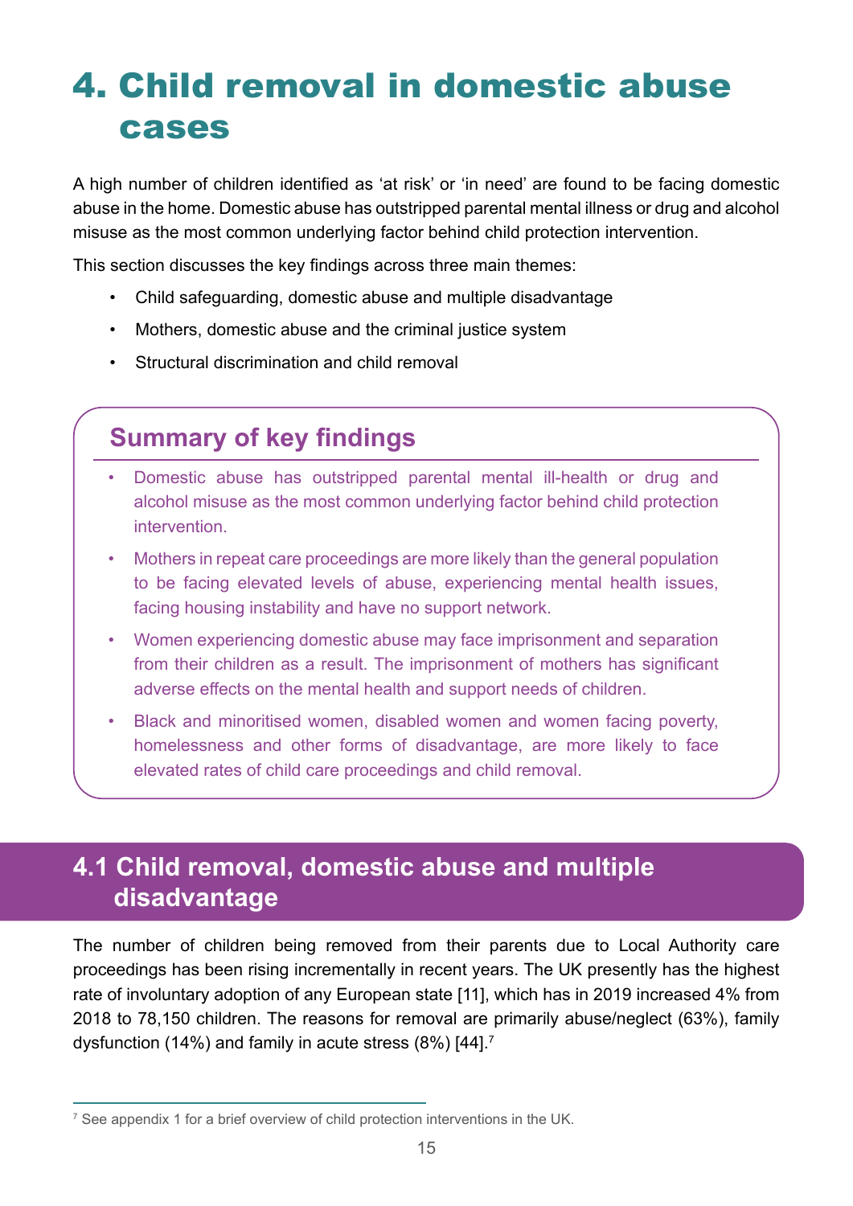# 4. Child removal in domestic abuse cases

A high number of children identified as 'at risk' or 'in need' are found to be facing domestic abuse in the home. Domestic abuse has outstripped parental mental illness or drug and alcohol misuse as the most common underlying factor behind child protection intervention.

This section discusses the key findings across three main themes:

- Child safeguarding, domestic abuse and multiple disadvantage
- Mothers, domestic abuse and the criminal justice system
- Structural discrimination and child removal

## Summary of key findings

- Domestic abuse has outstripped parental mental ill-health or drug and alcohol misuse as the most common underlying factor behind child protection intervention.
- Mothers in repeat care proceedings are more likely than the general population to be facing elevated levels of abuse, experiencing mental health issues, facing housing instability and have no support network.
- Women experiencing domestic abuse may face imprisonment and separation from their children as a result. The imprisonment of mothers has significant adverse effects on the mental health and support needs of children.
- Black and minoritised women, disabled women and women facing poverty, homelessness and other forms of disadvantage, are more likely to face elevated rates of child care proceedings and child removal.

## 4.1 Child removal, domestic abuse and multiple disadvantage

The number of children being removed from their parents due to Local Authority care proceedings has been rising incrementally in recent years. The UK presently has the highest rate of involuntary adoption of any European state [11], which has in 2019 increased 4% from 2018 to 78,150 children. The reasons for removal are primarily abuse/neglect (63%), family dysfunction (14%) and family in acute stress (8%) [44].[7]

[7] See appendix 1 for a brief overview of child protection interventions in the UK.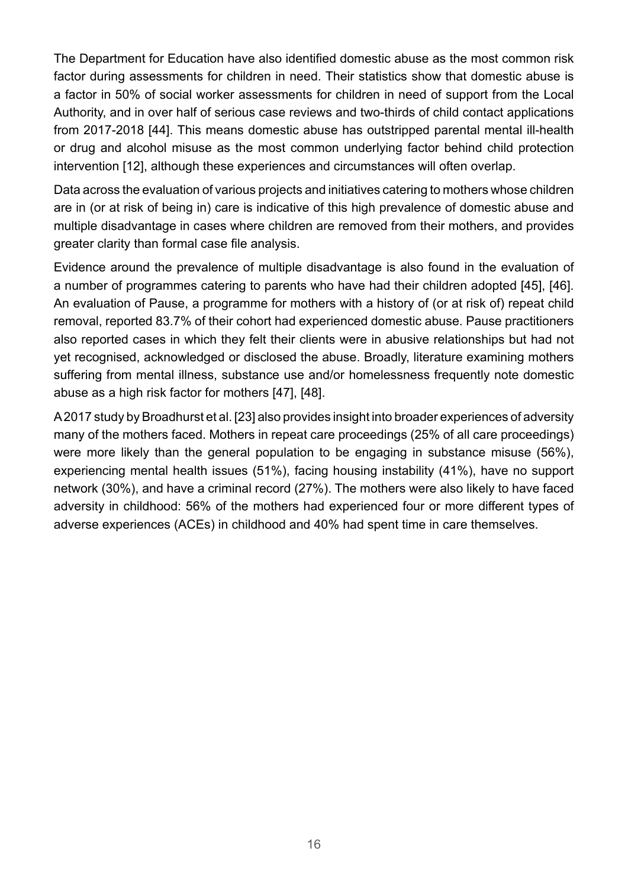The Department for Education have also identified domestic abuse as the most common risk factor during assessments for children in need. Their statistics show that domestic abuse is a factor in 50% of social worker assessments for children in need of support from the Local Authority, and in over half of serious case reviews and two-thirds of child contact applications from 2017-2018 [44]. This means domestic abuse has outstripped parental mental ill-health or drug and alcohol misuse as the most common underlying factor behind child protection intervention [12], although these experiences and circumstances will often overlap.

Data across the evaluation of various projects and initiatives catering to mothers whose children are in (or at risk of being in) care is indicative of this high prevalence of domestic abuse and multiple disadvantage in cases where children are removed from their mothers, and provides greater clarity than formal case file analysis.

Evidence around the prevalence of multiple disadvantage is also found in the evaluation of a number of programmes catering to parents who have had their children adopted [45], [46]. An evaluation of Pause, a programme for mothers with a history of (or at risk of) repeat child removal, reported 83.7% of their cohort had experienced domestic abuse. Pause practitioners also reported cases in which they felt their clients were in abusive relationships but had not yet recognised, acknowledged or disclosed the abuse. Broadly, literature examining mothers suffering from mental illness, substance use and/or homelessness frequently note domestic abuse as a high risk factor for mothers [47], [48].

A 2017 study by Broadhurst et al. [23] also provides insight into broader experiences of adversity many of the mothers faced. Mothers in repeat care proceedings (25% of all care proceedings) were more likely than the general population to be engaging in substance misuse (56%), experiencing mental health issues (51%), facing housing instability (41%), have no support network (30%), and have a criminal record (27%). The mothers were also likely to have faced adversity in childhood: 56% of the mothers had experienced four or more different types of adverse experiences (ACEs) in childhood and 40% had spent time in care themselves.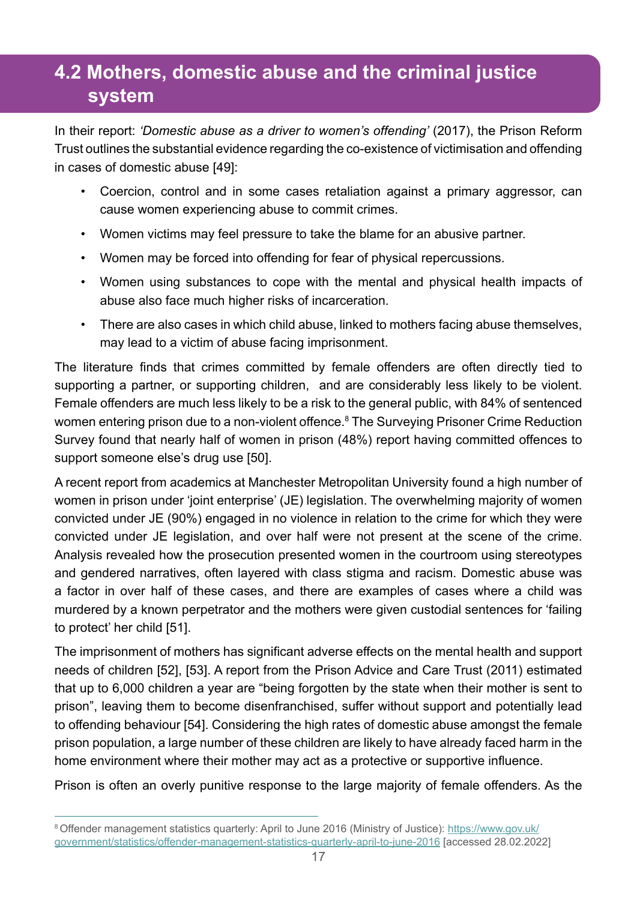## 4.2 Mothers, domestic abuse and the criminal justice system

In their report: *'Domestic abuse as a driver to women's offending'* (2017), the Prison Reform Trust outlines the substantial evidence regarding the co-existence of victimisation and offending in cases of domestic abuse [49]:

- Coercion, control and in some cases retaliation against a primary aggressor, can cause women experiencing abuse to commit crimes.
- Women victims may feel pressure to take the blame for an abusive partner.
- Women may be forced into offending for fear of physical repercussions.
- Women using substances to cope with the mental and physical health impacts of abuse also face much higher risks of incarceration.
- There are also cases in which child abuse, linked to mothers facing abuse themselves, may lead to a victim of abuse facing imprisonment.

The literature finds that crimes committed by female offenders are often directly tied to supporting a partner, or supporting children, and are considerably less likely to be violent. Female offenders are much less likely to be a risk to the general public, with 84% of sentenced women entering prison due to a non-violent offence.[8] The Surveying Prisoner Crime Reduction Survey found that nearly half of women in prison (48%) report having committed offences to support someone else's drug use [50].

A recent report from academics at Manchester Metropolitan University found a high number of women in prison under 'joint enterprise' (JE) legislation. The overwhelming majority of women convicted under JE (90%) engaged in no violence in relation to the crime for which they were convicted under JE legislation, and over half were not present at the scene of the crime. Analysis revealed how the prosecution presented women in the courtroom using stereotypes and gendered narratives, often layered with class stigma and racism. Domestic abuse was a factor in over half of these cases, and there are examples of cases where a child was murdered by a known perpetrator and the mothers were given custodial sentences for 'failing to protect' her child [51].

The imprisonment of mothers has significant adverse effects on the mental health and support needs of children [52], [53]. A report from the Prison Advice and Care Trust (2011) estimated that up to 6,000 children a year are "being forgotten by the state when their mother is sent to prison", leaving them to become disenfranchised, suffer without support and potentially lead to offending behaviour [54]. Considering the high rates of domestic abuse amongst the female prison population, a large number of these children are likely to have already faced harm in the home environment where their mother may act as a protective or supportive influence.

Prison is often an overly punitive response to the large majority of female offenders. As the

---

[8] Offender management statistics quarterly: April to June 2016 (Ministry of Justice): https://www.gov.uk/government/statistics/offender-management-statistics-quarterly-april-to-june-2016 [accessed 28.02.2022]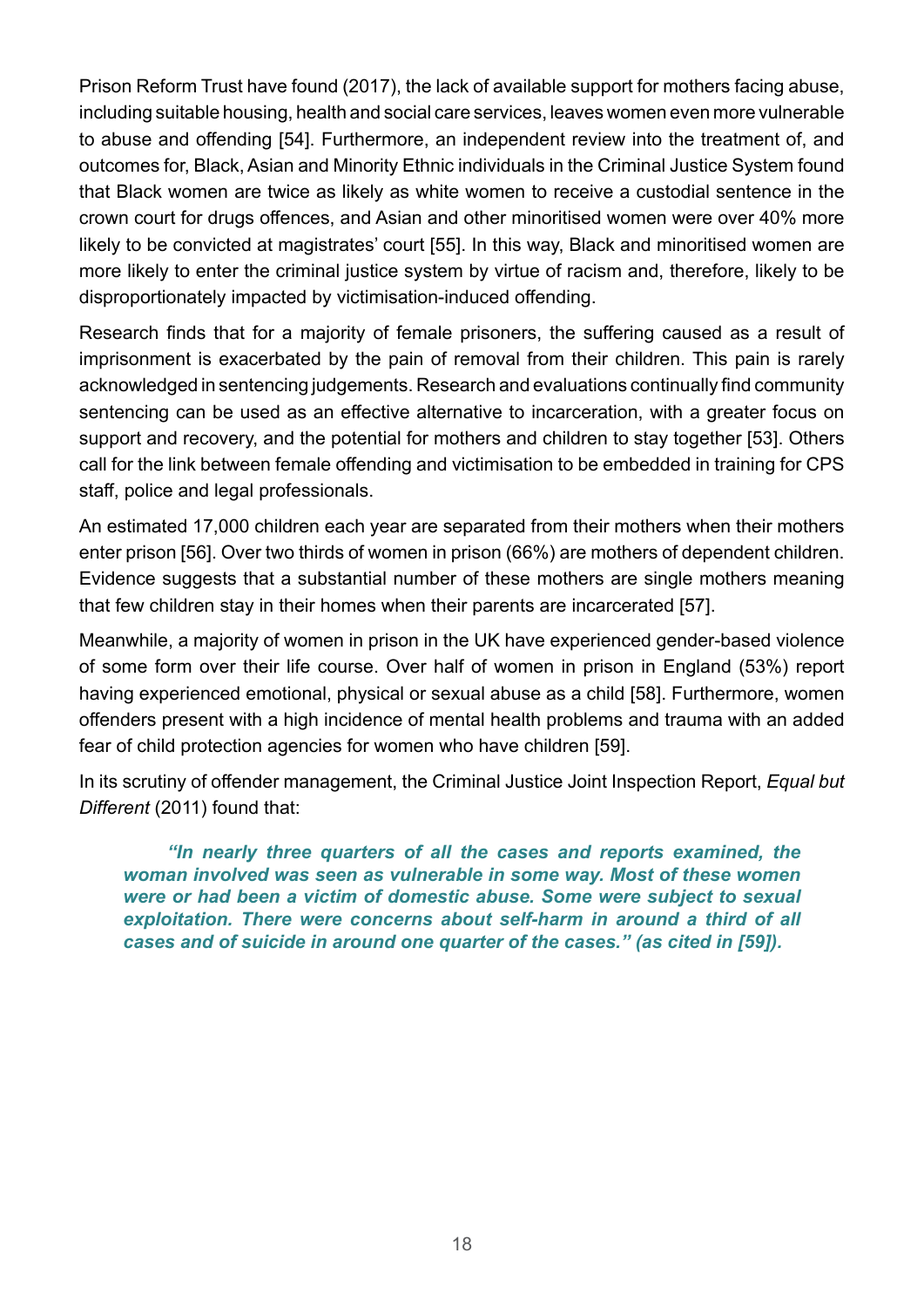Prison Reform Trust have found (2017), the lack of available support for mothers facing abuse, including suitable housing, health and social care services, leaves women even more vulnerable to abuse and offending [54]. Furthermore, an independent review into the treatment of, and outcomes for, Black, Asian and Minority Ethnic individuals in the Criminal Justice System found that Black women are twice as likely as white women to receive a custodial sentence in the crown court for drugs offences, and Asian and other minoritised women were over 40% more likely to be convicted at magistrates' court [55]. In this way, Black and minoritised women are more likely to enter the criminal justice system by virtue of racism and, therefore, likely to be disproportionately impacted by victimisation-induced offending.

Research finds that for a majority of female prisoners, the suffering caused as a result of imprisonment is exacerbated by the pain of removal from their children. This pain is rarely acknowledged in sentencing judgements. Research and evaluations continually find community sentencing can be used as an effective alternative to incarceration, with a greater focus on support and recovery, and the potential for mothers and children to stay together [53]. Others call for the link between female offending and victimisation to be embedded in training for CPS staff, police and legal professionals.

An estimated 17,000 children each year are separated from their mothers when their mothers enter prison [56]. Over two thirds of women in prison (66%) are mothers of dependent children. Evidence suggests that a substantial number of these mothers are single mothers meaning that few children stay in their homes when their parents are incarcerated [57].

Meanwhile, a majority of women in prison in the UK have experienced gender-based violence of some form over their life course. Over half of women in prison in England (53%) report having experienced emotional, physical or sexual abuse as a child [58]. Furthermore, women offenders present with a high incidence of mental health problems and trauma with an added fear of child protection agencies for women who have children [59].

In its scrutiny of offender management, the Criminal Justice Joint Inspection Report, *Equal but Different* (2011) found that:

> ***"In nearly three quarters of all the cases and reports examined, the woman involved was seen as vulnerable in some way. Most of these women were or had been a victim of domestic abuse. Some were subject to sexual exploitation. There were concerns about self-harm in around a third of all cases and of suicide in around one quarter of the cases." (as cited in [59]).***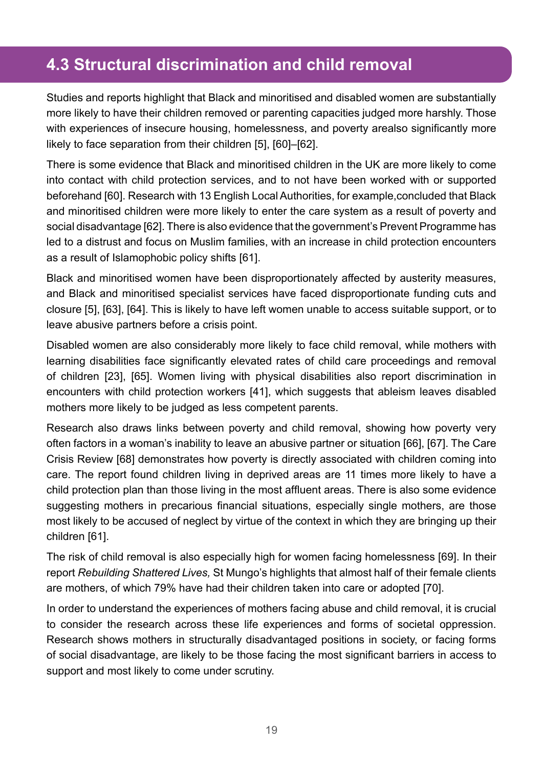## 4.3 Structural discrimination and child removal

Studies and reports highlight that Black and minoritised and disabled women are substantially more likely to have their children removed or parenting capacities judged more harshly. Those with experiences of insecure housing, homelessness, and poverty arealso significantly more likely to face separation from their children [5], [60]–[62].

There is some evidence that Black and minoritised children in the UK are more likely to come into contact with child protection services, and to not have been worked with or supported beforehand [60]. Research with 13 English Local Authorities, for example,concluded that Black and minoritised children were more likely to enter the care system as a result of poverty and social disadvantage [62]. There is also evidence that the government's Prevent Programme has led to a distrust and focus on Muslim families, with an increase in child protection encounters as a result of Islamophobic policy shifts [61].

Black and minoritised women have been disproportionately affected by austerity measures, and Black and minoritised specialist services have faced disproportionate funding cuts and closure [5], [63], [64]. This is likely to have left women unable to access suitable support, or to leave abusive partners before a crisis point.

Disabled women are also considerably more likely to face child removal, while mothers with learning disabilities face significantly elevated rates of child care proceedings and removal of children [23], [65]. Women living with physical disabilities also report discrimination in encounters with child protection workers [41], which suggests that ableism leaves disabled mothers more likely to be judged as less competent parents.

Research also draws links between poverty and child removal, showing how poverty very often factors in a woman's inability to leave an abusive partner or situation [66], [67]. The Care Crisis Review [68] demonstrates how poverty is directly associated with children coming into care. The report found children living in deprived areas are 11 times more likely to have a child protection plan than those living in the most affluent areas. There is also some evidence suggesting mothers in precarious financial situations, especially single mothers, are those most likely to be accused of neglect by virtue of the context in which they are bringing up their children [61].

The risk of child removal is also especially high for women facing homelessness [69]. In their report *Rebuilding Shattered Lives,* St Mungo's highlights that almost half of their female clients are mothers, of which 79% have had their children taken into care or adopted [70].

In order to understand the experiences of mothers facing abuse and child removal, it is crucial to consider the research across these life experiences and forms of societal oppression. Research shows mothers in structurally disadvantaged positions in society, or facing forms of social disadvantage, are likely to be those facing the most significant barriers in access to support and most likely to come under scrutiny.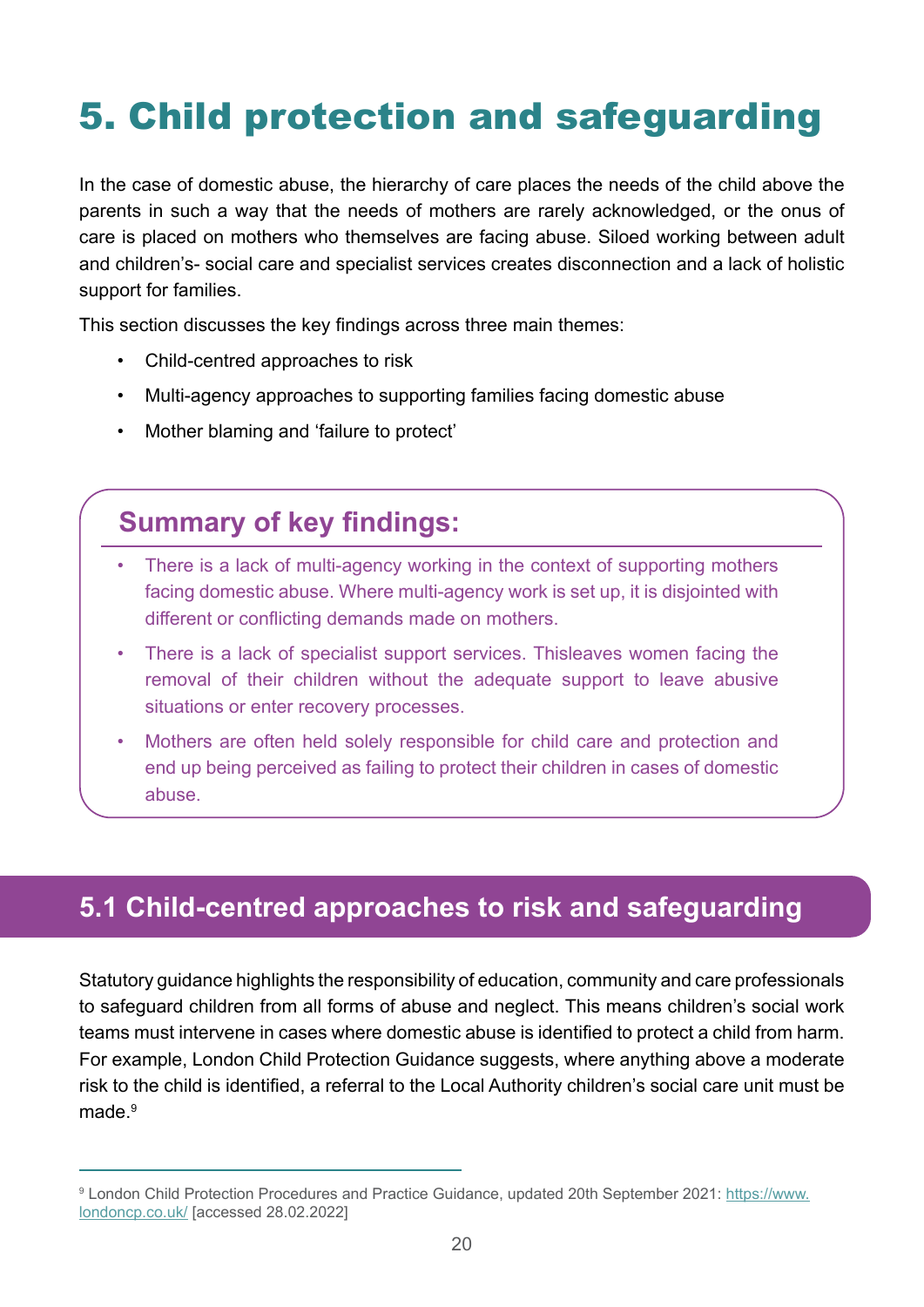# 5. Child protection and safeguarding

In the case of domestic abuse, the hierarchy of care places the needs of the child above the parents in such a way that the needs of mothers are rarely acknowledged, or the onus of care is placed on mothers who themselves are facing abuse. Siloed working between adult and children's- social care and specialist services creates disconnection and a lack of holistic support for families.

This section discusses the key findings across three main themes:

- Child-centred approaches to risk
- Multi-agency approaches to supporting families facing domestic abuse
- Mother blaming and 'failure to protect'

### Summary of key findings:

- There is a lack of multi-agency working in the context of supporting mothers facing domestic abuse. Where multi-agency work is set up, it is disjointed with different or conflicting demands made on mothers.
- There is a lack of specialist support services. Thisleaves women facing the removal of their children without the adequate support to leave abusive situations or enter recovery processes.
- Mothers are often held solely responsible for child care and protection and end up being perceived as failing to protect their children in cases of domestic abuse.

## 5.1 Child-centred approaches to risk and safeguarding

Statutory guidance highlights the responsibility of education, community and care professionals to safeguard children from all forms of abuse and neglect. This means children's social work teams must intervene in cases where domestic abuse is identified to protect a child from harm. For example, London Child Protection Guidance suggests, where anything above a moderate risk to the child is identified, a referral to the Local Authority children's social care unit must be made.[9]

[9] London Child Protection Procedures and Practice Guidance, updated 20th September 2021: https://www.londoncp.co.uk/ [accessed 28.02.2022]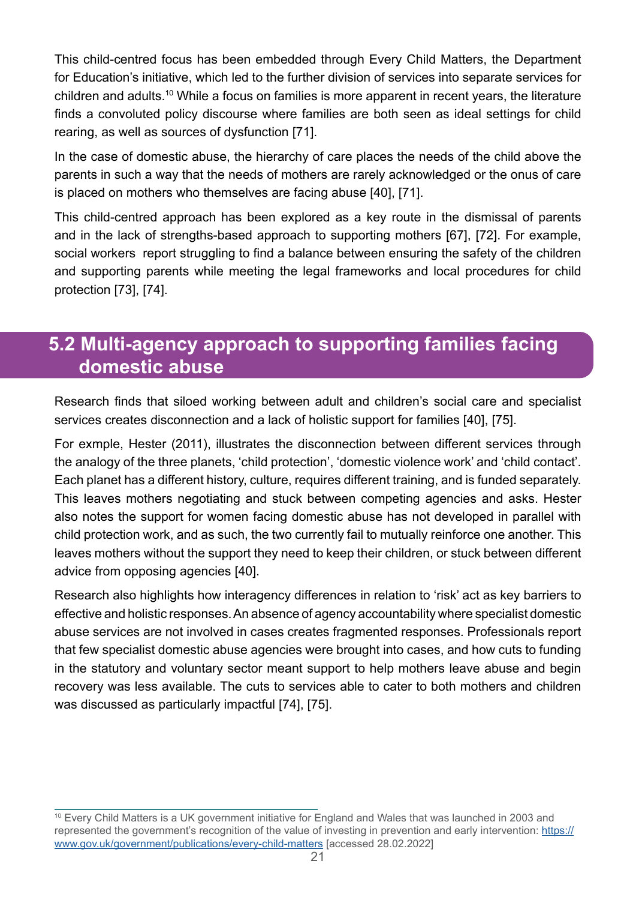This child-centred focus has been embedded through Every Child Matters, the Department for Education's initiative, which led to the further division of services into separate services for children and adults.[10] While a focus on families is more apparent in recent years, the literature finds a convoluted policy discourse where families are both seen as ideal settings for child rearing, as well as sources of dysfunction [71].

In the case of domestic abuse, the hierarchy of care places the needs of the child above the parents in such a way that the needs of mothers are rarely acknowledged or the onus of care is placed on mothers who themselves are facing abuse [40], [71].

This child-centred approach has been explored as a key route in the dismissal of parents and in the lack of strengths-based approach to supporting mothers [67], [72]. For example, social workers report struggling to find a balance between ensuring the safety of the children and supporting parents while meeting the legal frameworks and local procedures for child protection [73], [74].

## 5.2 Multi-agency approach to supporting families facing domestic abuse

Research finds that siloed working between adult and children's social care and specialist services creates disconnection and a lack of holistic support for families [40], [75].

For exmple, Hester (2011), illustrates the disconnection between different services through the analogy of the three planets, 'child protection', 'domestic violence work' and 'child contact'. Each planet has a different history, culture, requires different training, and is funded separately. This leaves mothers negotiating and stuck between competing agencies and asks. Hester also notes the support for women facing domestic abuse has not developed in parallel with child protection work, and as such, the two currently fail to mutually reinforce one another. This leaves mothers without the support they need to keep their children, or stuck between different advice from opposing agencies [40].

Research also highlights how interagency differences in relation to 'risk' act as key barriers to effective and holistic responses. An absence of agency accountability where specialist domestic abuse services are not involved in cases creates fragmented responses. Professionals report that few specialist domestic abuse agencies were brought into cases, and how cuts to funding in the statutory and voluntary sector meant support to help mothers leave abuse and begin recovery was less available. The cuts to services able to cater to both mothers and children was discussed as particularly impactful [74], [75].

---

[10] Every Child Matters is a UK government initiative for England and Wales that was launched in 2003 and represented the government's recognition of the value of investing in prevention and early intervention: https://www.gov.uk/government/publications/every-child-matters [accessed 28.02.2022]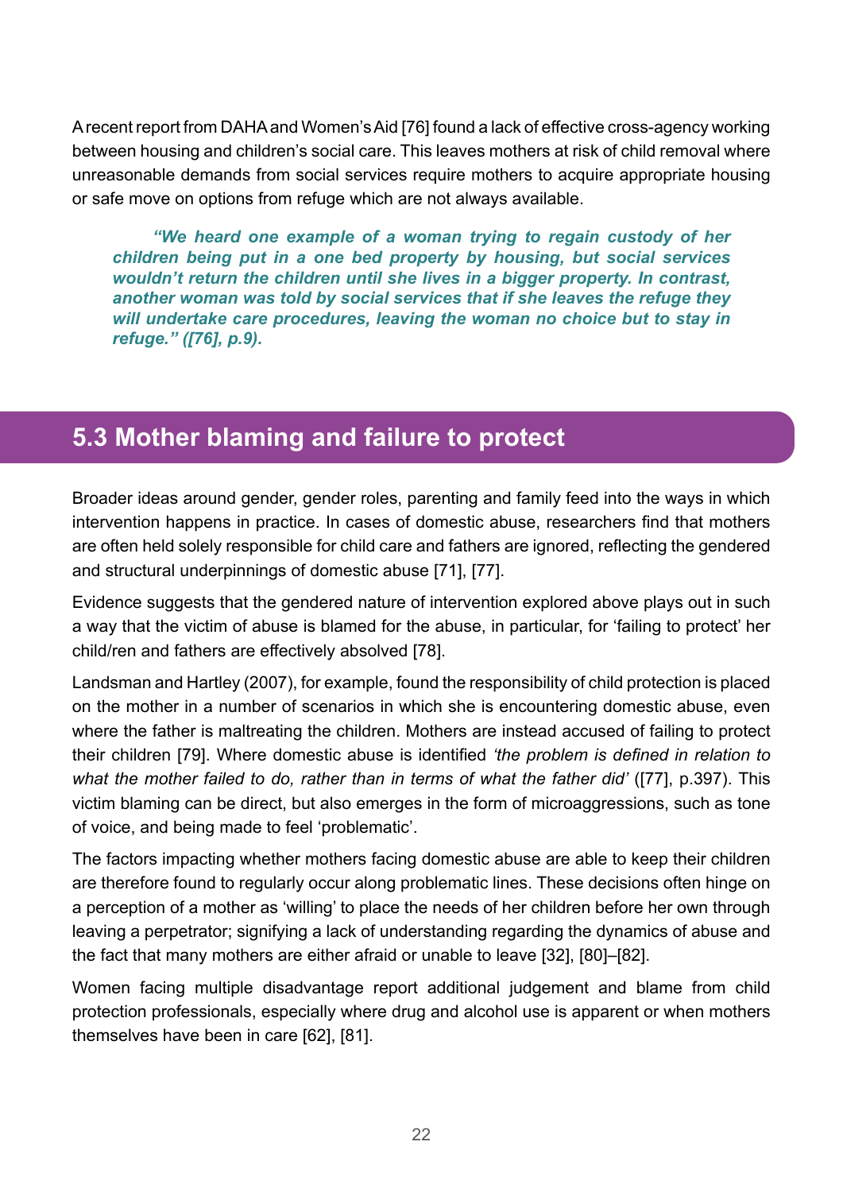A recent report from DAHA and Women's Aid [76] found a lack of effective cross-agency working between housing and children's social care. This leaves mothers at risk of child removal where unreasonable demands from social services require mothers to acquire appropriate housing or safe move on options from refuge which are not always available.

> ***"We heard one example of a woman trying to regain custody of her children being put in a one bed property by housing, but social services wouldn't return the children until she lives in a bigger property. In contrast, another woman was told by social services that if she leaves the refuge they will undertake care procedures, leaving the woman no choice but to stay in refuge." ([76], p.9).***

## 5.3 Mother blaming and failure to protect

Broader ideas around gender, gender roles, parenting and family feed into the ways in which intervention happens in practice. In cases of domestic abuse, researchers find that mothers are often held solely responsible for child care and fathers are ignored, reflecting the gendered and structural underpinnings of domestic abuse [71], [77].

Evidence suggests that the gendered nature of intervention explored above plays out in such a way that the victim of abuse is blamed for the abuse, in particular, for 'failing to protect' her child/ren and fathers are effectively absolved [78].

Landsman and Hartley (2007), for example, found the responsibility of child protection is placed on the mother in a number of scenarios in which she is encountering domestic abuse, even where the father is maltreating the children. Mothers are instead accused of failing to protect their children [79]. Where domestic abuse is identified *'the problem is defined in relation to what the mother failed to do, rather than in terms of what the father did'* ([77], p.397). This victim blaming can be direct, but also emerges in the form of microaggressions, such as tone of voice, and being made to feel 'problematic'.

The factors impacting whether mothers facing domestic abuse are able to keep their children are therefore found to regularly occur along problematic lines. These decisions often hinge on a perception of a mother as 'willing' to place the needs of her children before her own through leaving a perpetrator; signifying a lack of understanding regarding the dynamics of abuse and the fact that many mothers are either afraid or unable to leave [32], [80]–[82].

Women facing multiple disadvantage report additional judgement and blame from child protection professionals, especially where drug and alcohol use is apparent or when mothers themselves have been in care [62], [81].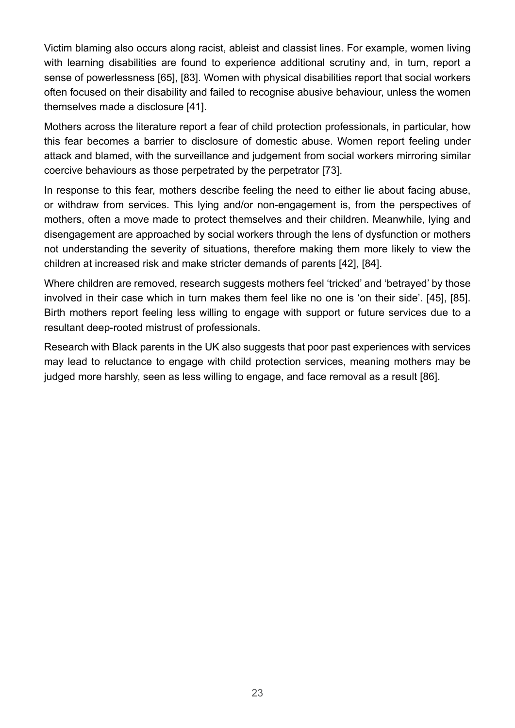Victim blaming also occurs along racist, ableist and classist lines. For example, women living with learning disabilities are found to experience additional scrutiny and, in turn, report a sense of powerlessness [65], [83]. Women with physical disabilities report that social workers often focused on their disability and failed to recognise abusive behaviour, unless the women themselves made a disclosure [41].

Mothers across the literature report a fear of child protection professionals, in particular, how this fear becomes a barrier to disclosure of domestic abuse. Women report feeling under attack and blamed, with the surveillance and judgement from social workers mirroring similar coercive behaviours as those perpetrated by the perpetrator [73].

In response to this fear, mothers describe feeling the need to either lie about facing abuse, or withdraw from services. This lying and/or non-engagement is, from the perspectives of mothers, often a move made to protect themselves and their children. Meanwhile, lying and disengagement are approached by social workers through the lens of dysfunction or mothers not understanding the severity of situations, therefore making them more likely to view the children at increased risk and make stricter demands of parents [42], [84].

Where children are removed, research suggests mothers feel 'tricked' and 'betrayed' by those involved in their case which in turn makes them feel like no one is 'on their side'. [45], [85]. Birth mothers report feeling less willing to engage with support or future services due to a resultant deep-rooted mistrust of professionals.

Research with Black parents in the UK also suggests that poor past experiences with services may lead to reluctance to engage with child protection services, meaning mothers may be judged more harshly, seen as less willing to engage, and face removal as a result [86].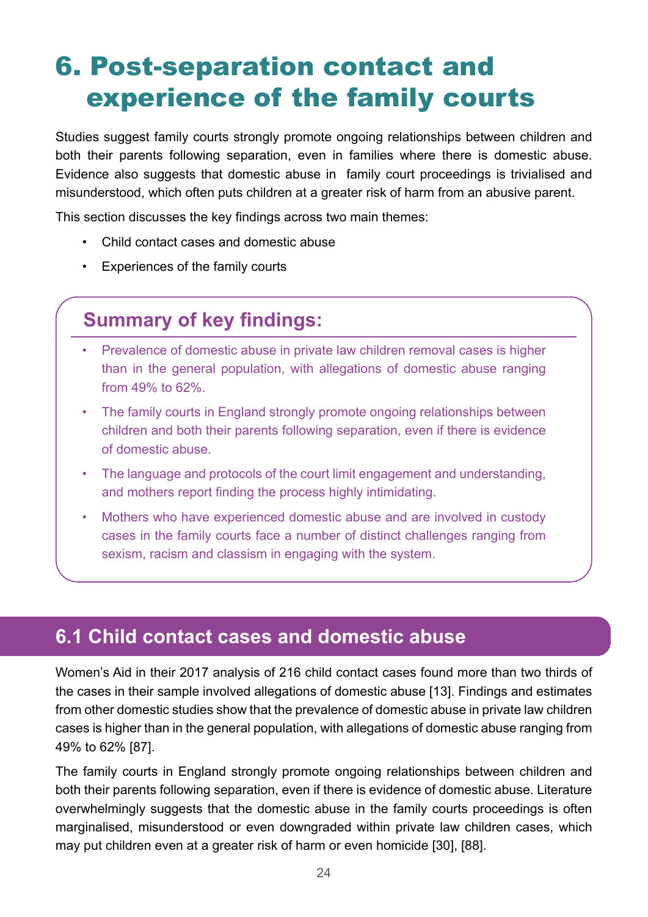# 6. Post-separation contact and experience of the family courts

Studies suggest family courts strongly promote ongoing relationships between children and both their parents following separation, even in families where there is domestic abuse. Evidence also suggests that domestic abuse in family court proceedings is trivialised and misunderstood, which often puts children at a greater risk of harm from an abusive parent.

This section discusses the key findings across two main themes:

- Child contact cases and domestic abuse
- Experiences of the family courts

## Summary of key findings:

- Prevalence of domestic abuse in private law children removal cases is higher than in the general population, with allegations of domestic abuse ranging from 49% to 62%.
- The family courts in England strongly promote ongoing relationships between children and both their parents following separation, even if there is evidence of domestic abuse.
- The language and protocols of the court limit engagement and understanding, and mothers report finding the process highly intimidating.
- Mothers who have experienced domestic abuse and are involved in custody cases in the family courts face a number of distinct challenges ranging from sexism, racism and classism in engaging with the system.

## 6.1 Child contact cases and domestic abuse

Women's Aid in their 2017 analysis of 216 child contact cases found more than two thirds of the cases in their sample involved allegations of domestic abuse [13]. Findings and estimates from other domestic studies show that the prevalence of domestic abuse in private law children cases is higher than in the general population, with allegations of domestic abuse ranging from 49% to 62% [87].

The family courts in England strongly promote ongoing relationships between children and both their parents following separation, even if there is evidence of domestic abuse. Literature overwhelmingly suggests that the domestic abuse in the family courts proceedings is often marginalised, misunderstood or even downgraded within private law children cases, which may put children even at a greater risk of harm or even homicide [30], [88].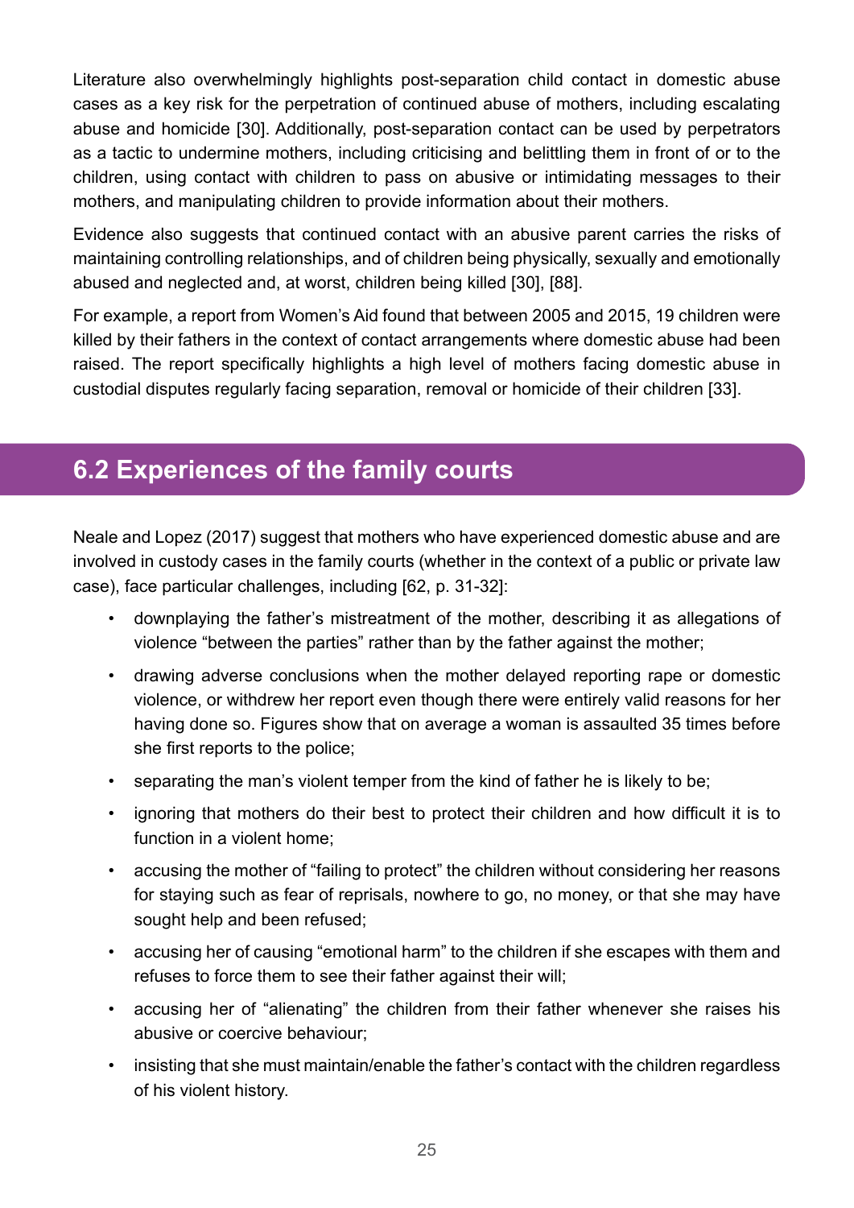Literature also overwhelmingly highlights post-separation child contact in domestic abuse cases as a key risk for the perpetration of continued abuse of mothers, including escalating abuse and homicide [30]. Additionally, post-separation contact can be used by perpetrators as a tactic to undermine mothers, including criticising and belittling them in front of or to the children, using contact with children to pass on abusive or intimidating messages to their mothers, and manipulating children to provide information about their mothers.

Evidence also suggests that continued contact with an abusive parent carries the risks of maintaining controlling relationships, and of children being physically, sexually and emotionally abused and neglected and, at worst, children being killed [30], [88].

For example, a report from Women's Aid found that between 2005 and 2015, 19 children were killed by their fathers in the context of contact arrangements where domestic abuse had been raised. The report specifically highlights a high level of mothers facing domestic abuse in custodial disputes regularly facing separation, removal or homicide of their children [33].

## 6.2 Experiences of the family courts

Neale and Lopez (2017) suggest that mothers who have experienced domestic abuse and are involved in custody cases in the family courts (whether in the context of a public or private law case), face particular challenges, including [62, p. 31-32]:

- downplaying the father's mistreatment of the mother, describing it as allegations of violence "between the parties" rather than by the father against the mother;
- drawing adverse conclusions when the mother delayed reporting rape or domestic violence, or withdrew her report even though there were entirely valid reasons for her having done so. Figures show that on average a woman is assaulted 35 times before she first reports to the police;
- separating the man's violent temper from the kind of father he is likely to be;
- ignoring that mothers do their best to protect their children and how difficult it is to function in a violent home;
- accusing the mother of "failing to protect" the children without considering her reasons for staying such as fear of reprisals, nowhere to go, no money, or that she may have sought help and been refused;
- accusing her of causing "emotional harm" to the children if she escapes with them and refuses to force them to see their father against their will;
- accusing her of "alienating" the children from their father whenever she raises his abusive or coercive behaviour;
- insisting that she must maintain/enable the father's contact with the children regardless of his violent history.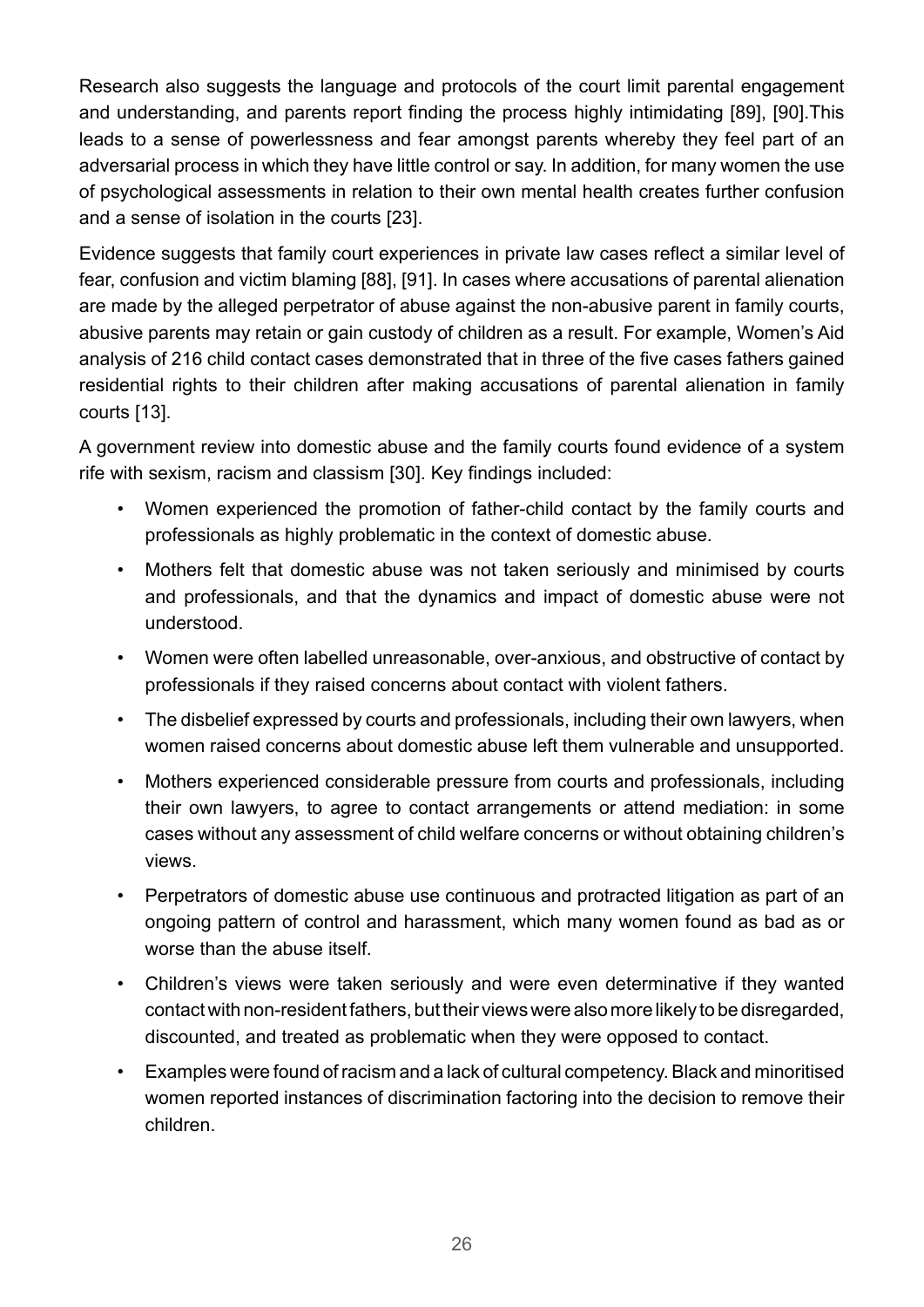Research also suggests the language and protocols of the court limit parental engagement and understanding, and parents report finding the process highly intimidating [89], [90].This leads to a sense of powerlessness and fear amongst parents whereby they feel part of an adversarial process in which they have little control or say. In addition, for many women the use of psychological assessments in relation to their own mental health creates further confusion and a sense of isolation in the courts [23].

Evidence suggests that family court experiences in private law cases reflect a similar level of fear, confusion and victim blaming [88], [91]. In cases where accusations of parental alienation are made by the alleged perpetrator of abuse against the non-abusive parent in family courts, abusive parents may retain or gain custody of children as a result. For example, Women's Aid analysis of 216 child contact cases demonstrated that in three of the five cases fathers gained residential rights to their children after making accusations of parental alienation in family courts [13].

A government review into domestic abuse and the family courts found evidence of a system rife with sexism, racism and classism [30]. Key findings included:

- Women experienced the promotion of father-child contact by the family courts and professionals as highly problematic in the context of domestic abuse.
- Mothers felt that domestic abuse was not taken seriously and minimised by courts and professionals, and that the dynamics and impact of domestic abuse were not understood.
- Women were often labelled unreasonable, over-anxious, and obstructive of contact by professionals if they raised concerns about contact with violent fathers.
- The disbelief expressed by courts and professionals, including their own lawyers, when women raised concerns about domestic abuse left them vulnerable and unsupported.
- Mothers experienced considerable pressure from courts and professionals, including their own lawyers, to agree to contact arrangements or attend mediation: in some cases without any assessment of child welfare concerns or without obtaining children's views.
- Perpetrators of domestic abuse use continuous and protracted litigation as part of an ongoing pattern of control and harassment, which many women found as bad as or worse than the abuse itself.
- Children's views were taken seriously and were even determinative if they wanted contact with non-resident fathers, but their views were also more likely to be disregarded, discounted, and treated as problematic when they were opposed to contact.
- Examples were found of racism and a lack of cultural competency. Black and minoritised women reported instances of discrimination factoring into the decision to remove their children.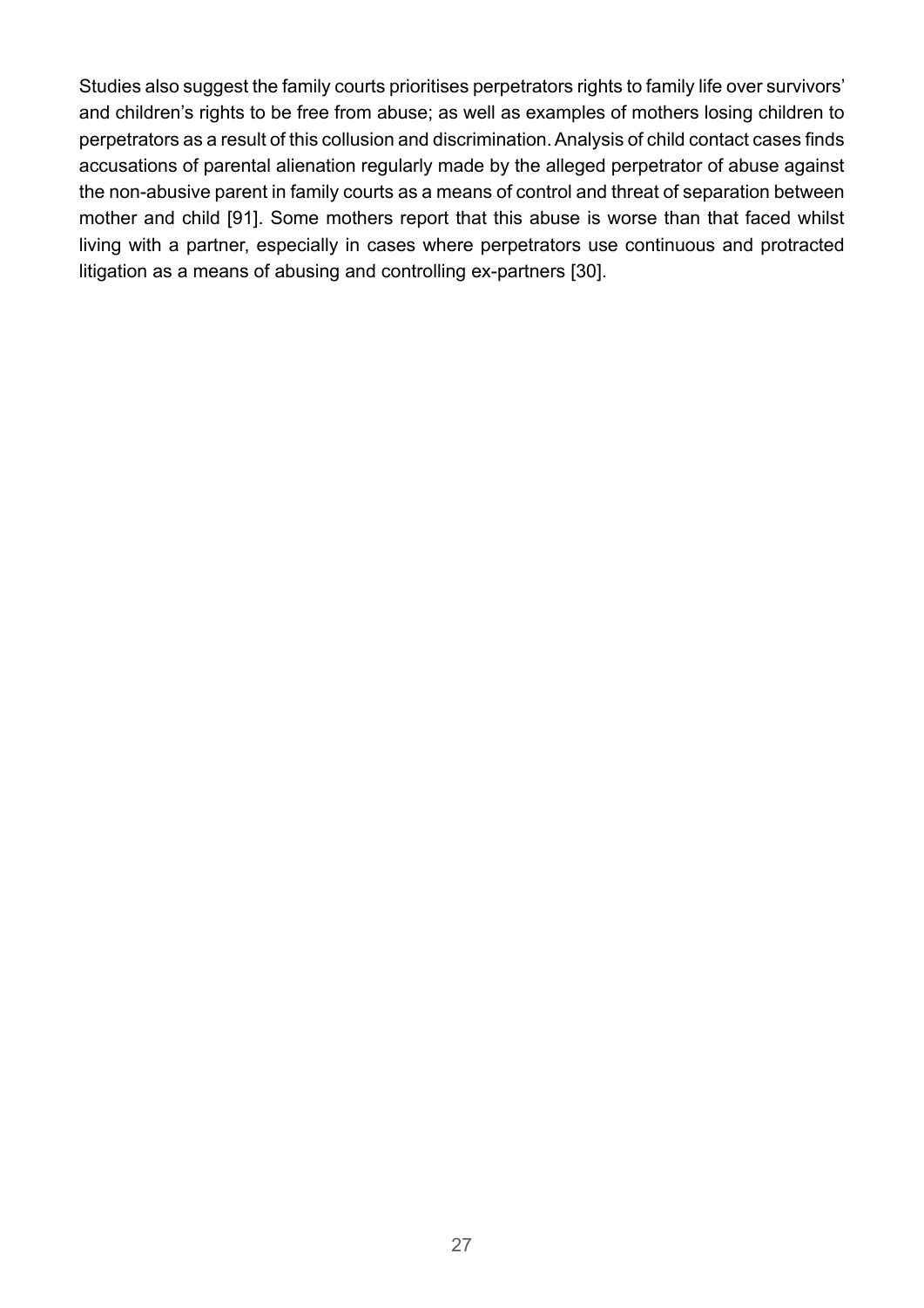Studies also suggest the family courts prioritises perpetrators rights to family life over survivors' and children's rights to be free from abuse; as well as examples of mothers losing children to perpetrators as a result of this collusion and discrimination. Analysis of child contact cases finds accusations of parental alienation regularly made by the alleged perpetrator of abuse against the non-abusive parent in family courts as a means of control and threat of separation between mother and child [91]. Some mothers report that this abuse is worse than that faced whilst living with a partner, especially in cases where perpetrators use continuous and protracted litigation as a means of abusing and controlling ex-partners [30].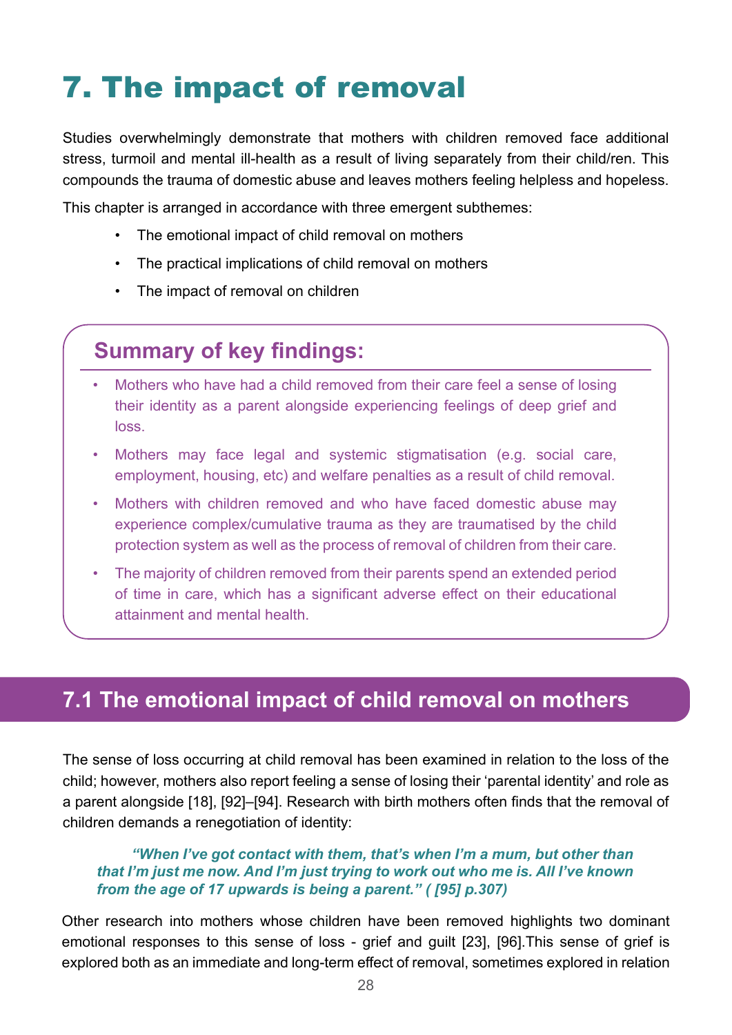# 7. The impact of removal

Studies overwhelmingly demonstrate that mothers with children removed face additional stress, turmoil and mental ill-health as a result of living separately from their child/ren. This compounds the trauma of domestic abuse and leaves mothers feeling helpless and hopeless.

This chapter is arranged in accordance with three emergent subthemes:

- The emotional impact of child removal on mothers
- The practical implications of child removal on mothers
- The impact of removal on children

### Summary of key findings:

- Mothers who have had a child removed from their care feel a sense of losing their identity as a parent alongside experiencing feelings of deep grief and loss.
- Mothers may face legal and systemic stigmatisation (e.g. social care, employment, housing, etc) and welfare penalties as a result of child removal.
- Mothers with children removed and who have faced domestic abuse may experience complex/cumulative trauma as they are traumatised by the child protection system as well as the process of removal of children from their care.
- The majority of children removed from their parents spend an extended period of time in care, which has a significant adverse effect on their educational attainment and mental health.

## 7.1 The emotional impact of child removal on mothers

The sense of loss occurring at child removal has been examined in relation to the loss of the child; however, mothers also report feeling a sense of losing their 'parental identity' and role as a parent alongside [18], [92]–[94]. Research with birth mothers often finds that the removal of children demands a renegotiation of identity:

> ***"When I've got contact with them, that's when I'm a mum, but other than that I'm just me now. And I'm just trying to work out who me is. All I've known from the age of 17 upwards is being a parent." ( [95] p.307)***

Other research into mothers whose children have been removed highlights two dominant emotional responses to this sense of loss - grief and guilt [23], [96].This sense of grief is explored both as an immediate and long-term effect of removal, sometimes explored in relation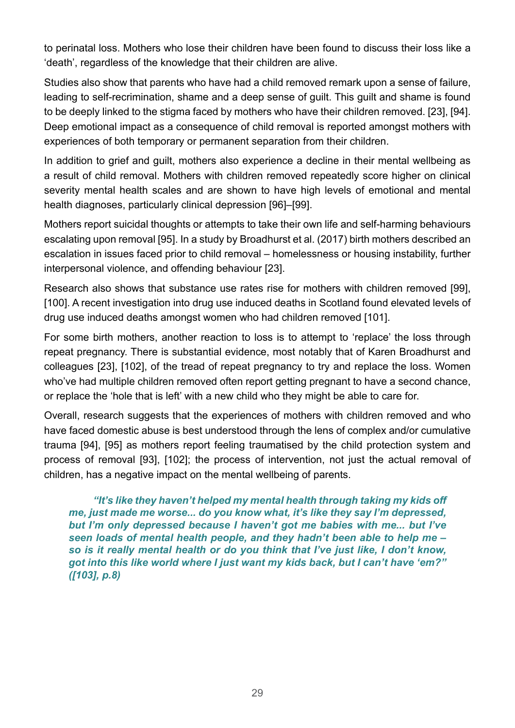to perinatal loss. Mothers who lose their children have been found to discuss their loss like a 'death', regardless of the knowledge that their children are alive.

Studies also show that parents who have had a child removed remark upon a sense of failure, leading to self-recrimination, shame and a deep sense of guilt. This guilt and shame is found to be deeply linked to the stigma faced by mothers who have their children removed. [23], [94]. Deep emotional impact as a consequence of child removal is reported amongst mothers with experiences of both temporary or permanent separation from their children.

In addition to grief and guilt, mothers also experience a decline in their mental wellbeing as a result of child removal. Mothers with children removed repeatedly score higher on clinical severity mental health scales and are shown to have high levels of emotional and mental health diagnoses, particularly clinical depression [96]–[99].

Mothers report suicidal thoughts or attempts to take their own life and self-harming behaviours escalating upon removal [95]. In a study by Broadhurst et al. (2017) birth mothers described an escalation in issues faced prior to child removal – homelessness or housing instability, further interpersonal violence, and offending behaviour [23].

Research also shows that substance use rates rise for mothers with children removed [99], [100]. A recent investigation into drug use induced deaths in Scotland found elevated levels of drug use induced deaths amongst women who had children removed [101].

For some birth mothers, another reaction to loss is to attempt to 'replace' the loss through repeat pregnancy. There is substantial evidence, most notably that of Karen Broadhurst and colleagues [23], [102], of the tread of repeat pregnancy to try and replace the loss. Women who've had multiple children removed often report getting pregnant to have a second chance, or replace the 'hole that is left' with a new child who they might be able to care for.

Overall, research suggests that the experiences of mothers with children removed and who have faced domestic abuse is best understood through the lens of complex and/or cumulative trauma [94], [95] as mothers report feeling traumatised by the child protection system and process of removal [93], [102]; the process of intervention, not just the actual removal of children, has a negative impact on the mental wellbeing of parents.

> ***"It's like they haven't helped my mental health through taking my kids off me, just made me worse... do you know what, it's like they say I'm depressed, but I'm only depressed because I haven't got me babies with me... but I've seen loads of mental health people, and they hadn't been able to help me – so is it really mental health or do you think that I've just like, I don't know, got into this like world where I just want my kids back, but I can't have 'em?" ([103], p.8)***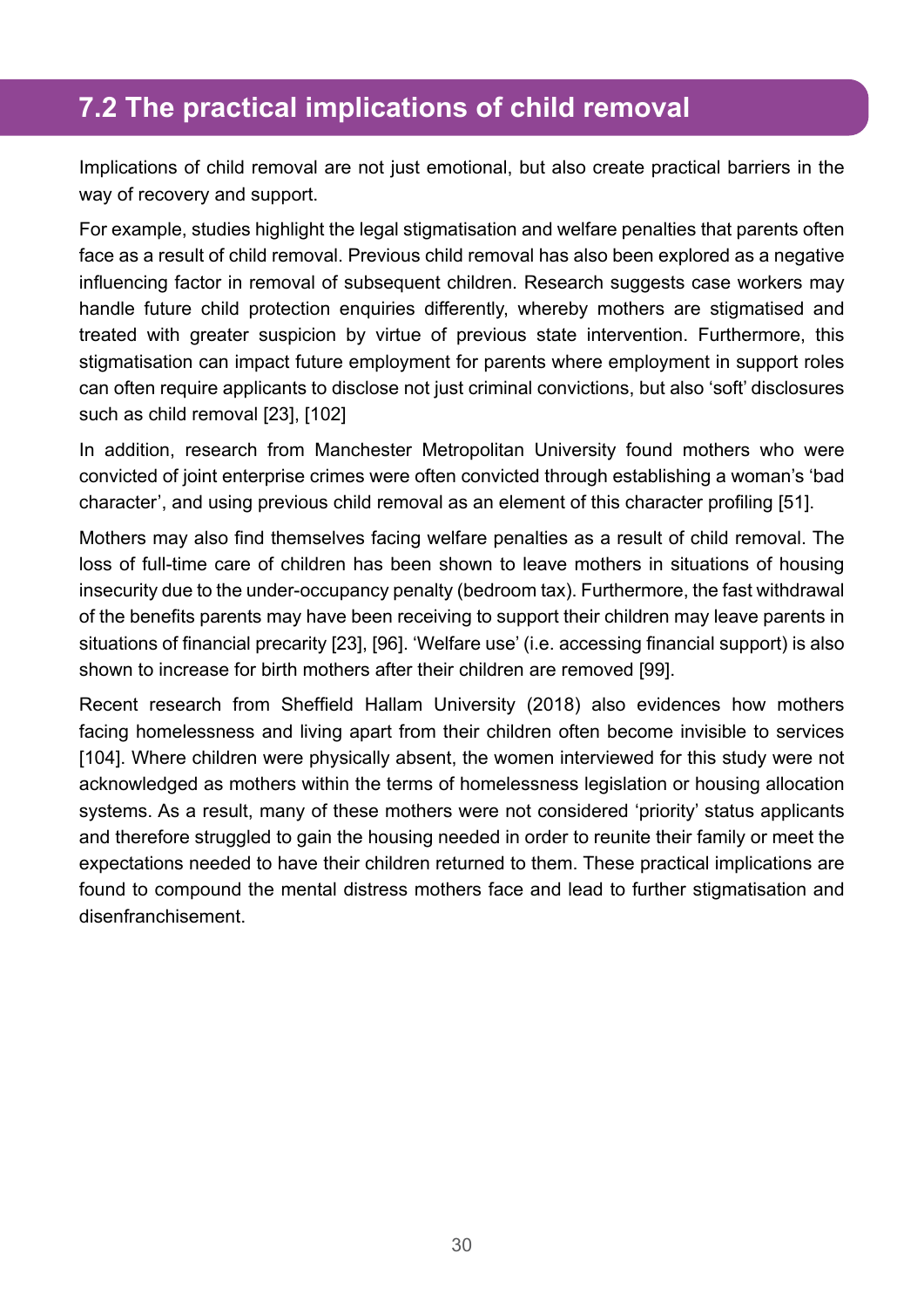## 7.2 The practical implications of child removal

Implications of child removal are not just emotional, but also create practical barriers in the way of recovery and support.

For example, studies highlight the legal stigmatisation and welfare penalties that parents often face as a result of child removal. Previous child removal has also been explored as a negative influencing factor in removal of subsequent children. Research suggests case workers may handle future child protection enquiries differently, whereby mothers are stigmatised and treated with greater suspicion by virtue of previous state intervention. Furthermore, this stigmatisation can impact future employment for parents where employment in support roles can often require applicants to disclose not just criminal convictions, but also 'soft' disclosures such as child removal [23], [102]

In addition, research from Manchester Metropolitan University found mothers who were convicted of joint enterprise crimes were often convicted through establishing a woman's 'bad character', and using previous child removal as an element of this character profiling [51].

Mothers may also find themselves facing welfare penalties as a result of child removal. The loss of full-time care of children has been shown to leave mothers in situations of housing insecurity due to the under-occupancy penalty (bedroom tax). Furthermore, the fast withdrawal of the benefits parents may have been receiving to support their children may leave parents in situations of financial precarity [23], [96]. 'Welfare use' (i.e. accessing financial support) is also shown to increase for birth mothers after their children are removed [99].

Recent research from Sheffield Hallam University (2018) also evidences how mothers facing homelessness and living apart from their children often become invisible to services [104]. Where children were physically absent, the women interviewed for this study were not acknowledged as mothers within the terms of homelessness legislation or housing allocation systems. As a result, many of these mothers were not considered 'priority' status applicants and therefore struggled to gain the housing needed in order to reunite their family or meet the expectations needed to have their children returned to them. These practical implications are found to compound the mental distress mothers face and lead to further stigmatisation and disenfranchisement.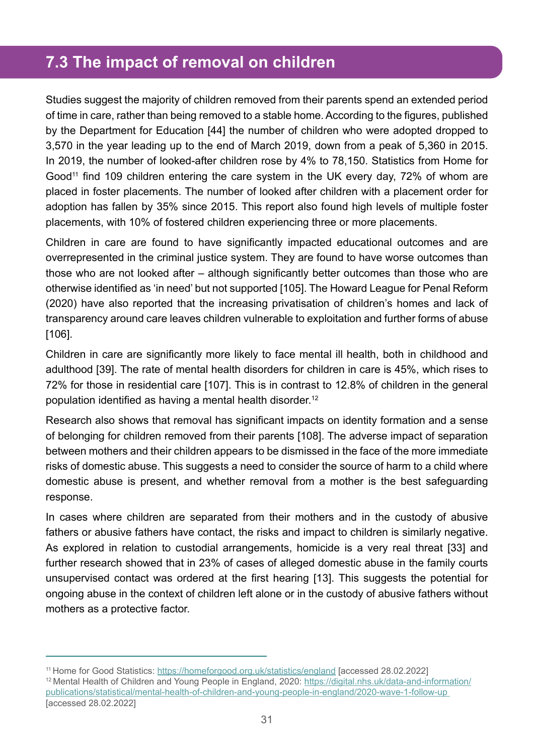## 7.3 The impact of removal on children

Studies suggest the majority of children removed from their parents spend an extended period of time in care, rather than being removed to a stable home. According to the figures, published by the Department for Education [44] the number of children who were adopted dropped to 3,570 in the year leading up to the end of March 2019, down from a peak of 5,360 in 2015. In 2019, the number of looked-after children rose by 4% to 78,150. Statistics from Home for Good[11] find 109 children entering the care system in the UK every day, 72% of whom are placed in foster placements. The number of looked after children with a placement order for adoption has fallen by 35% since 2015. This report also found high levels of multiple foster placements, with 10% of fostered children experiencing three or more placements.

Children in care are found to have significantly impacted educational outcomes and are overrepresented in the criminal justice system. They are found to have worse outcomes than those who are not looked after – although significantly better outcomes than those who are otherwise identified as 'in need' but not supported [105]. The Howard League for Penal Reform (2020) have also reported that the increasing privatisation of children's homes and lack of transparency around care leaves children vulnerable to exploitation and further forms of abuse [106].

Children in care are significantly more likely to face mental ill health, both in childhood and adulthood [39]. The rate of mental health disorders for children in care is 45%, which rises to 72% for those in residential care [107]. This is in contrast to 12.8% of children in the general population identified as having a mental health disorder.[12]

Research also shows that removal has significant impacts on identity formation and a sense of belonging for children removed from their parents [108]. The adverse impact of separation between mothers and their children appears to be dismissed in the face of the more immediate risks of domestic abuse. This suggests a need to consider the source of harm to a child where domestic abuse is present, and whether removal from a mother is the best safeguarding response.

In cases where children are separated from their mothers and in the custody of abusive fathers or abusive fathers have contact, the risks and impact to children is similarly negative. As explored in relation to custodial arrangements, homicide is a very real threat [33] and further research showed that in 23% of cases of alleged domestic abuse in the family courts unsupervised contact was ordered at the first hearing [13]. This suggests the potential for ongoing abuse in the context of children left alone or in the custody of abusive fathers without mothers as a protective factor.

---

[11] Home for Good Statistics: https://homeforgood.org.uk/statistics/england [accessed 28.02.2022]

[12] Mental Health of Children and Young People in England, 2020: https://digital.nhs.uk/data-and-information/publications/statistical/mental-health-of-children-and-young-people-in-england/2020-wave-1-follow-up [accessed 28.02.2022]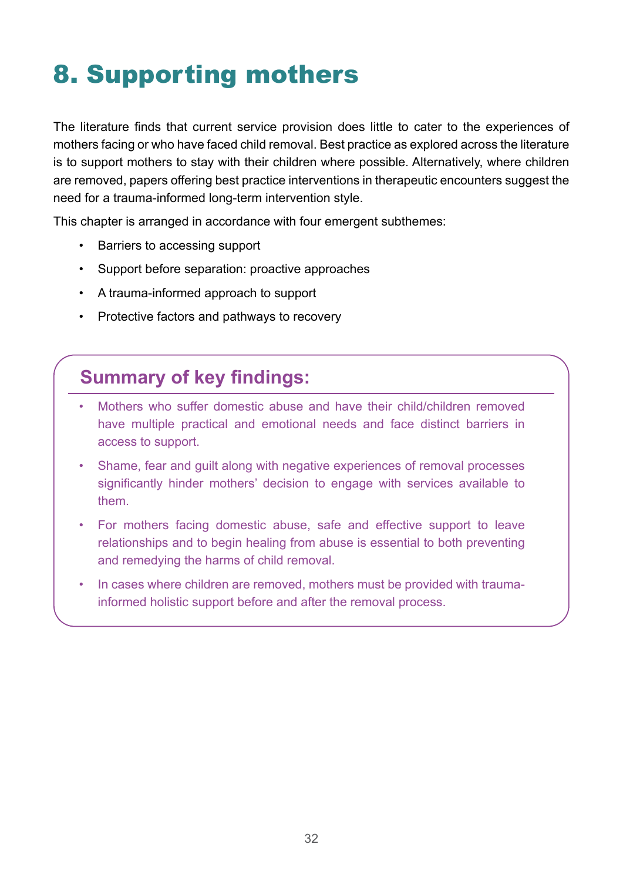# 8. Supporting mothers

The literature finds that current service provision does little to cater to the experiences of mothers facing or who have faced child removal. Best practice as explored across the literature is to support mothers to stay with their children where possible. Alternatively, where children are removed, papers offering best practice interventions in therapeutic encounters suggest the need for a trauma-informed long-term intervention style.

This chapter is arranged in accordance with four emergent subthemes:

- Barriers to accessing support
- Support before separation: proactive approaches
- A trauma-informed approach to support
- Protective factors and pathways to recovery

## Summary of key findings:

- Mothers who suffer domestic abuse and have their child/children removed have multiple practical and emotional needs and face distinct barriers in access to support.
- Shame, fear and guilt along with negative experiences of removal processes significantly hinder mothers' decision to engage with services available to them.
- For mothers facing domestic abuse, safe and effective support to leave relationships and to begin healing from abuse is essential to both preventing and remedying the harms of child removal.
- In cases where children are removed, mothers must be provided with trauma-informed holistic support before and after the removal process.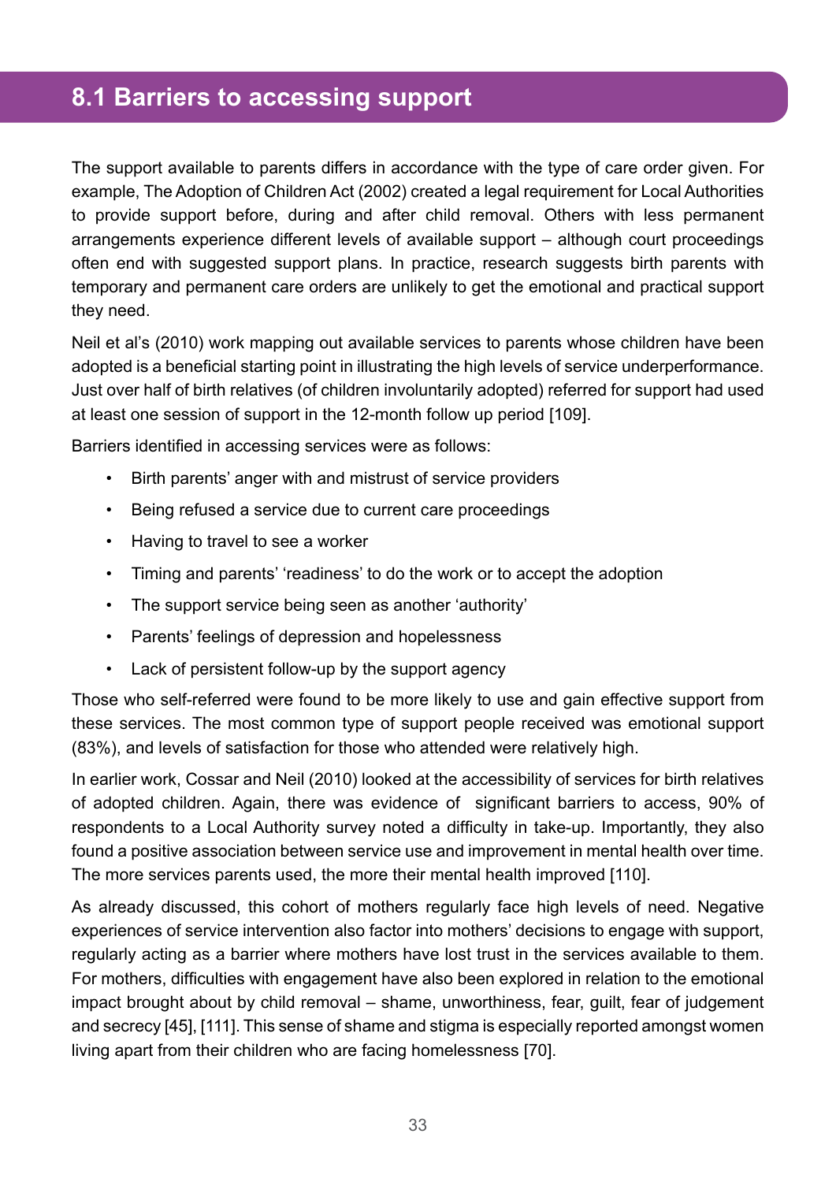## 8.1 Barriers to accessing support

The support available to parents differs in accordance with the type of care order given. For example, The Adoption of Children Act (2002) created a legal requirement for Local Authorities to provide support before, during and after child removal. Others with less permanent arrangements experience different levels of available support – although court proceedings often end with suggested support plans. In practice, research suggests birth parents with temporary and permanent care orders are unlikely to get the emotional and practical support they need.

Neil et al's (2010) work mapping out available services to parents whose children have been adopted is a beneficial starting point in illustrating the high levels of service underperformance. Just over half of birth relatives (of children involuntarily adopted) referred for support had used at least one session of support in the 12-month follow up period [109].

Barriers identified in accessing services were as follows:

- Birth parents' anger with and mistrust of service providers
- Being refused a service due to current care proceedings
- Having to travel to see a worker
- Timing and parents' 'readiness' to do the work or to accept the adoption
- The support service being seen as another 'authority'
- Parents' feelings of depression and hopelessness
- Lack of persistent follow-up by the support agency

Those who self-referred were found to be more likely to use and gain effective support from these services. The most common type of support people received was emotional support (83%), and levels of satisfaction for those who attended were relatively high.

In earlier work, Cossar and Neil (2010) looked at the accessibility of services for birth relatives of adopted children. Again, there was evidence of significant barriers to access, 90% of respondents to a Local Authority survey noted a difficulty in take-up. Importantly, they also found a positive association between service use and improvement in mental health over time. The more services parents used, the more their mental health improved [110].

As already discussed, this cohort of mothers regularly face high levels of need. Negative experiences of service intervention also factor into mothers' decisions to engage with support, regularly acting as a barrier where mothers have lost trust in the services available to them. For mothers, difficulties with engagement have also been explored in relation to the emotional impact brought about by child removal – shame, unworthiness, fear, guilt, fear of judgement and secrecy [45], [111]. This sense of shame and stigma is especially reported amongst women living apart from their children who are facing homelessness [70].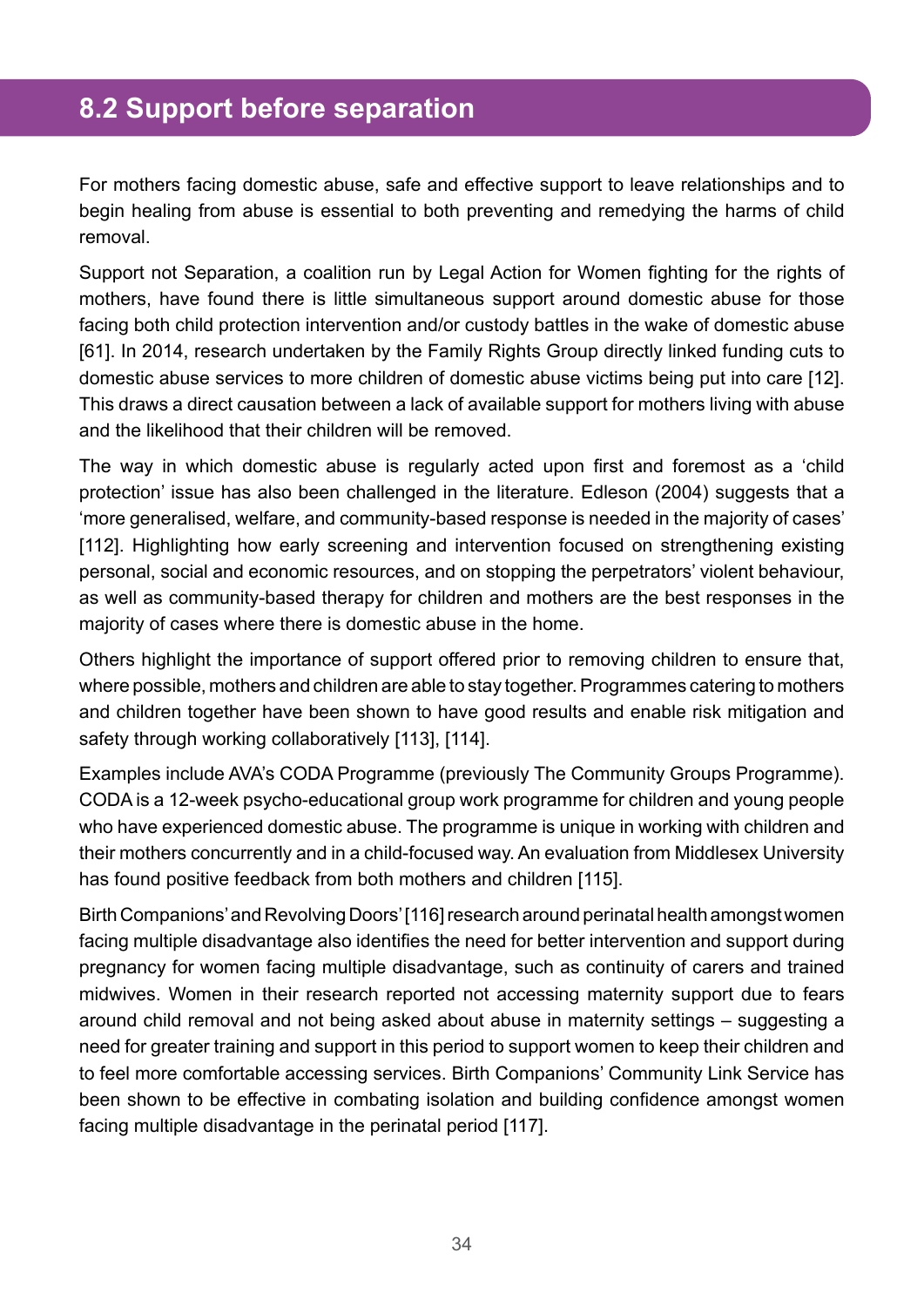## 8.2 Support before separation

For mothers facing domestic abuse, safe and effective support to leave relationships and to begin healing from abuse is essential to both preventing and remedying the harms of child removal.

Support not Separation, a coalition run by Legal Action for Women fighting for the rights of mothers, have found there is little simultaneous support around domestic abuse for those facing both child protection intervention and/or custody battles in the wake of domestic abuse [61]. In 2014, research undertaken by the Family Rights Group directly linked funding cuts to domestic abuse services to more children of domestic abuse victims being put into care [12]. This draws a direct causation between a lack of available support for mothers living with abuse and the likelihood that their children will be removed.

The way in which domestic abuse is regularly acted upon first and foremost as a 'child protection' issue has also been challenged in the literature. Edleson (2004) suggests that a 'more generalised, welfare, and community-based response is needed in the majority of cases' [112]. Highlighting how early screening and intervention focused on strengthening existing personal, social and economic resources, and on stopping the perpetrators' violent behaviour, as well as community-based therapy for children and mothers are the best responses in the majority of cases where there is domestic abuse in the home.

Others highlight the importance of support offered prior to removing children to ensure that, where possible, mothers and children are able to stay together. Programmes catering to mothers and children together have been shown to have good results and enable risk mitigation and safety through working collaboratively [113], [114].

Examples include AVA's CODA Programme (previously The Community Groups Programme). CODA is a 12-week psycho-educational group work programme for children and young people who have experienced domestic abuse. The programme is unique in working with children and their mothers concurrently and in a child-focused way. An evaluation from Middlesex University has found positive feedback from both mothers and children [115].

Birth Companions' and Revolving Doors' [116] research around perinatal health amongst women facing multiple disadvantage also identifies the need for better intervention and support during pregnancy for women facing multiple disadvantage, such as continuity of carers and trained midwives. Women in their research reported not accessing maternity support due to fears around child removal and not being asked about abuse in maternity settings – suggesting a need for greater training and support in this period to support women to keep their children and to feel more comfortable accessing services. Birth Companions' Community Link Service has been shown to be effective in combating isolation and building confidence amongst women facing multiple disadvantage in the perinatal period [117].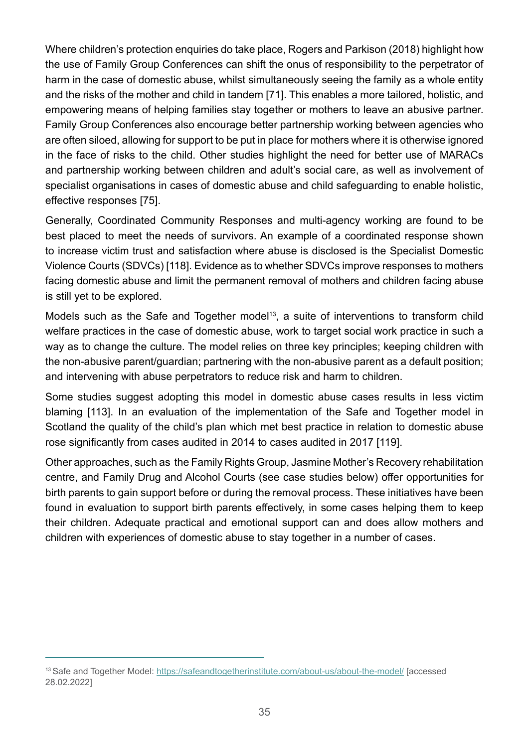Where children's protection enquiries do take place, Rogers and Parkison (2018) highlight how the use of Family Group Conferences can shift the onus of responsibility to the perpetrator of harm in the case of domestic abuse, whilst simultaneously seeing the family as a whole entity and the risks of the mother and child in tandem [71]. This enables a more tailored, holistic, and empowering means of helping families stay together or mothers to leave an abusive partner. Family Group Conferences also encourage better partnership working between agencies who are often siloed, allowing for support to be put in place for mothers where it is otherwise ignored in the face of risks to the child. Other studies highlight the need for better use of MARACs and partnership working between children and adult's social care, as well as involvement of specialist organisations in cases of domestic abuse and child safeguarding to enable holistic, effective responses [75].

Generally, Coordinated Community Responses and multi-agency working are found to be best placed to meet the needs of survivors. An example of a coordinated response shown to increase victim trust and satisfaction where abuse is disclosed is the Specialist Domestic Violence Courts (SDVCs) [118]. Evidence as to whether SDVCs improve responses to mothers facing domestic abuse and limit the permanent removal of mothers and children facing abuse is still yet to be explored.

Models such as the Safe and Together model[13], a suite of interventions to transform child welfare practices in the case of domestic abuse, work to target social work practice in such a way as to change the culture. The model relies on three key principles; keeping children with the non-abusive parent/guardian; partnering with the non-abusive parent as a default position; and intervening with abuse perpetrators to reduce risk and harm to children.

Some studies suggest adopting this model in domestic abuse cases results in less victim blaming [113]. In an evaluation of the implementation of the Safe and Together model in Scotland the quality of the child's plan which met best practice in relation to domestic abuse rose significantly from cases audited in 2014 to cases audited in 2017 [119].

Other approaches, such as the Family Rights Group, Jasmine Mother's Recovery rehabilitation centre, and Family Drug and Alcohol Courts (see case studies below) offer opportunities for birth parents to gain support before or during the removal process. These initiatives have been found in evaluation to support birth parents effectively, in some cases helping them to keep their children. Adequate practical and emotional support can and does allow mothers and children with experiences of domestic abuse to stay together in a number of cases.

---

[13] Safe and Together Model: https://safeandtogetherinstitute.com/about-us/about-the-model/ [accessed 28.02.2022]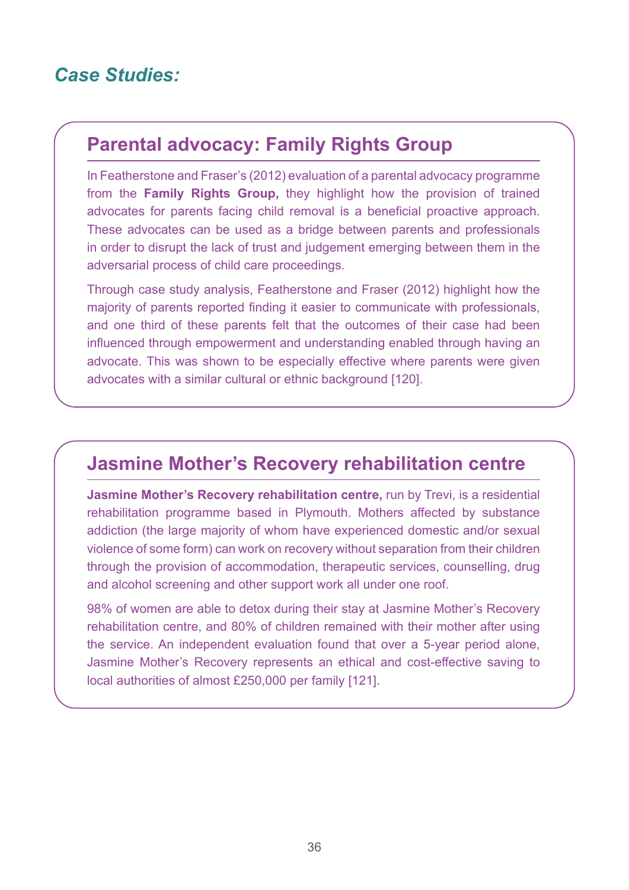## *Case Studies:*

### Parental advocacy: Family Rights Group

In Featherstone and Fraser's (2012) evaluation of a parental advocacy programme from the **Family Rights Group,** they highlight how the provision of trained advocates for parents facing child removal is a beneficial proactive approach. These advocates can be used as a bridge between parents and professionals in order to disrupt the lack of trust and judgement emerging between them in the adversarial process of child care proceedings.

Through case study analysis, Featherstone and Fraser (2012) highlight how the majority of parents reported finding it easier to communicate with professionals, and one third of these parents felt that the outcomes of their case had been influenced through empowerment and understanding enabled through having an advocate. This was shown to be especially effective where parents were given advocates with a similar cultural or ethnic background [120].

### Jasmine Mother's Recovery rehabilitation centre

**Jasmine Mother's Recovery rehabilitation centre,** run by Trevi, is a residential rehabilitation programme based in Plymouth. Mothers affected by substance addiction (the large majority of whom have experienced domestic and/or sexual violence of some form) can work on recovery without separation from their children through the provision of accommodation, therapeutic services, counselling, drug and alcohol screening and other support work all under one roof.

98% of women are able to detox during their stay at Jasmine Mother's Recovery rehabilitation centre, and 80% of children remained with their mother after using the service. An independent evaluation found that over a 5-year period alone, Jasmine Mother's Recovery represents an ethical and cost-effective saving to local authorities of almost £250,000 per family [121].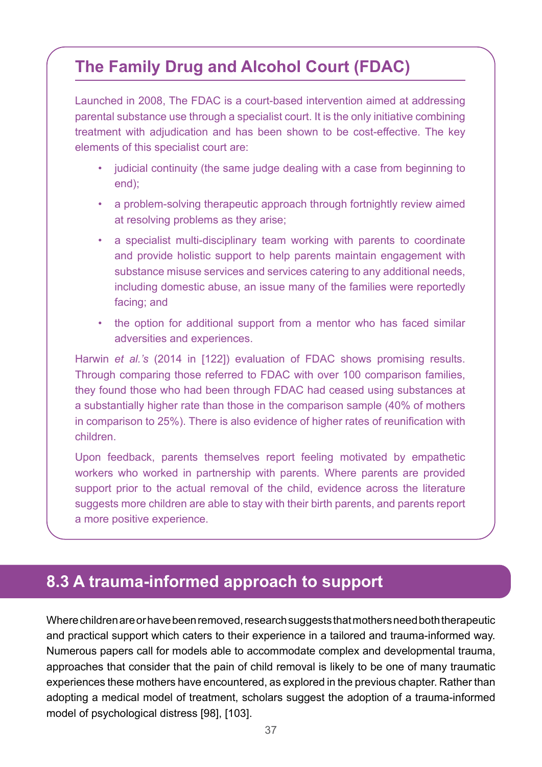## The Family Drug and Alcohol Court (FDAC)

Launched in 2008, The FDAC is a court-based intervention aimed at addressing parental substance use through a specialist court. It is the only initiative combining treatment with adjudication and has been shown to be cost-effective. The key elements of this specialist court are:

- judicial continuity (the same judge dealing with a case from beginning to end);
- a problem-solving therapeutic approach through fortnightly review aimed at resolving problems as they arise;
- a specialist multi-disciplinary team working with parents to coordinate and provide holistic support to help parents maintain engagement with substance misuse services and services catering to any additional needs, including domestic abuse, an issue many of the families were reportedly facing; and
- the option for additional support from a mentor who has faced similar adversities and experiences.

Harwin *et al.'s* (2014 in [122]) evaluation of FDAC shows promising results. Through comparing those referred to FDAC with over 100 comparison families, they found those who had been through FDAC had ceased using substances at a substantially higher rate than those in the comparison sample (40% of mothers in comparison to 25%). There is also evidence of higher rates of reunification with children.

Upon feedback, parents themselves report feeling motivated by empathetic workers who worked in partnership with parents. Where parents are provided support prior to the actual removal of the child, evidence across the literature suggests more children are able to stay with their birth parents, and parents report a more positive experience.

## 8.3 A trauma-informed approach to support

Where children are or have been removed, research suggests that mothers need both therapeutic and practical support which caters to their experience in a tailored and trauma-informed way. Numerous papers call for models able to accommodate complex and developmental trauma, approaches that consider that the pain of child removal is likely to be one of many traumatic experiences these mothers have encountered, as explored in the previous chapter. Rather than adopting a medical model of treatment, scholars suggest the adoption of a trauma-informed model of psychological distress [98], [103].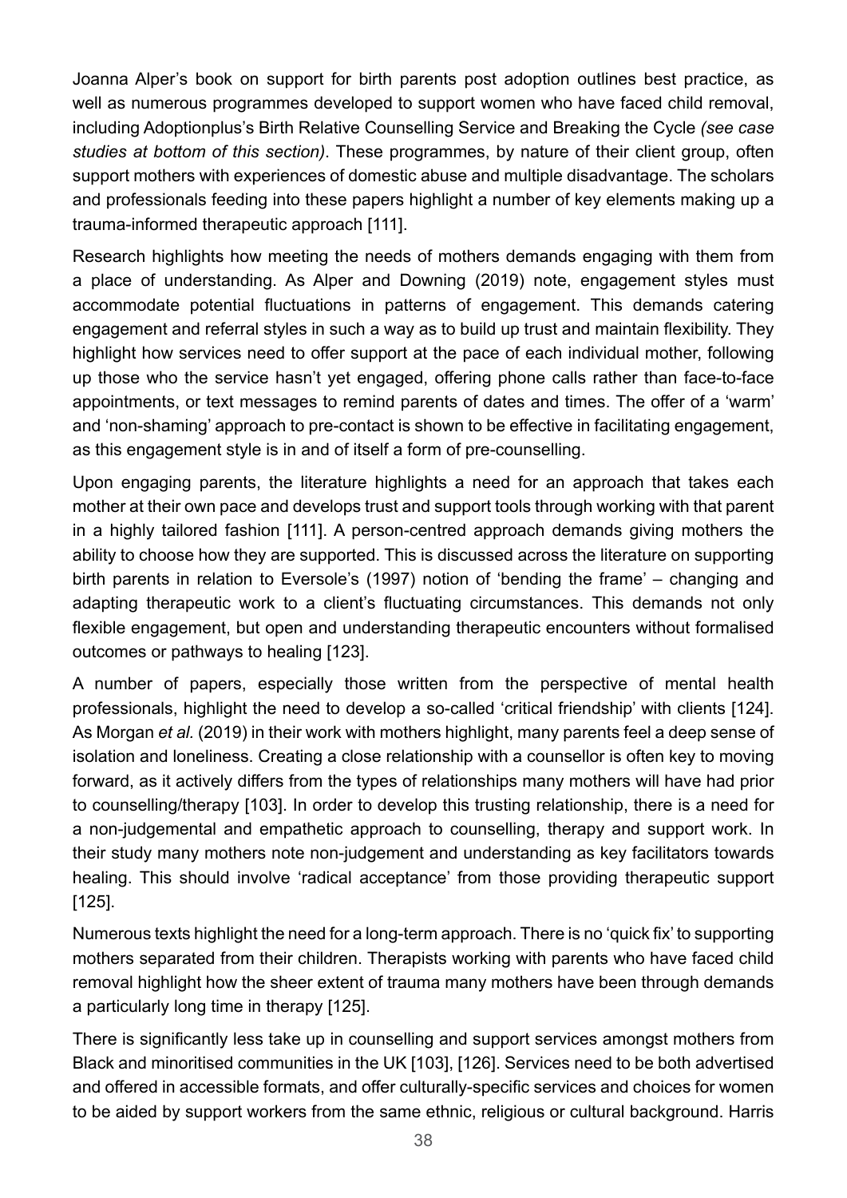Joanna Alper's book on support for birth parents post adoption outlines best practice, as well as numerous programmes developed to support women who have faced child removal, including Adoptionplus's Birth Relative Counselling Service and Breaking the Cycle *(see case studies at bottom of this section)*. These programmes, by nature of their client group, often support mothers with experiences of domestic abuse and multiple disadvantage. The scholars and professionals feeding into these papers highlight a number of key elements making up a trauma-informed therapeutic approach [111].

Research highlights how meeting the needs of mothers demands engaging with them from a place of understanding. As Alper and Downing (2019) note, engagement styles must accommodate potential fluctuations in patterns of engagement. This demands catering engagement and referral styles in such a way as to build up trust and maintain flexibility. They highlight how services need to offer support at the pace of each individual mother, following up those who the service hasn't yet engaged, offering phone calls rather than face-to-face appointments, or text messages to remind parents of dates and times. The offer of a 'warm' and 'non-shaming' approach to pre-contact is shown to be effective in facilitating engagement, as this engagement style is in and of itself a form of pre-counselling.

Upon engaging parents, the literature highlights a need for an approach that takes each mother at their own pace and develops trust and support tools through working with that parent in a highly tailored fashion [111]. A person-centred approach demands giving mothers the ability to choose how they are supported. This is discussed across the literature on supporting birth parents in relation to Eversole's (1997) notion of 'bending the frame' – changing and adapting therapeutic work to a client's fluctuating circumstances. This demands not only flexible engagement, but open and understanding therapeutic encounters without formalised outcomes or pathways to healing [123].

A number of papers, especially those written from the perspective of mental health professionals, highlight the need to develop a so-called 'critical friendship' with clients [124]. As Morgan *et al.* (2019) in their work with mothers highlight, many parents feel a deep sense of isolation and loneliness. Creating a close relationship with a counsellor is often key to moving forward, as it actively differs from the types of relationships many mothers will have had prior to counselling/therapy [103]. In order to develop this trusting relationship, there is a need for a non-judgemental and empathetic approach to counselling, therapy and support work. In their study many mothers note non-judgement and understanding as key facilitators towards healing. This should involve 'radical acceptance' from those providing therapeutic support [125].

Numerous texts highlight the need for a long-term approach. There is no 'quick fix' to supporting mothers separated from their children. Therapists working with parents who have faced child removal highlight how the sheer extent of trauma many mothers have been through demands a particularly long time in therapy [125].

There is significantly less take up in counselling and support services amongst mothers from Black and minoritised communities in the UK [103], [126]. Services need to be both advertised and offered in accessible formats, and offer culturally-specific services and choices for women to be aided by support workers from the same ethnic, religious or cultural background. Harris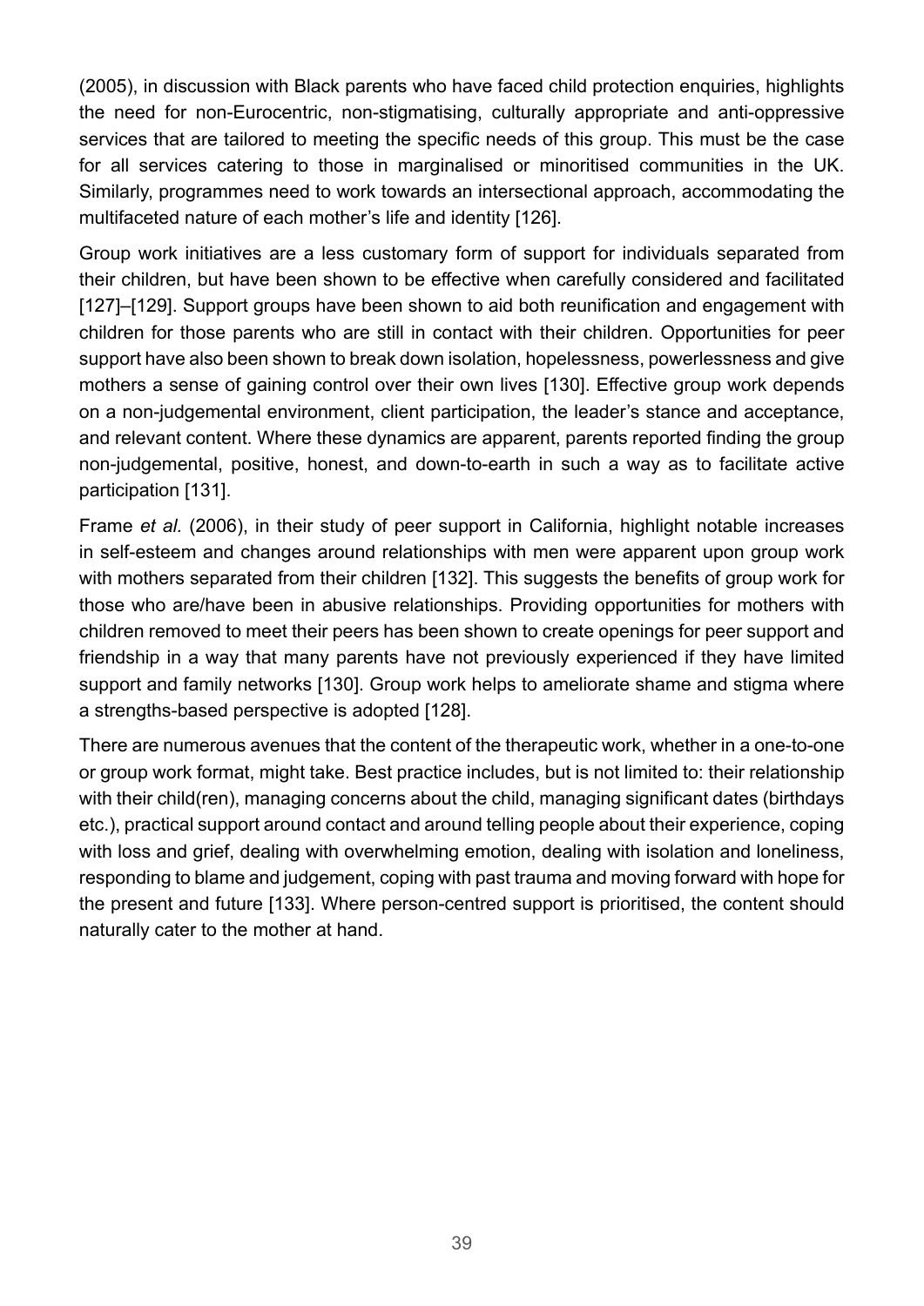(2005), in discussion with Black parents who have faced child protection enquiries, highlights the need for non-Eurocentric, non-stigmatising, culturally appropriate and anti-oppressive services that are tailored to meeting the specific needs of this group. This must be the case for all services catering to those in marginalised or minoritised communities in the UK. Similarly, programmes need to work towards an intersectional approach, accommodating the multifaceted nature of each mother's life and identity [126].

Group work initiatives are a less customary form of support for individuals separated from their children, but have been shown to be effective when carefully considered and facilitated [127]–[129]. Support groups have been shown to aid both reunification and engagement with children for those parents who are still in contact with their children. Opportunities for peer support have also been shown to break down isolation, hopelessness, powerlessness and give mothers a sense of gaining control over their own lives [130]. Effective group work depends on a non-judgemental environment, client participation, the leader's stance and acceptance, and relevant content. Where these dynamics are apparent, parents reported finding the group non-judgemental, positive, honest, and down-to-earth in such a way as to facilitate active participation [131].

Frame *et al.* (2006), in their study of peer support in California, highlight notable increases in self-esteem and changes around relationships with men were apparent upon group work with mothers separated from their children [132]. This suggests the benefits of group work for those who are/have been in abusive relationships. Providing opportunities for mothers with children removed to meet their peers has been shown to create openings for peer support and friendship in a way that many parents have not previously experienced if they have limited support and family networks [130]. Group work helps to ameliorate shame and stigma where a strengths-based perspective is adopted [128].

There are numerous avenues that the content of the therapeutic work, whether in a one-to-one or group work format, might take. Best practice includes, but is not limited to: their relationship with their child(ren), managing concerns about the child, managing significant dates (birthdays etc.), practical support around contact and around telling people about their experience, coping with loss and grief, dealing with overwhelming emotion, dealing with isolation and loneliness, responding to blame and judgement, coping with past trauma and moving forward with hope for the present and future [133]. Where person-centred support is prioritised, the content should naturally cater to the mother at hand.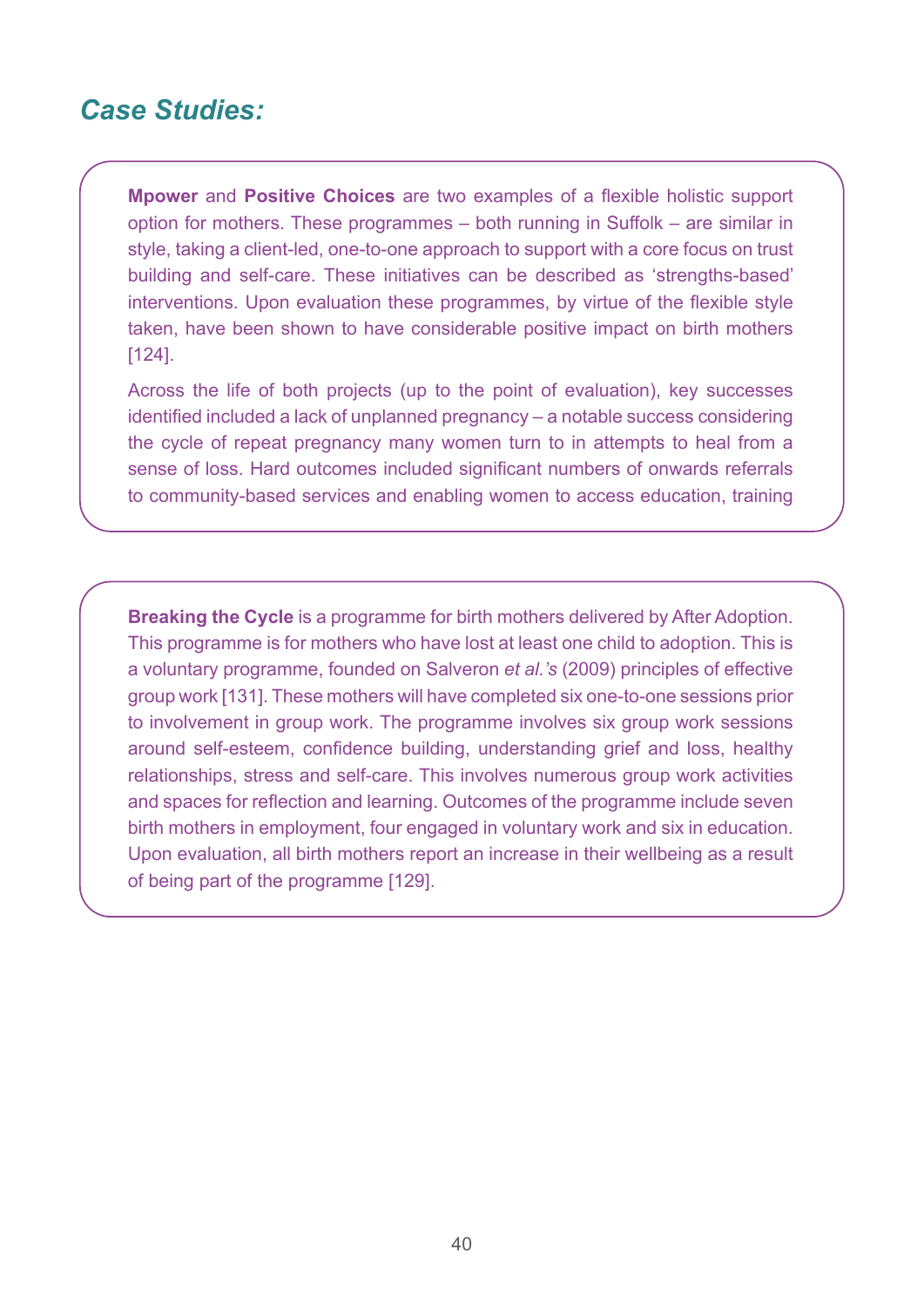## *Case Studies:*

**Mpower** and **Positive Choices** are two examples of a flexible holistic support option for mothers. These programmes – both running in Suffolk – are similar in style, taking a client-led, one-to-one approach to support with a core focus on trust building and self-care. These initiatives can be described as 'strengths-based' interventions. Upon evaluation these programmes, by virtue of the flexible style taken, have been shown to have considerable positive impact on birth mothers [124].

Across the life of both projects (up to the point of evaluation), key successes identified included a lack of unplanned pregnancy – a notable success considering the cycle of repeat pregnancy many women turn to in attempts to heal from a sense of loss. Hard outcomes included significant numbers of onwards referrals to community-based services and enabling women to access education, training

**Breaking the Cycle** is a programme for birth mothers delivered by After Adoption. This programme is for mothers who have lost at least one child to adoption. This is a voluntary programme, founded on Salveron *et al.'s* (2009) principles of effective group work [131]. These mothers will have completed six one-to-one sessions prior to involvement in group work. The programme involves six group work sessions around self-esteem, confidence building, understanding grief and loss, healthy relationships, stress and self-care. This involves numerous group work activities and spaces for reflection and learning. Outcomes of the programme include seven birth mothers in employment, four engaged in voluntary work and six in education. Upon evaluation, all birth mothers report an increase in their wellbeing as a result of being part of the programme [129].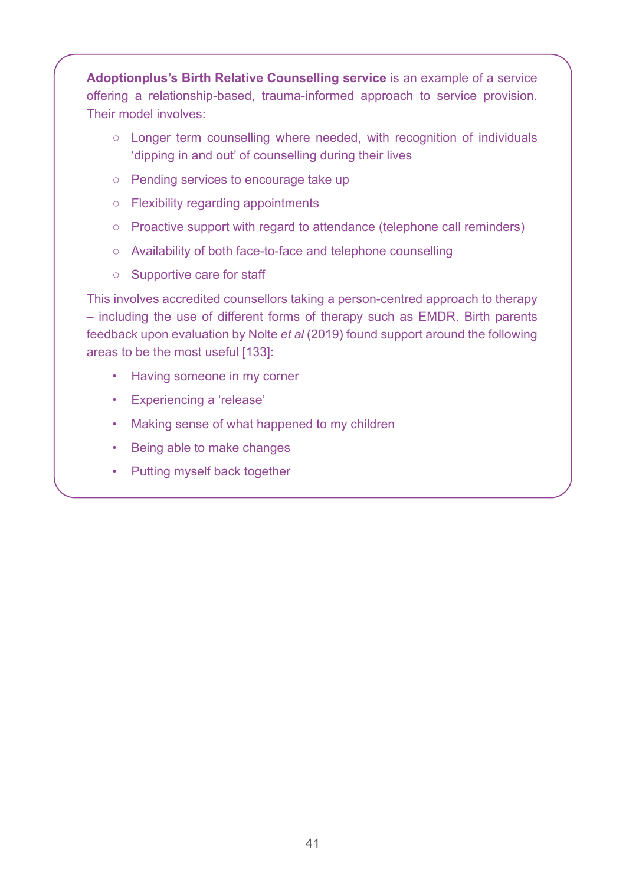**Adoptionplus's Birth Relative Counselling service** is an example of a service offering a relationship-based, trauma-informed approach to service provision. Their model involves:

- Longer term counselling where needed, with recognition of individuals 'dipping in and out' of counselling during their lives
- Pending services to encourage take up
- Flexibility regarding appointments
- Proactive support with regard to attendance (telephone call reminders)
- Availability of both face-to-face and telephone counselling
- Supportive care for staff

This involves accredited counsellors taking a person-centred approach to therapy – including the use of different forms of therapy such as EMDR. Birth parents feedback upon evaluation by Nolte *et al* (2019) found support around the following areas to be the most useful [133]:

- Having someone in my corner
- Experiencing a 'release'
- Making sense of what happened to my children
- Being able to make changes
- Putting myself back together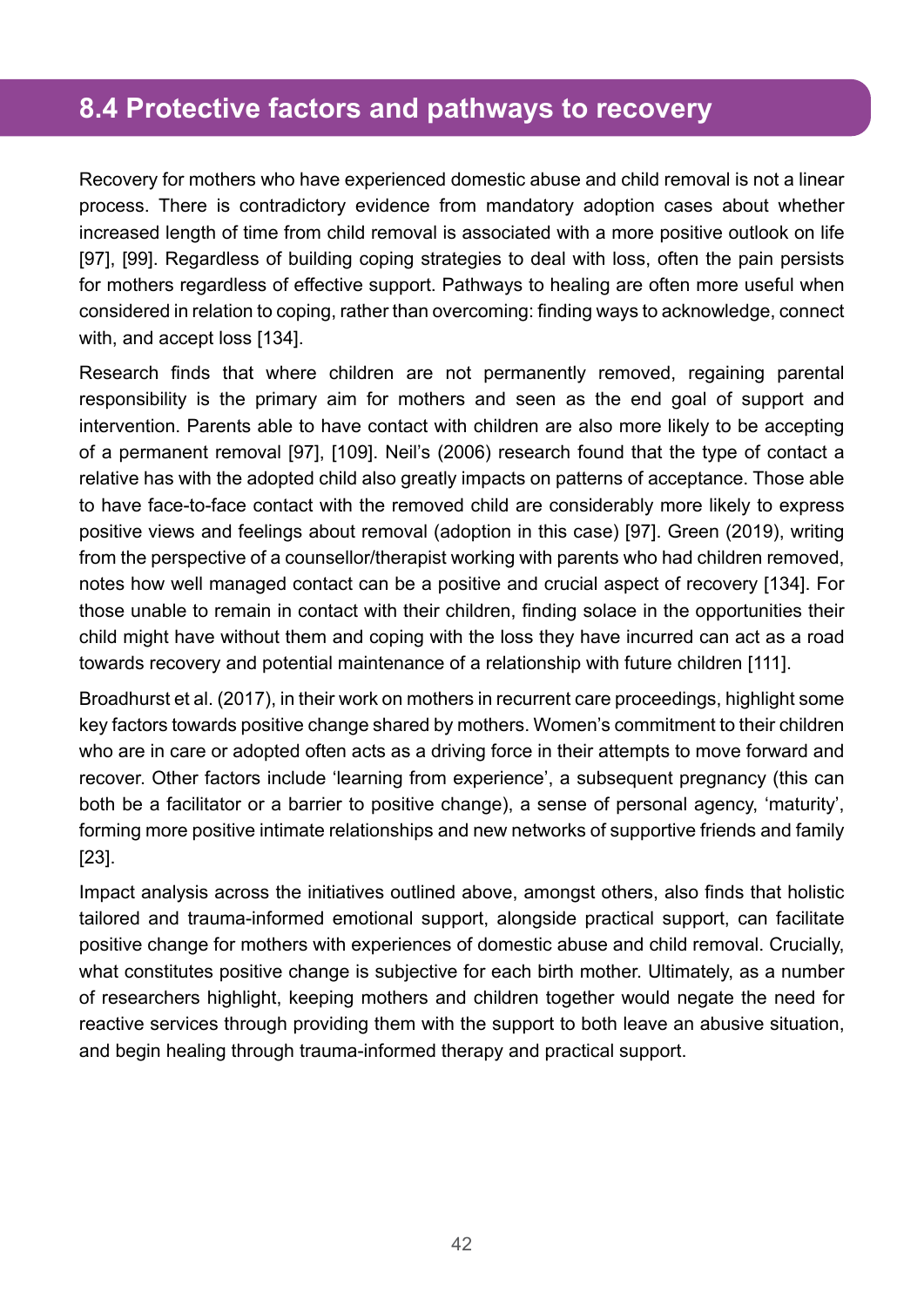## 8.4 Protective factors and pathways to recovery

Recovery for mothers who have experienced domestic abuse and child removal is not a linear process. There is contradictory evidence from mandatory adoption cases about whether increased length of time from child removal is associated with a more positive outlook on life [97], [99]. Regardless of building coping strategies to deal with loss, often the pain persists for mothers regardless of effective support. Pathways to healing are often more useful when considered in relation to coping, rather than overcoming: finding ways to acknowledge, connect with, and accept loss [134].

Research finds that where children are not permanently removed, regaining parental responsibility is the primary aim for mothers and seen as the end goal of support and intervention. Parents able to have contact with children are also more likely to be accepting of a permanent removal [97], [109]. Neil's (2006) research found that the type of contact a relative has with the adopted child also greatly impacts on patterns of acceptance. Those able to have face-to-face contact with the removed child are considerably more likely to express positive views and feelings about removal (adoption in this case) [97]. Green (2019), writing from the perspective of a counsellor/therapist working with parents who had children removed, notes how well managed contact can be a positive and crucial aspect of recovery [134]. For those unable to remain in contact with their children, finding solace in the opportunities their child might have without them and coping with the loss they have incurred can act as a road towards recovery and potential maintenance of a relationship with future children [111].

Broadhurst et al. (2017), in their work on mothers in recurrent care proceedings, highlight some key factors towards positive change shared by mothers. Women's commitment to their children who are in care or adopted often acts as a driving force in their attempts to move forward and recover. Other factors include 'learning from experience', a subsequent pregnancy (this can both be a facilitator or a barrier to positive change), a sense of personal agency, 'maturity', forming more positive intimate relationships and new networks of supportive friends and family [23].

Impact analysis across the initiatives outlined above, amongst others, also finds that holistic tailored and trauma-informed emotional support, alongside practical support, can facilitate positive change for mothers with experiences of domestic abuse and child removal. Crucially, what constitutes positive change is subjective for each birth mother. Ultimately, as a number of researchers highlight, keeping mothers and children together would negate the need for reactive services through providing them with the support to both leave an abusive situation, and begin healing through trauma-informed therapy and practical support.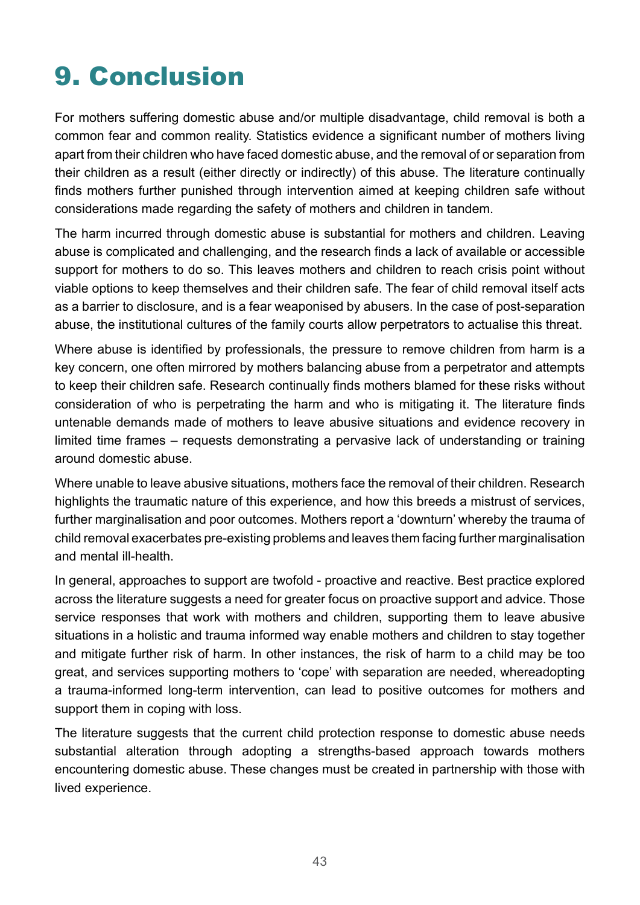# 9. Conclusion

For mothers suffering domestic abuse and/or multiple disadvantage, child removal is both a common fear and common reality. Statistics evidence a significant number of mothers living apart from their children who have faced domestic abuse, and the removal of or separation from their children as a result (either directly or indirectly) of this abuse. The literature continually finds mothers further punished through intervention aimed at keeping children safe without considerations made regarding the safety of mothers and children in tandem.

The harm incurred through domestic abuse is substantial for mothers and children. Leaving abuse is complicated and challenging, and the research finds a lack of available or accessible support for mothers to do so. This leaves mothers and children to reach crisis point without viable options to keep themselves and their children safe. The fear of child removal itself acts as a barrier to disclosure, and is a fear weaponised by abusers. In the case of post-separation abuse, the institutional cultures of the family courts allow perpetrators to actualise this threat.

Where abuse is identified by professionals, the pressure to remove children from harm is a key concern, one often mirrored by mothers balancing abuse from a perpetrator and attempts to keep their children safe. Research continually finds mothers blamed for these risks without consideration of who is perpetrating the harm and who is mitigating it. The literature finds untenable demands made of mothers to leave abusive situations and evidence recovery in limited time frames – requests demonstrating a pervasive lack of understanding or training around domestic abuse.

Where unable to leave abusive situations, mothers face the removal of their children. Research highlights the traumatic nature of this experience, and how this breeds a mistrust of services, further marginalisation and poor outcomes. Mothers report a 'downturn' whereby the trauma of child removal exacerbates pre-existing problems and leaves them facing further marginalisation and mental ill-health.

In general, approaches to support are twofold - proactive and reactive. Best practice explored across the literature suggests a need for greater focus on proactive support and advice. Those service responses that work with mothers and children, supporting them to leave abusive situations in a holistic and trauma informed way enable mothers and children to stay together and mitigate further risk of harm. In other instances, the risk of harm to a child may be too great, and services supporting mothers to 'cope' with separation are needed, whereadopting a trauma-informed long-term intervention, can lead to positive outcomes for mothers and support them in coping with loss.

The literature suggests that the current child protection response to domestic abuse needs substantial alteration through adopting a strengths-based approach towards mothers encountering domestic abuse. These changes must be created in partnership with those with lived experience.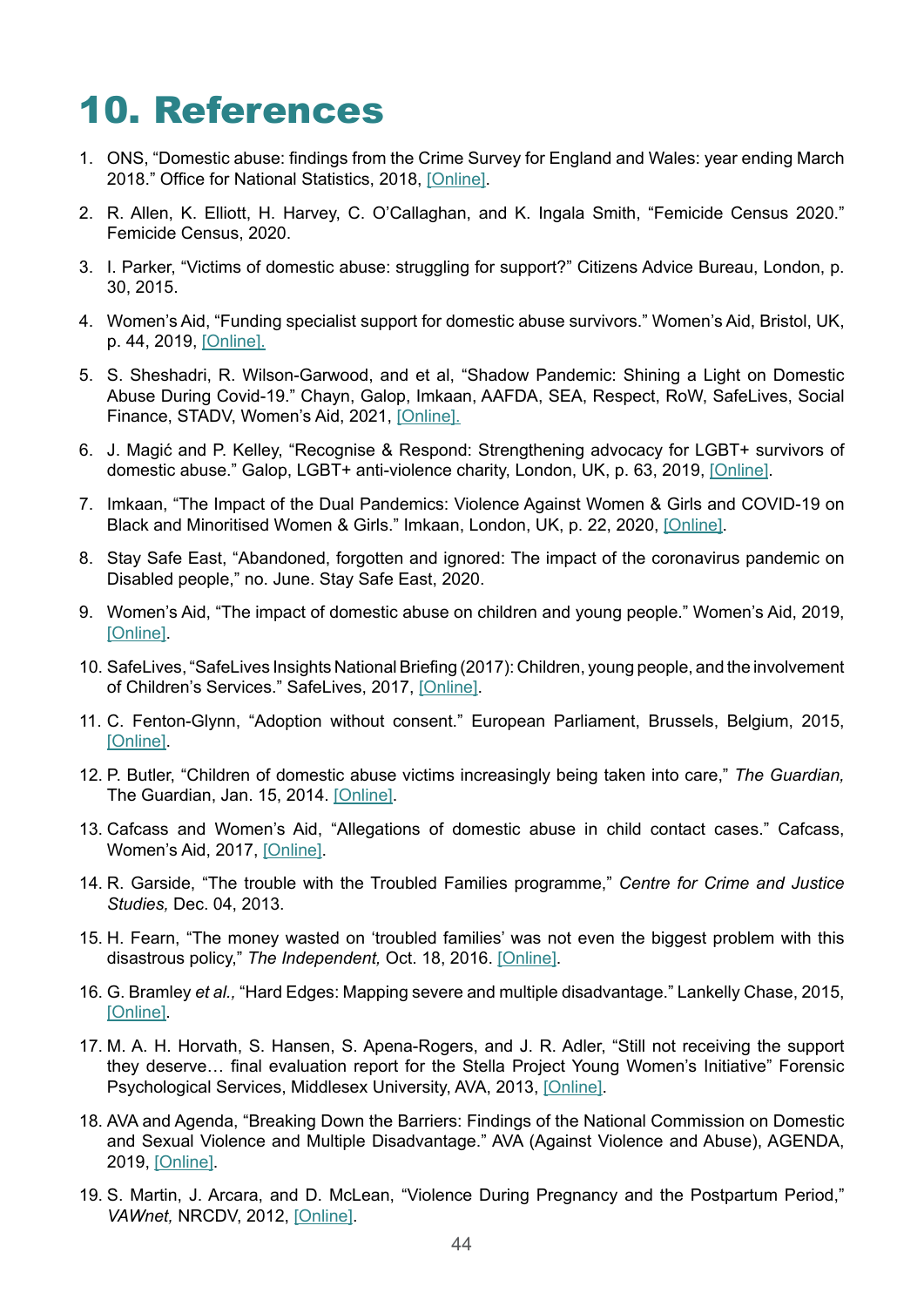# 10. References

1. ONS, “Domestic abuse: findings from the Crime Survey for England and Wales: year ending March 2018.” Office for National Statistics, 2018, [Online].

2. R. Allen, K. Elliott, H. Harvey, C. O’Callaghan, and K. Ingala Smith, “Femicide Census 2020.” Femicide Census, 2020.

3. I. Parker, “Victims of domestic abuse: struggling for support?” Citizens Advice Bureau, London, p. 30, 2015.

4. Women’s Aid, “Funding specialist support for domestic abuse survivors.” Women’s Aid, Bristol, UK, p. 44, 2019, [Online].

5. S. Sheshadri, R. Wilson-Garwood, and et al, “Shadow Pandemic: Shining a Light on Domestic Abuse During Covid-19.” Chayn, Galop, Imkaan, AAFDA, SEA, Respect, RoW, SafeLives, Social Finance, STADV, Women’s Aid, 2021, [Online].

6. J. Magić and P. Kelley, “Recognise & Respond: Strengthening advocacy for LGBT+ survivors of domestic abuse.” Galop, LGBT+ anti-violence charity, London, UK, p. 63, 2019, [Online].

7. Imkaan, “The Impact of the Dual Pandemics: Violence Against Women & Girls and COVID-19 on Black and Minoritised Women & Girls.” Imkaan, London, UK, p. 22, 2020, [Online].

8. Stay Safe East, “Abandoned, forgotten and ignored: The impact of the coronavirus pandemic on Disabled people,” no. June. Stay Safe East, 2020.

9. Women’s Aid, “The impact of domestic abuse on children and young people.” Women’s Aid, 2019, [Online].

10. SafeLives, “SafeLives Insights National Briefing (2017): Children, young people, and the involvement of Children’s Services.” SafeLives, 2017, [Online].

11. C. Fenton-Glynn, “Adoption without consent.” European Parliament, Brussels, Belgium, 2015, [Online].

12. P. Butler, “Children of domestic abuse victims increasingly being taken into care,” *The Guardian,* The Guardian, Jan. 15, 2014. [Online].

13. Cafcass and Women’s Aid, “Allegations of domestic abuse in child contact cases.” Cafcass, Women’s Aid, 2017, [Online].

14. R. Garside, “The trouble with the Troubled Families programme,” *Centre for Crime and Justice Studies,* Dec. 04, 2013.

15. H. Fearn, “The money wasted on ‘troubled families’ was not even the biggest problem with this disastrous policy,” *The Independent,* Oct. 18, 2016. [Online].

16. G. Bramley *et al.,* “Hard Edges: Mapping severe and multiple disadvantage.” Lankelly Chase, 2015, [Online].

17. M. A. H. Horvath, S. Hansen, S. Apena-Rogers, and J. R. Adler, “Still not receiving the support they deserve… final evaluation report for the Stella Project Young Women’s Initiative” Forensic Psychological Services, Middlesex University, AVA, 2013, [Online].

18. AVA and Agenda, “Breaking Down the Barriers: Findings of the National Commission on Domestic and Sexual Violence and Multiple Disadvantage.” AVA (Against Violence and Abuse), AGENDA, 2019, [Online].

19. S. Martin, J. Arcara, and D. McLean, “Violence During Pregnancy and the Postpartum Period,” *VAWnet,* NRCDV, 2012, [Online].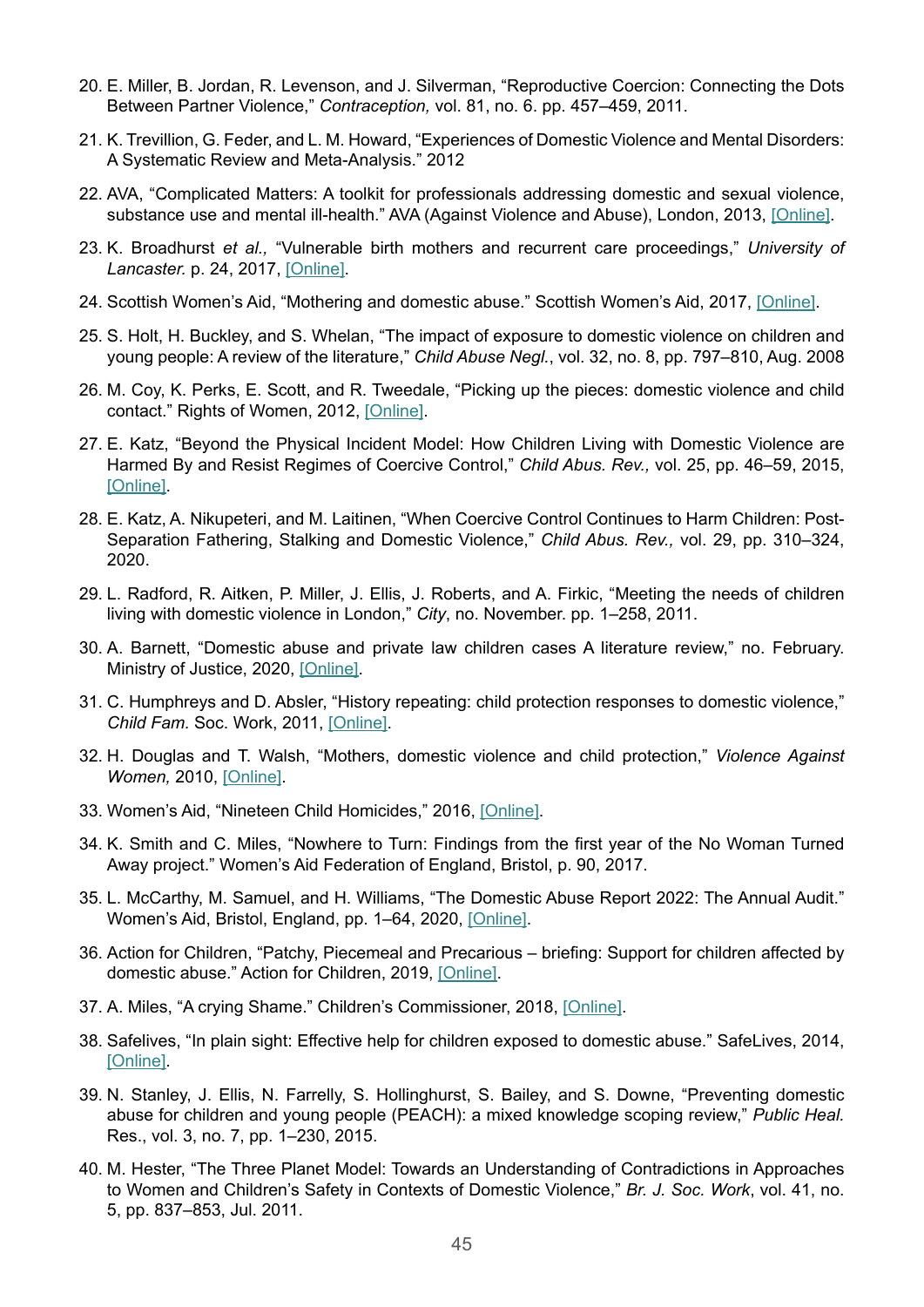20. E. Miller, B. Jordan, R. Levenson, and J. Silverman, “Reproductive Coercion: Connecting the Dots Between Partner Violence,” *Contraception,* vol. 81, no. 6. pp. 457–459, 2011.

21. K. Trevillion, G. Feder, and L. M. Howard, “Experiences of Domestic Violence and Mental Disorders: A Systematic Review and Meta-Analysis.” 2012

22. AVA, “Complicated Matters: A toolkit for professionals addressing domestic and sexual violence, substance use and mental ill-health.” AVA (Against Violence and Abuse), London, 2013, [Online].

23. K. Broadhurst *et al.,* “Vulnerable birth mothers and recurrent care proceedings,” *University of Lancaster.* p. 24, 2017, [Online].

24. Scottish Women’s Aid, “Mothering and domestic abuse.” Scottish Women’s Aid, 2017, [Online].

25. S. Holt, H. Buckley, and S. Whelan, “The impact of exposure to domestic violence on children and young people: A review of the literature,” *Child Abuse Negl.*, vol. 32, no. 8, pp. 797–810, Aug. 2008

26. M. Coy, K. Perks, E. Scott, and R. Tweedale, “Picking up the pieces: domestic violence and child contact.” Rights of Women, 2012, [Online].

27. E. Katz, “Beyond the Physical Incident Model: How Children Living with Domestic Violence are Harmed By and Resist Regimes of Coercive Control,” *Child Abus. Rev.,* vol. 25, pp. 46–59, 2015, [Online].

28. E. Katz, A. Nikupeteri, and M. Laitinen, “When Coercive Control Continues to Harm Children: Post-Separation Fathering, Stalking and Domestic Violence,” *Child Abus. Rev.,* vol. 29, pp. 310–324, 2020.

29. L. Radford, R. Aitken, P. Miller, J. Ellis, J. Roberts, and A. Firkic, “Meeting the needs of children living with domestic violence in London,” *City*, no. November. pp. 1–258, 2011.

30. A. Barnett, “Domestic abuse and private law children cases A literature review,” no. February. Ministry of Justice, 2020, [Online].

31. C. Humphreys and D. Absler, “History repeating: child protection responses to domestic violence,” *Child Fam.* Soc. Work, 2011, [Online].

32. H. Douglas and T. Walsh, “Mothers, domestic violence and child protection,” *Violence Against Women,* 2010, [Online].

33. Women’s Aid, “Nineteen Child Homicides,” 2016, [Online].

34. K. Smith and C. Miles, “Nowhere to Turn: Findings from the first year of the No Woman Turned Away project.” Women’s Aid Federation of England, Bristol, p. 90, 2017.

35. L. McCarthy, M. Samuel, and H. Williams, “The Domestic Abuse Report 2022: The Annual Audit.” Women’s Aid, Bristol, England, pp. 1–64, 2020, [Online].

36. Action for Children, “Patchy, Piecemeal and Precarious – briefing: Support for children affected by domestic abuse.” Action for Children, 2019, [Online].

37. A. Miles, “A crying Shame.” Children’s Commissioner, 2018, [Online].

38. Safelives, “In plain sight: Effective help for children exposed to domestic abuse.” SafeLives, 2014, [Online].

39. N. Stanley, J. Ellis, N. Farrelly, S. Hollinghurst, S. Bailey, and S. Downe, “Preventing domestic abuse for children and young people (PEACH): a mixed knowledge scoping review,” *Public Heal.* Res., vol. 3, no. 7, pp. 1–230, 2015.

40. M. Hester, “The Three Planet Model: Towards an Understanding of Contradictions in Approaches to Women and Children’s Safety in Contexts of Domestic Violence,” *Br. J. Soc. Work*, vol. 41, no. 5, pp. 837–853, Jul. 2011.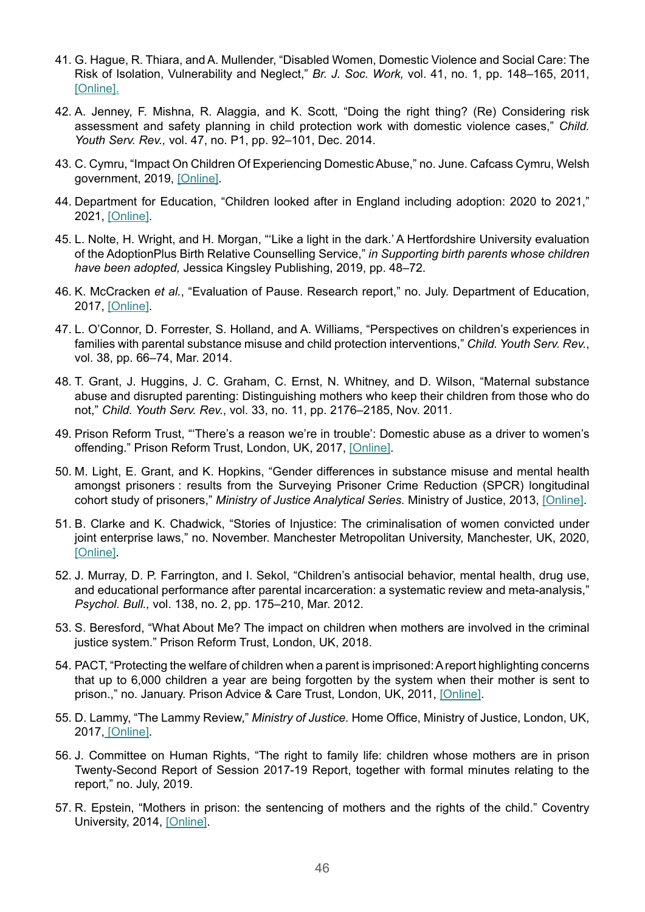41. G. Hague, R. Thiara, and A. Mullender, "Disabled Women, Domestic Violence and Social Care: The Risk of Isolation, Vulnerability and Neglect," *Br. J. Soc. Work,* vol. 41, no. 1, pp. 148–165, 2011, [Online].

42. A. Jenney, F. Mishna, R. Alaggia, and K. Scott, "Doing the right thing? (Re) Considering risk assessment and safety planning in child protection work with domestic violence cases," *Child. Youth Serv. Rev.,* vol. 47, no. P1, pp. 92–101, Dec. 2014.

43. C. Cymru, "Impact On Children Of Experiencing Domestic Abuse," no. June. Cafcass Cymru, Welsh government, 2019, [Online].

44. Department for Education, "Children looked after in England including adoption: 2020 to 2021," 2021, [Online].

45. L. Nolte, H. Wright, and H. Morgan, "'Like a light in the dark.' A Hertfordshire University evaluation of the AdoptionPlus Birth Relative Counselling Service," *in Supporting birth parents whose children have been adopted,* Jessica Kingsley Publishing, 2019, pp. 48–72.

46. K. McCracken *et al.*, "Evaluation of Pause. Research report," no. July. Department of Education, 2017, [Online].

47. L. O'Connor, D. Forrester, S. Holland, and A. Williams, "Perspectives on children's experiences in families with parental substance misuse and child protection interventions," *Child. Youth Serv. Rev.*, vol. 38, pp. 66–74, Mar. 2014.

48. T. Grant, J. Huggins, J. C. Graham, C. Ernst, N. Whitney, and D. Wilson, "Maternal substance abuse and disrupted parenting: Distinguishing mothers who keep their children from those who do not," *Child. Youth Serv. Rev.*, vol. 33, no. 11, pp. 2176–2185, Nov. 2011.

49. Prison Reform Trust, "'There's a reason we're in trouble': Domestic abuse as a driver to women's offending." Prison Reform Trust, London, UK, 2017, [Online].

50. M. Light, E. Grant, and K. Hopkins, "Gender differences in substance misuse and mental health amongst prisoners : results from the Surveying Prisoner Crime Reduction (SPCR) longitudinal cohort study of prisoners," *Ministry of Justice Analytical Series.* Ministry of Justice, 2013, [Online].

51. B. Clarke and K. Chadwick, "Stories of Injustice: The criminalisation of women convicted under joint enterprise laws," no. November. Manchester Metropolitan University, Manchester, UK, 2020, [Online].

52. J. Murray, D. P. Farrington, and I. Sekol, "Children's antisocial behavior, mental health, drug use, and educational performance after parental incarceration: a systematic review and meta-analysis," *Psychol. Bull.,* vol. 138, no. 2, pp. 175–210, Mar. 2012.

53. S. Beresford, "What About Me? The impact on children when mothers are involved in the criminal justice system." Prison Reform Trust, London, UK, 2018.

54. PACT, "Protecting the welfare of children when a parent is imprisoned: A report highlighting concerns that up to 6,000 children a year are being forgotten by the system when their mother is sent to prison.," no. January. Prison Advice & Care Trust, London, UK, 2011, [Online].

55. D. Lammy, "The Lammy Review," *Ministry of Justice.* Home Office, Ministry of Justice, London, UK, 2017, [Online].

56. J. Committee on Human Rights, "The right to family life: children whose mothers are in prison Twenty-Second Report of Session 2017-19 Report, together with formal minutes relating to the report," no. July, 2019.

57. R. Epstein, "Mothers in prison: the sentencing of mothers and the rights of the child." Coventry University, 2014, [Online].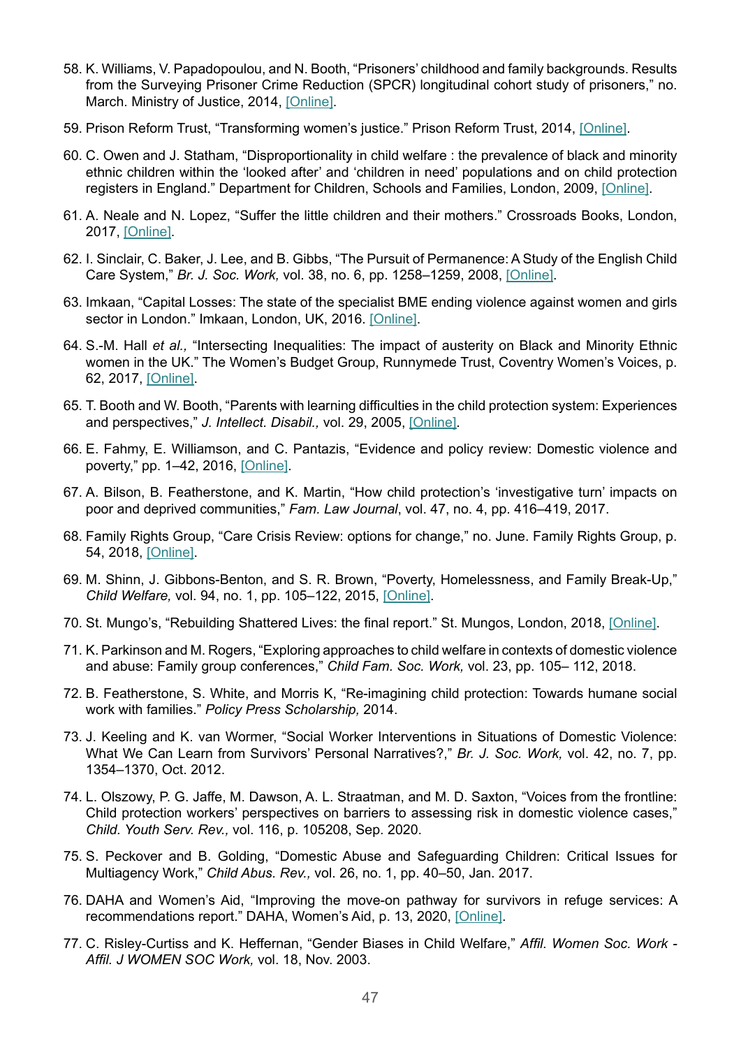58. K. Williams, V. Papadopoulou, and N. Booth, “Prisoners’ childhood and family backgrounds. Results from the Surveying Prisoner Crime Reduction (SPCR) longitudinal cohort study of prisoners,” no. March. Ministry of Justice, 2014, [Online].

59. Prison Reform Trust, “Transforming women’s justice.” Prison Reform Trust, 2014, [Online].

60. C. Owen and J. Statham, “Disproportionality in child welfare : the prevalence of black and minority ethnic children within the ‘looked after’ and ‘children in need’ populations and on child protection registers in England.” Department for Children, Schools and Families, London, 2009, [Online].

61. A. Neale and N. Lopez, “Suffer the little children and their mothers.” Crossroads Books, London, 2017, [Online].

62. I. Sinclair, C. Baker, J. Lee, and B. Gibbs, “The Pursuit of Permanence: A Study of the English Child Care System,” *Br. J. Soc. Work,* vol. 38, no. 6, pp. 1258–1259, 2008, [Online].

63. Imkaan, “Capital Losses: The state of the specialist BME ending violence against women and girls sector in London.” Imkaan, London, UK, 2016. [Online].

64. S.-M. Hall *et al.,* “Intersecting Inequalities: The impact of austerity on Black and Minority Ethnic women in the UK.” The Women’s Budget Group, Runnymede Trust, Coventry Women’s Voices, p. 62, 2017, [Online].

65. T. Booth and W. Booth, “Parents with learning difficulties in the child protection system: Experiences and perspectives,” *J. Intellect. Disabil.,* vol. 29, 2005, [Online].

66. E. Fahmy, E. Williamson, and C. Pantazis, “Evidence and policy review: Domestic violence and poverty,” pp. 1–42, 2016, [Online].

67. A. Bilson, B. Featherstone, and K. Martin, “How child protection’s ‘investigative turn’ impacts on poor and deprived communities,” *Fam. Law Journal*, vol. 47, no. 4, pp. 416–419, 2017.

68. Family Rights Group, “Care Crisis Review: options for change,” no. June. Family Rights Group, p. 54, 2018, [Online].

69. M. Shinn, J. Gibbons-Benton, and S. R. Brown, “Poverty, Homelessness, and Family Break-Up,” *Child Welfare,* vol. 94, no. 1, pp. 105–122, 2015, [Online].

70. St. Mungo’s, “Rebuilding Shattered Lives: the final report.” St. Mungos, London, 2018, [Online].

71. K. Parkinson and M. Rogers, “Exploring approaches to child welfare in contexts of domestic violence and abuse: Family group conferences,” *Child Fam. Soc. Work,* vol. 23, pp. 105– 112, 2018.

72. B. Featherstone, S. White, and Morris K, “Re-imagining child protection: Towards humane social work with families.” *Policy Press Scholarship,* 2014.

73. J. Keeling and K. van Wormer, “Social Worker Interventions in Situations of Domestic Violence: What We Can Learn from Survivors’ Personal Narratives?,” *Br. J. Soc. Work,* vol. 42, no. 7, pp. 1354–1370, Oct. 2012.

74. L. Olszowy, P. G. Jaffe, M. Dawson, A. L. Straatman, and M. D. Saxton, “Voices from the frontline: Child protection workers’ perspectives on barriers to assessing risk in domestic violence cases,” *Child. Youth Serv. Rev.,* vol. 116, p. 105208, Sep. 2020.

75. S. Peckover and B. Golding, “Domestic Abuse and Safeguarding Children: Critical Issues for Multiagency Work,” *Child Abus. Rev.,* vol. 26, no. 1, pp. 40–50, Jan. 2017.

76. DAHA and Women’s Aid, “Improving the move-on pathway for survivors in refuge services: A recommendations report.” DAHA, Women’s Aid, p. 13, 2020, [Online].

77. C. Risley-Curtiss and K. Heffernan, “Gender Biases in Child Welfare,” *Affil. Women Soc. Work - Affil. J WOMEN SOC Work,* vol. 18, Nov. 2003.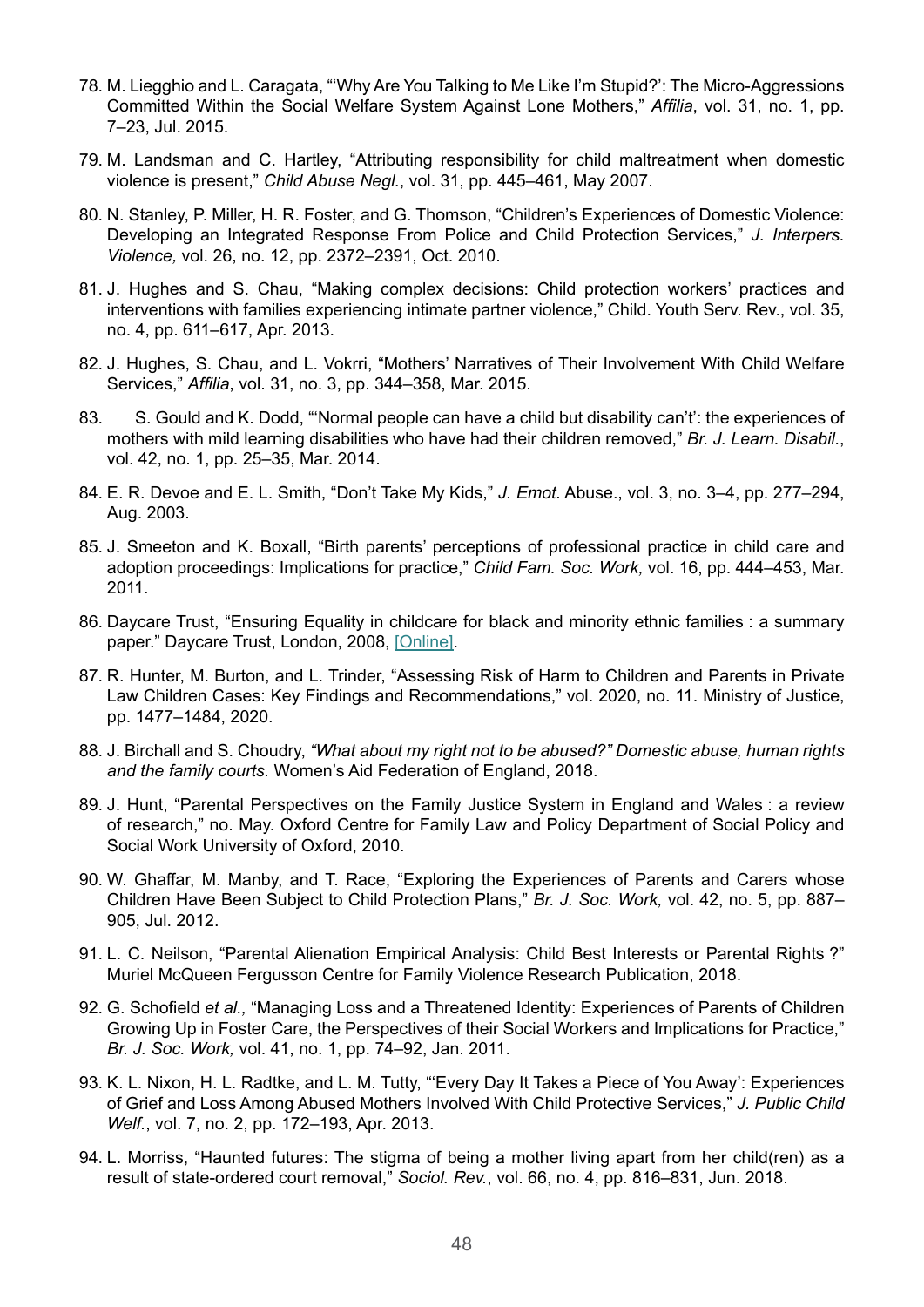78. M. Liegghio and L. Caragata, "'Why Are You Talking to Me Like I'm Stupid?': The Micro-Aggressions Committed Within the Social Welfare System Against Lone Mothers," *Affilia*, vol. 31, no. 1, pp. 7–23, Jul. 2015.

79. M. Landsman and C. Hartley, "Attributing responsibility for child maltreatment when domestic violence is present," *Child Abuse Negl.*, vol. 31, pp. 445–461, May 2007.

80. N. Stanley, P. Miller, H. R. Foster, and G. Thomson, "Children's Experiences of Domestic Violence: Developing an Integrated Response From Police and Child Protection Services," *J. Interpers. Violence,* vol. 26, no. 12, pp. 2372–2391, Oct. 2010.

81. J. Hughes and S. Chau, "Making complex decisions: Child protection workers' practices and interventions with families experiencing intimate partner violence," Child. Youth Serv. Rev., vol. 35, no. 4, pp. 611–617, Apr. 2013.

82. J. Hughes, S. Chau, and L. Vokrri, "Mothers' Narratives of Their Involvement With Child Welfare Services," *Affilia*, vol. 31, no. 3, pp. 344–358, Mar. 2015.

83. S. Gould and K. Dodd, "'Normal people can have a child but disability can't': the experiences of mothers with mild learning disabilities who have had their children removed," *Br. J. Learn. Disabil.*, vol. 42, no. 1, pp. 25–35, Mar. 2014.

84. E. R. Devoe and E. L. Smith, "Don't Take My Kids," *J. Emot.* Abuse., vol. 3, no. 3–4, pp. 277–294, Aug. 2003.

85. J. Smeeton and K. Boxall, "Birth parents' perceptions of professional practice in child care and adoption proceedings: Implications for practice," *Child Fam. Soc. Work,* vol. 16, pp. 444–453, Mar. 2011.

86. Daycare Trust, "Ensuring Equality in childcare for black and minority ethnic families : a summary paper." Daycare Trust, London, 2008, [Online].

87. R. Hunter, M. Burton, and L. Trinder, "Assessing Risk of Harm to Children and Parents in Private Law Children Cases: Key Findings and Recommendations," vol. 2020, no. 11. Ministry of Justice, pp. 1477–1484, 2020.

88. J. Birchall and S. Choudry, *"What about my right not to be abused?" Domestic abuse, human rights and the family courts.* Women's Aid Federation of England, 2018.

89. J. Hunt, "Parental Perspectives on the Family Justice System in England and Wales : a review of research," no. May. Oxford Centre for Family Law and Policy Department of Social Policy and Social Work University of Oxford, 2010.

90. W. Ghaffar, M. Manby, and T. Race, "Exploring the Experiences of Parents and Carers whose Children Have Been Subject to Child Protection Plans," *Br. J. Soc. Work,* vol. 42, no. 5, pp. 887–905, Jul. 2012.

91. L. C. Neilson, "Parental Alienation Empirical Analysis: Child Best Interests or Parental Rights ?" Muriel McQueen Fergusson Centre for Family Violence Research Publication, 2018.

92. G. Schofield *et al.,* "Managing Loss and a Threatened Identity: Experiences of Parents of Children Growing Up in Foster Care, the Perspectives of their Social Workers and Implications for Practice," *Br. J. Soc. Work,* vol. 41, no. 1, pp. 74–92, Jan. 2011.

93. K. L. Nixon, H. L. Radtke, and L. M. Tutty, "'Every Day It Takes a Piece of You Away': Experiences of Grief and Loss Among Abused Mothers Involved With Child Protective Services," *J. Public Child Welf.*, vol. 7, no. 2, pp. 172–193, Apr. 2013.

94. L. Morriss, "Haunted futures: The stigma of being a mother living apart from her child(ren) as a result of state-ordered court removal," *Sociol. Rev.*, vol. 66, no. 4, pp. 816–831, Jun. 2018.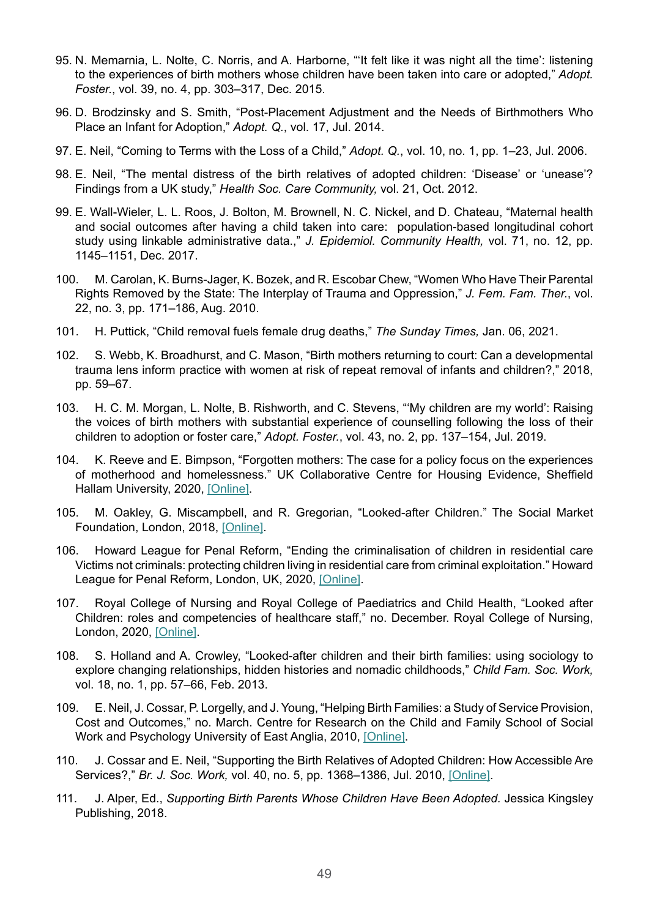95. N. Memarnia, L. Nolte, C. Norris, and A. Harborne, "'It felt like it was night all the time': listening to the experiences of birth mothers whose children have been taken into care or adopted," *Adopt. Foster.*, vol. 39, no. 4, pp. 303–317, Dec. 2015.

96. D. Brodzinsky and S. Smith, "Post-Placement Adjustment and the Needs of Birthmothers Who Place an Infant for Adoption," *Adopt. Q.*, vol. 17, Jul. 2014.

97. E. Neil, "Coming to Terms with the Loss of a Child," *Adopt. Q.*, vol. 10, no. 1, pp. 1–23, Jul. 2006.

98. E. Neil, "The mental distress of the birth relatives of adopted children: 'Disease' or 'unease'? Findings from a UK study," *Health Soc. Care Community,* vol. 21, Oct. 2012.

99. E. Wall-Wieler, L. L. Roos, J. Bolton, M. Brownell, N. C. Nickel, and D. Chateau, "Maternal health and social outcomes after having a child taken into care: population-based longitudinal cohort study using linkable administrative data.," *J. Epidemiol. Community Health,* vol. 71, no. 12, pp. 1145–1151, Dec. 2017.

100. M. Carolan, K. Burns-Jager, K. Bozek, and R. Escobar Chew, "Women Who Have Their Parental Rights Removed by the State: The Interplay of Trauma and Oppression," *J. Fem. Fam. Ther.*, vol. 22, no. 3, pp. 171–186, Aug. 2010.

101. H. Puttick, "Child removal fuels female drug deaths," *The Sunday Times,* Jan. 06, 2021.

102. S. Webb, K. Broadhurst, and C. Mason, "Birth mothers returning to court: Can a developmental trauma lens inform practice with women at risk of repeat removal of infants and children?," 2018, pp. 59–67.

103. H. C. M. Morgan, L. Nolte, B. Rishworth, and C. Stevens, "'My children are my world': Raising the voices of birth mothers with substantial experience of counselling following the loss of their children to adoption or foster care," *Adopt. Foster.*, vol. 43, no. 2, pp. 137–154, Jul. 2019.

104. K. Reeve and E. Bimpson, "Forgotten mothers: The case for a policy focus on the experiences of motherhood and homelessness." UK Collaborative Centre for Housing Evidence, Sheffield Hallam University, 2020, [Online].

105. M. Oakley, G. Miscampbell, and R. Gregorian, "Looked-after Children." The Social Market Foundation, London, 2018, [Online].

106. Howard League for Penal Reform, "Ending the criminalisation of children in residential care Victims not criminals: protecting children living in residential care from criminal exploitation." Howard League for Penal Reform, London, UK, 2020, [Online].

107. Royal College of Nursing and Royal College of Paediatrics and Child Health, "Looked after Children: roles and competencies of healthcare staff," no. December. Royal College of Nursing, London, 2020, [Online].

108. S. Holland and A. Crowley, "Looked-after children and their birth families: using sociology to explore changing relationships, hidden histories and nomadic childhoods," *Child Fam. Soc. Work,* vol. 18, no. 1, pp. 57–66, Feb. 2013.

109. E. Neil, J. Cossar, P. Lorgelly, and J. Young, "Helping Birth Families: a Study of Service Provision, Cost and Outcomes," no. March. Centre for Research on the Child and Family School of Social Work and Psychology University of East Anglia, 2010, [Online].

110. J. Cossar and E. Neil, "Supporting the Birth Relatives of Adopted Children: How Accessible Are Services?," *Br. J. Soc. Work,* vol. 40, no. 5, pp. 1368–1386, Jul. 2010, [Online].

111. J. Alper, Ed., *Supporting Birth Parents Whose Children Have Been Adopted.* Jessica Kingsley Publishing, 2018.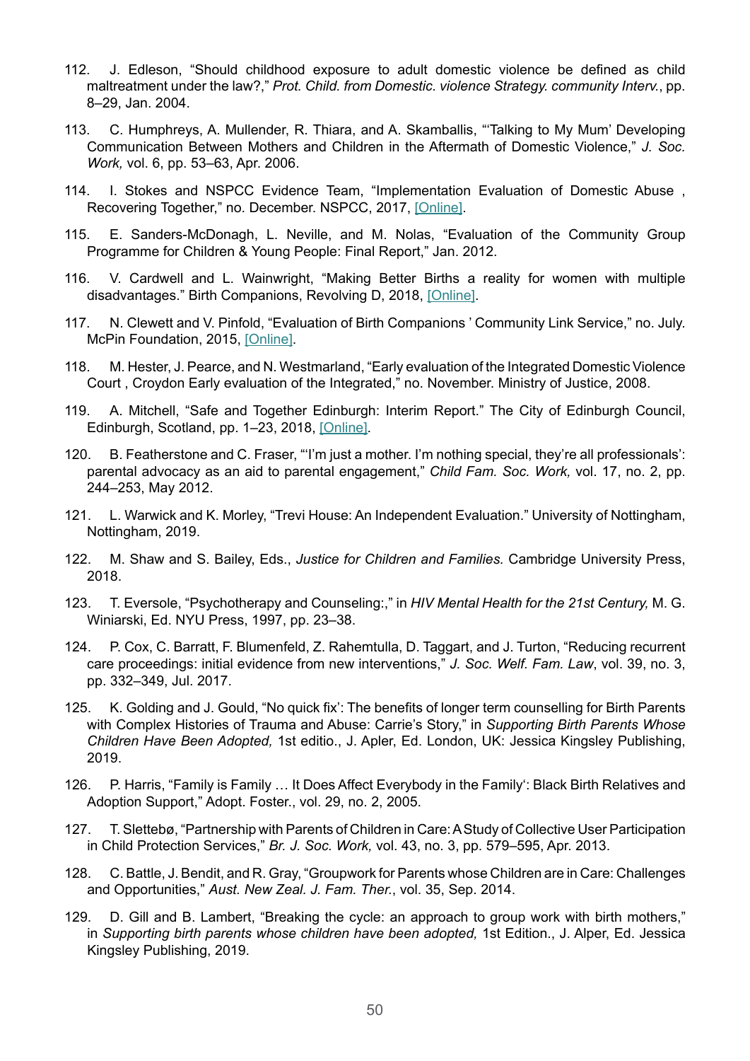112. J. Edleson, "Should childhood exposure to adult domestic violence be defined as child maltreatment under the law?," *Prot. Child. from Domestic. violence Strategy. community Interv.*, pp. 8–29, Jan. 2004.

113. C. Humphreys, A. Mullender, R. Thiara, and A. Skamballis, "'Talking to My Mum' Developing Communication Between Mothers and Children in the Aftermath of Domestic Violence," *J. Soc. Work,* vol. 6, pp. 53–63, Apr. 2006.

114. I. Stokes and NSPCC Evidence Team, "Implementation Evaluation of Domestic Abuse , Recovering Together," no. December. NSPCC, 2017, [Online].

115. E. Sanders-McDonagh, L. Neville, and M. Nolas, "Evaluation of the Community Group Programme for Children & Young People: Final Report," Jan. 2012.

116. V. Cardwell and L. Wainwright, "Making Better Births a reality for women with multiple disadvantages." Birth Companions, Revolving D, 2018, [Online].

117. N. Clewett and V. Pinfold, "Evaluation of Birth Companions ' Community Link Service," no. July. McPin Foundation, 2015, [Online].

118. M. Hester, J. Pearce, and N. Westmarland, "Early evaluation of the Integrated Domestic Violence Court , Croydon Early evaluation of the Integrated," no. November. Ministry of Justice, 2008.

119. A. Mitchell, "Safe and Together Edinburgh: Interim Report." The City of Edinburgh Council, Edinburgh, Scotland, pp. 1–23, 2018, [Online].

120. B. Featherstone and C. Fraser, "'I'm just a mother. I'm nothing special, they're all professionals': parental advocacy as an aid to parental engagement," *Child Fam. Soc. Work,* vol. 17, no. 2, pp. 244–253, May 2012.

121. L. Warwick and K. Morley, "Trevi House: An Independent Evaluation." University of Nottingham, Nottingham, 2019.

122. M. Shaw and S. Bailey, Eds., *Justice for Children and Families.* Cambridge University Press, 2018.

123. T. Eversole, "Psychotherapy and Counseling:," in *HIV Mental Health for the 21st Century,* M. G. Winiarski, Ed. NYU Press, 1997, pp. 23–38.

124. P. Cox, C. Barratt, F. Blumenfeld, Z. Rahemtulla, D. Taggart, and J. Turton, "Reducing recurrent care proceedings: initial evidence from new interventions," *J. Soc. Welf. Fam. Law*, vol. 39, no. 3, pp. 332–349, Jul. 2017.

125. K. Golding and J. Gould, "No quick fix': The benefits of longer term counselling for Birth Parents with Complex Histories of Trauma and Abuse: Carrie's Story," in *Supporting Birth Parents Whose Children Have Been Adopted,* 1st editio., J. Apler, Ed. London, UK: Jessica Kingsley Publishing, 2019.

126. P. Harris, "Family is Family … It Does Affect Everybody in the Family': Black Birth Relatives and Adoption Support," Adopt. Foster., vol. 29, no. 2, 2005.

127. T. Slettebø, "Partnership with Parents of Children in Care: A Study of Collective User Participation in Child Protection Services," *Br. J. Soc. Work,* vol. 43, no. 3, pp. 579–595, Apr. 2013.

128. C. Battle, J. Bendit, and R. Gray, "Groupwork for Parents whose Children are in Care: Challenges and Opportunities," *Aust. New Zeal. J. Fam. Ther.*, vol. 35, Sep. 2014.

129. D. Gill and B. Lambert, "Breaking the cycle: an approach to group work with birth mothers," in *Supporting birth parents whose children have been adopted,* 1st Edition., J. Alper, Ed. Jessica Kingsley Publishing, 2019.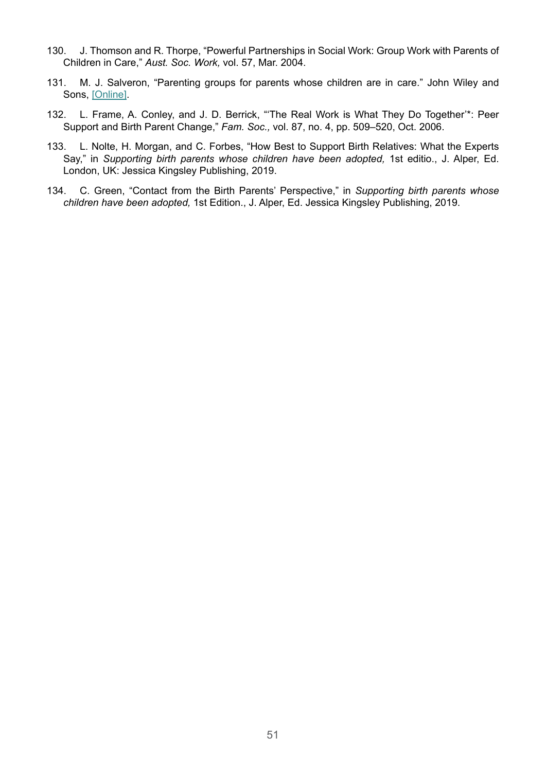130. J. Thomson and R. Thorpe, "Powerful Partnerships in Social Work: Group Work with Parents of Children in Care," *Aust. Soc. Work,* vol. 57, Mar. 2004.

131. M. J. Salveron, "Parenting groups for parents whose children are in care." John Wiley and Sons, [Online].

132. L. Frame, A. Conley, and J. D. Berrick, "'The Real Work is What They Do Together'*: Peer Support and Birth Parent Change," *Fam. Soc.,* vol. 87, no. 4, pp. 509–520, Oct. 2006.

133. L. Nolte, H. Morgan, and C. Forbes, "How Best to Support Birth Relatives: What the Experts Say," in *Supporting birth parents whose children have been adopted,* 1st editio., J. Alper, Ed. London, UK: Jessica Kingsley Publishing, 2019.

134. C. Green, "Contact from the Birth Parents' Perspective," in *Supporting birth parents whose children have been adopted,* 1st Edition., J. Alper, Ed. Jessica Kingsley Publishing, 2019.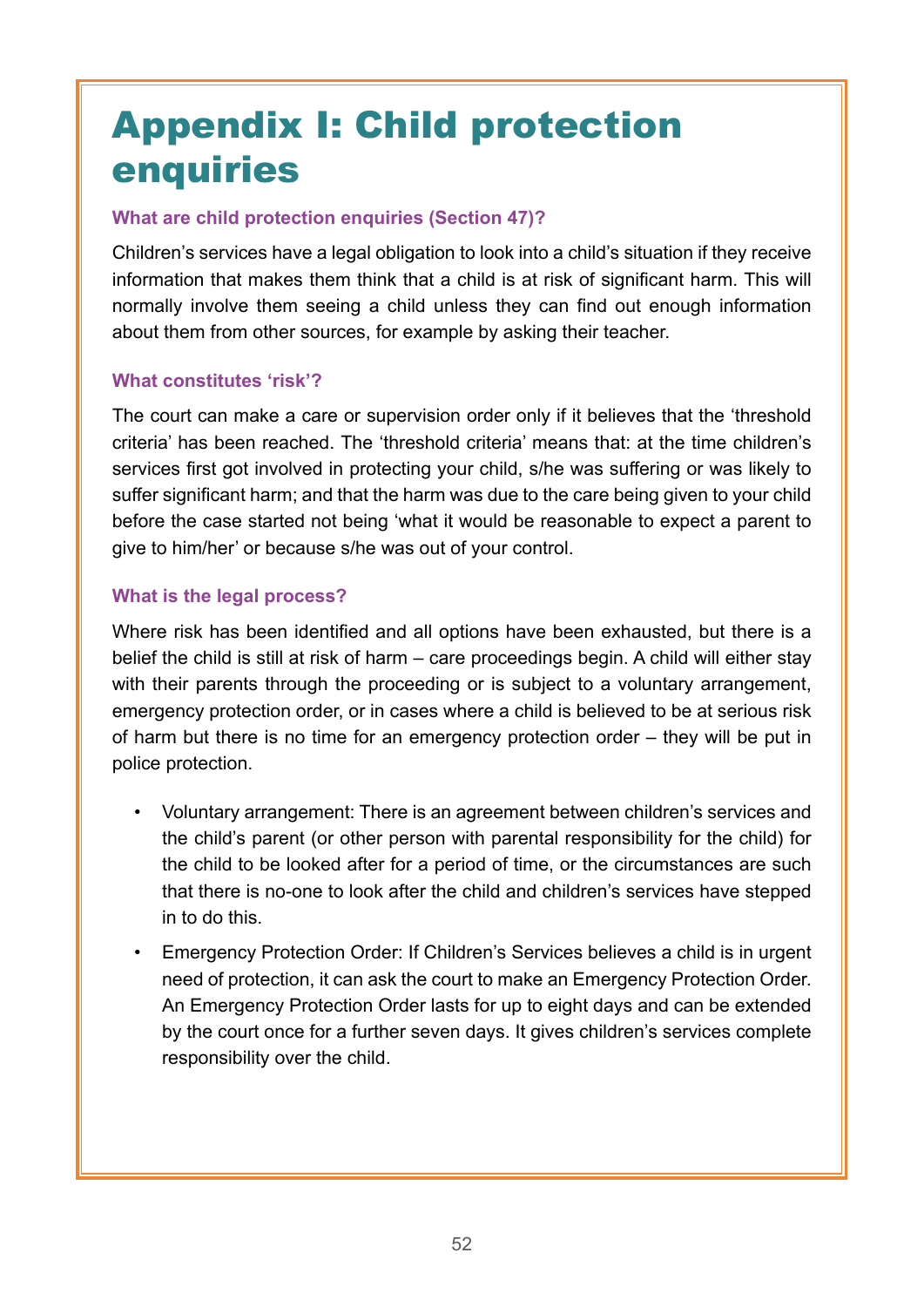# Appendix I: Child protection enquiries

### What are child protection enquiries (Section 47)?

Children's services have a legal obligation to look into a child's situation if they receive information that makes them think that a child is at risk of significant harm. This will normally involve them seeing a child unless they can find out enough information about them from other sources, for example by asking their teacher.

### What constitutes 'risk'?

The court can make a care or supervision order only if it believes that the 'threshold criteria' has been reached. The 'threshold criteria' means that: at the time children's services first got involved in protecting your child, s/he was suffering or was likely to suffer significant harm; and that the harm was due to the care being given to your child before the case started not being 'what it would be reasonable to expect a parent to give to him/her' or because s/he was out of your control.

### What is the legal process?

Where risk has been identified and all options have been exhausted, but there is a belief the child is still at risk of harm – care proceedings begin. A child will either stay with their parents through the proceeding or is subject to a voluntary arrangement, emergency protection order, or in cases where a child is believed to be at serious risk of harm but there is no time for an emergency protection order – they will be put in police protection.

- Voluntary arrangement: There is an agreement between children's services and the child's parent (or other person with parental responsibility for the child) for the child to be looked after for a period of time, or the circumstances are such that there is no-one to look after the child and children's services have stepped in to do this.
- Emergency Protection Order: If Children's Services believes a child is in urgent need of protection, it can ask the court to make an Emergency Protection Order. An Emergency Protection Order lasts for up to eight days and can be extended by the court once for a further seven days. It gives children's services complete responsibility over the child.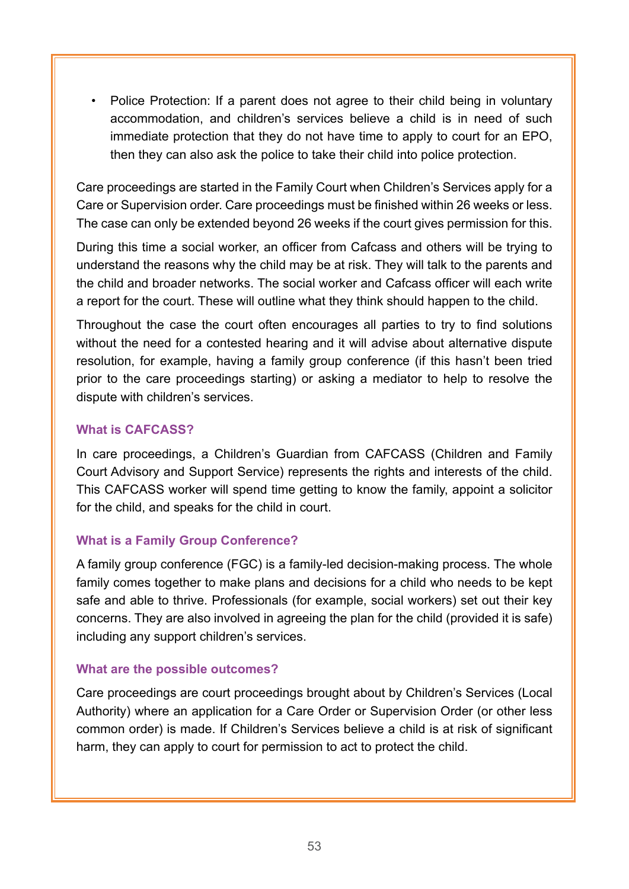- Police Protection: If a parent does not agree to their child being in voluntary accommodation, and children's services believe a child is in need of such immediate protection that they do not have time to apply to court for an EPO, then they can also ask the police to take their child into police protection.

Care proceedings are started in the Family Court when Children's Services apply for a Care or Supervision order. Care proceedings must be finished within 26 weeks or less. The case can only be extended beyond 26 weeks if the court gives permission for this.

During this time a social worker, an officer from Cafcass and others will be trying to understand the reasons why the child may be at risk. They will talk to the parents and the child and broader networks. The social worker and Cafcass officer will each write a report for the court. These will outline what they think should happen to the child.

Throughout the case the court often encourages all parties to try to find solutions without the need for a contested hearing and it will advise about alternative dispute resolution, for example, having a family group conference (if this hasn't been tried prior to the care proceedings starting) or asking a mediator to help to resolve the dispute with children's services.

### What is CAFCASS?

In care proceedings, a Children's Guardian from CAFCASS (Children and Family Court Advisory and Support Service) represents the rights and interests of the child. This CAFCASS worker will spend time getting to know the family, appoint a solicitor for the child, and speaks for the child in court.

### What is a Family Group Conference?

A family group conference (FGC) is a family-led decision-making process. The whole family comes together to make plans and decisions for a child who needs to be kept safe and able to thrive. Professionals (for example, social workers) set out their key concerns. They are also involved in agreeing the plan for the child (provided it is safe) including any support children's services.

### What are the possible outcomes?

Care proceedings are court proceedings brought about by Children's Services (Local Authority) where an application for a Care Order or Supervision Order (or other less common order) is made. If Children's Services believe a child is at risk of significant harm, they can apply to court for permission to act to protect the child.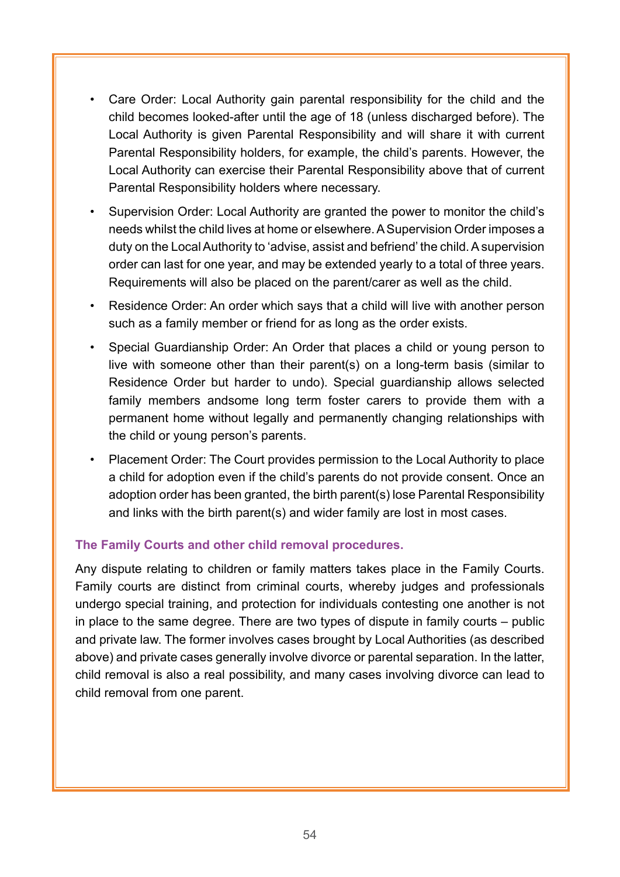- Care Order: Local Authority gain parental responsibility for the child and the child becomes looked-after until the age of 18 (unless discharged before). The Local Authority is given Parental Responsibility and will share it with current Parental Responsibility holders, for example, the child's parents. However, the Local Authority can exercise their Parental Responsibility above that of current Parental Responsibility holders where necessary.
- Supervision Order: Local Authority are granted the power to monitor the child's needs whilst the child lives at home or elsewhere. A Supervision Order imposes a duty on the Local Authority to 'advise, assist and befriend' the child. A supervision order can last for one year, and may be extended yearly to a total of three years. Requirements will also be placed on the parent/carer as well as the child.
- Residence Order: An order which says that a child will live with another person such as a family member or friend for as long as the order exists.
- Special Guardianship Order: An Order that places a child or young person to live with someone other than their parent(s) on a long-term basis (similar to Residence Order but harder to undo). Special guardianship allows selected family members andsome long term foster carers to provide them with a permanent home without legally and permanently changing relationships with the child or young person's parents.
- Placement Order: The Court provides permission to the Local Authority to place a child for adoption even if the child's parents do not provide consent. Once an adoption order has been granted, the birth parent(s) lose Parental Responsibility and links with the birth parent(s) and wider family are lost in most cases.

### The Family Courts and other child removal procedures.

Any dispute relating to children or family matters takes place in the Family Courts. Family courts are distinct from criminal courts, whereby judges and professionals undergo special training, and protection for individuals contesting one another is not in place to the same degree. There are two types of dispute in family courts – public and private law. The former involves cases brought by Local Authorities (as described above) and private cases generally involve divorce or parental separation. In the latter, child removal is also a real possibility, and many cases involving divorce can lead to child removal from one parent.